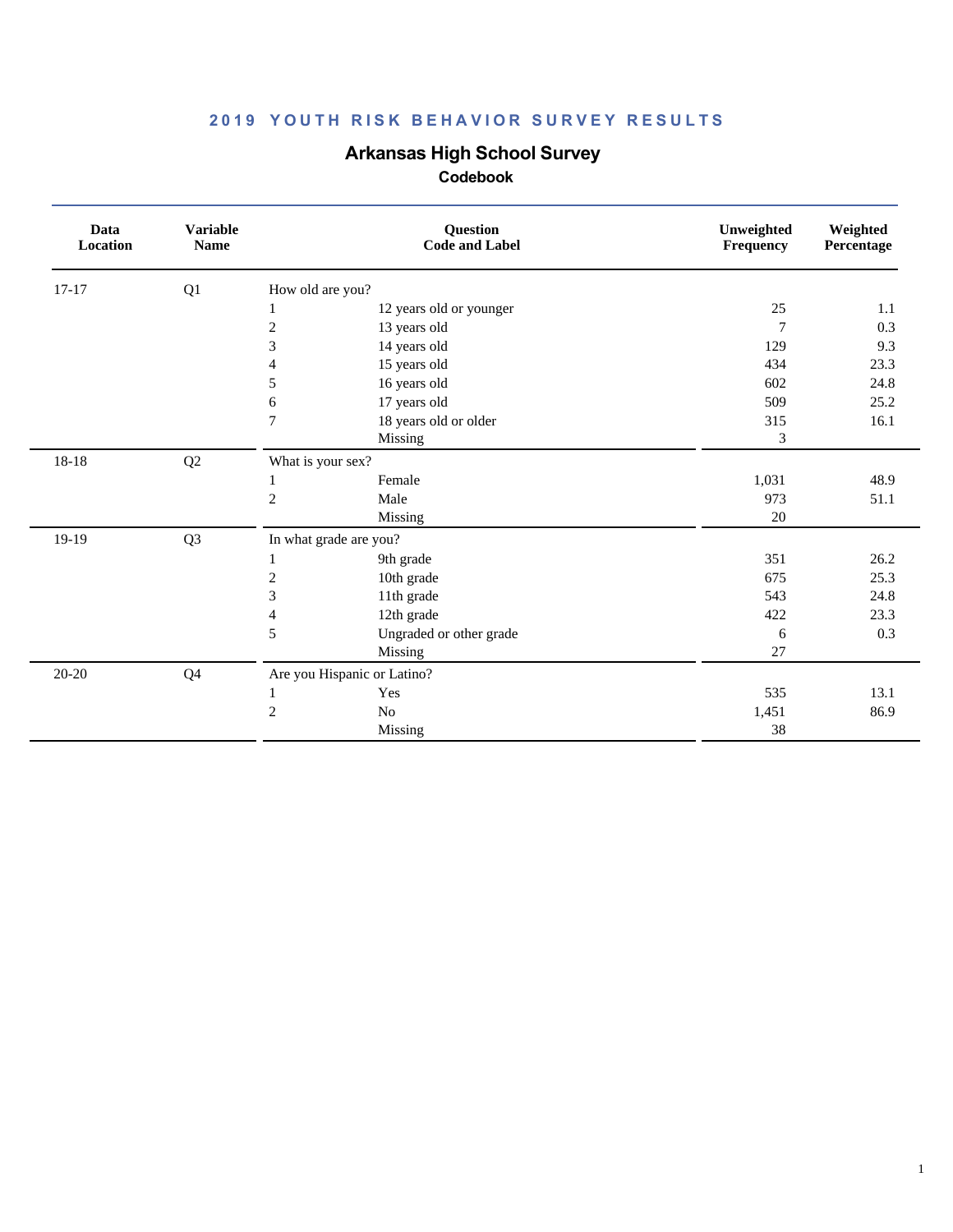## 2019 YOUTH RISK BEHAVIOR SURVEY RESULTS

# Arkansas High School Survey

### Codebook

| Data Location | Variable Name | Question Code and Label | | Unweighted Frequency | Weighted Percentage |
|---|---|---|---|---|---|
| 17-17 | Q1 | How old are you? | | | |
| | | 1 | 12 years old or younger | 25 | 1.1 |
| | | 2 | 13 years old | 7 | 0.3 |
| | | 3 | 14 years old | 129 | 9.3 |
| | | 4 | 15 years old | 434 | 23.3 |
| | | 5 | 16 years old | 602 | 24.8 |
| | | 6 | 17 years old | 509 | 25.2 |
| | | 7 | 18 years old or older | 315 | 16.1 |
| | | | Missing | 3 | |
| 18-18 | Q2 | What is your sex? | | | |
| | | 1 | Female | 1,031 | 48.9 |
| | | 2 | Male | 973 | 51.1 |
| | | | Missing | 20 | |
| 19-19 | Q3 | In what grade are you? | | | |
| | | 1 | 9th grade | 351 | 26.2 |
| | | 2 | 10th grade | 675 | 25.3 |
| | | 3 | 11th grade | 543 | 24.8 |
| | | 4 | 12th grade | 422 | 23.3 |
| | | 5 | Ungraded or other grade | 6 | 0.3 |
| | | | Missing | 27 | |
| 20-20 | Q4 | Are you Hispanic or Latino? | | | |
| | | 1 | Yes | 535 | 13.1 |
| | | 2 | No | 1,451 | 86.9 |
| | | | Missing | 38 | |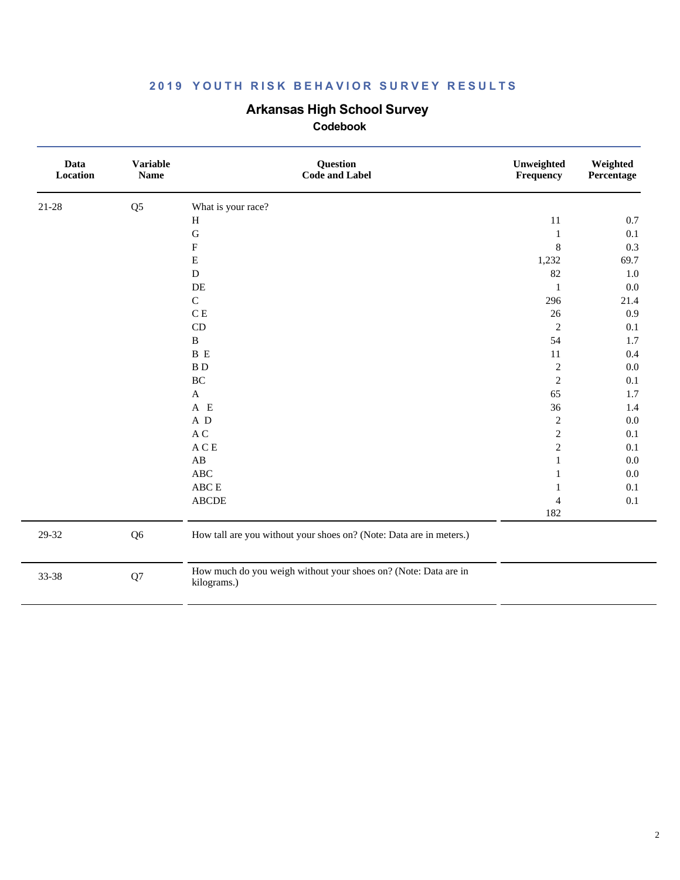## 2019 YOUTH RISK BEHAVIOR SURVEY RESULTS

# Arkansas High School Survey

### Codebook

| Data Location | Variable Name | Question Code and Label | Unweighted Frequency | Weighted Percentage |
|---|---|---|---|---|
| 21-28 | Q5 | What is your race? | | |
| | | H | 11 | 0.7 |
| | | G | 1 | 0.1 |
| | | F | 8 | 0.3 |
| | | E | 1,232 | 69.7 |
| | | D | 82 | 1.0 |
| | | DE | 1 | 0.0 |
| | | C | 296 | 21.4 |
| | | C E | 26 | 0.9 |
| | | CD | 2 | 0.1 |
| | | B | 54 | 1.7 |
| | | B E | 11 | 0.4 |
| | | B D | 2 | 0.0 |
| | | BC | 2 | 0.1 |
| | | A | 65 | 1.7 |
| | | A E | 36 | 1.4 |
| | | A D | 2 | 0.0 |
| | | A C | 2 | 0.1 |
| | | A C E | 2 | 0.1 |
| | | AB | 1 | 0.0 |
| | | ABC | 1 | 0.0 |
| | | ABC E | 1 | 0.1 |
| | | ABCDE | 4 | 0.1 |
| | | | 182 | |
| 29-32 | Q6 | How tall are you without your shoes on? (Note: Data are in meters.) | | |
| 33-38 | Q7 | How much do you weigh without your shoes on? (Note: Data are in kilograms.) | | |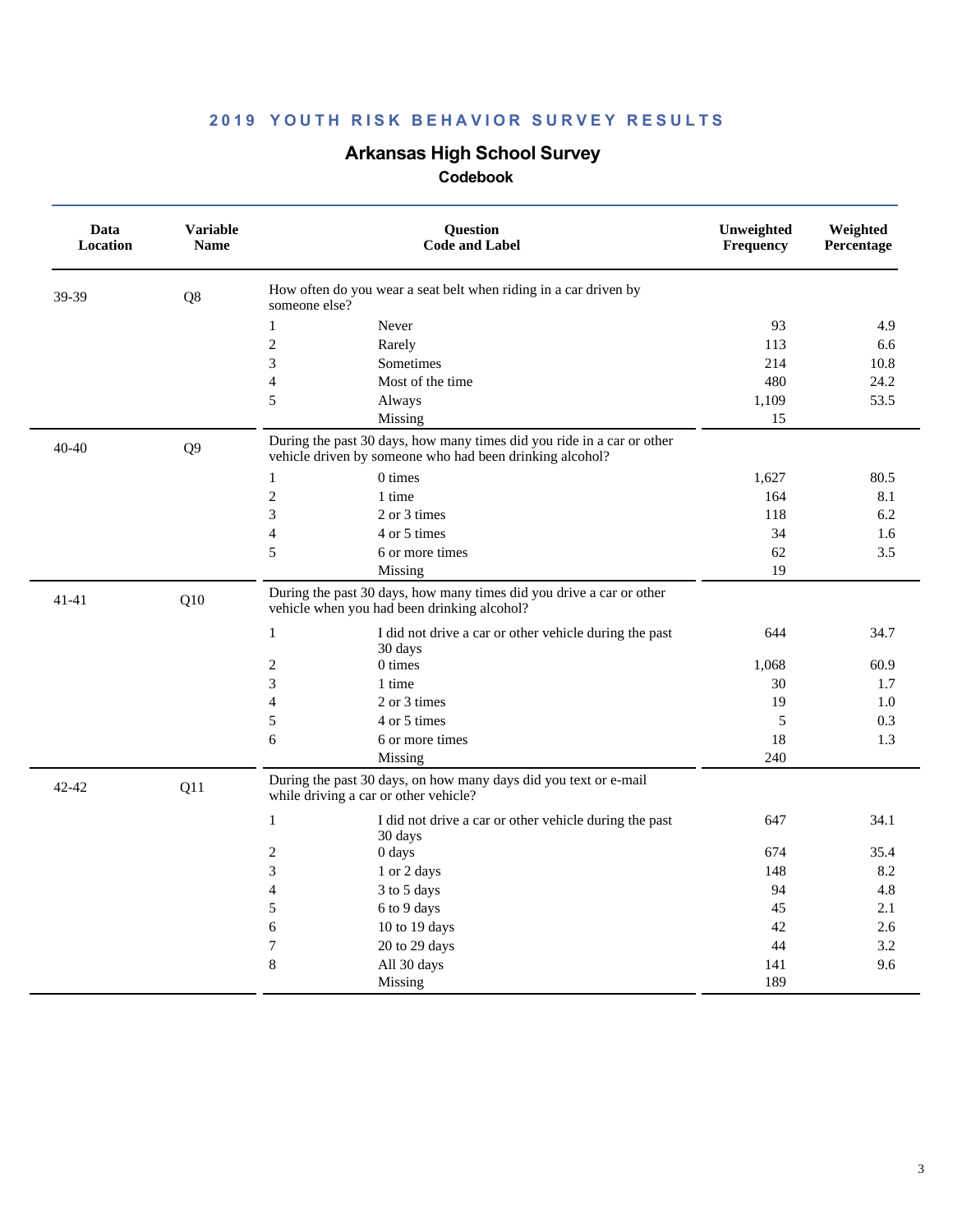## 2019 YOUTH RISK BEHAVIOR SURVEY RESULTS

# Arkansas High School Survey

### Codebook

| Data Location | Variable Name | Question Code and Label | | Unweighted Frequency | Weighted Percentage |
|---|---|---|---|---|---|
| 39-39 | Q8 | How often do you wear a seat belt when riding in a car driven by someone else? | | | |
| | | 1 | Never | 93 | 4.9 |
| | | 2 | Rarely | 113 | 6.6 |
| | | 3 | Sometimes | 214 | 10.8 |
| | | 4 | Most of the time | 480 | 24.2 |
| | | 5 | Always | 1,109 | 53.5 |
| | | | Missing | 15 | |
| 40-40 | Q9 | During the past 30 days, how many times did you ride in a car or other vehicle driven by someone who had been drinking alcohol? | | | |
| | | 1 | 0 times | 1,627 | 80.5 |
| | | 2 | 1 time | 164 | 8.1 |
| | | 3 | 2 or 3 times | 118 | 6.2 |
| | | 4 | 4 or 5 times | 34 | 1.6 |
| | | 5 | 6 or more times | 62 | 3.5 |
| | | | Missing | 19 | |
| 41-41 | Q10 | During the past 30 days, how many times did you drive a car or other vehicle when you had been drinking alcohol? | | | |
| | | 1 | I did not drive a car or other vehicle during the past 30 days | 644 | 34.7 |
| | | 2 | 0 times | 1,068 | 60.9 |
| | | 3 | 1 time | 30 | 1.7 |
| | | 4 | 2 or 3 times | 19 | 1.0 |
| | | 5 | 4 or 5 times | 5 | 0.3 |
| | | 6 | 6 or more times | 18 | 1.3 |
| | | | Missing | 240 | |
| 42-42 | Q11 | During the past 30 days, on how many days did you text or e-mail while driving a car or other vehicle? | | | |
| | | 1 | I did not drive a car or other vehicle during the past 30 days | 647 | 34.1 |
| | | 2 | 0 days | 674 | 35.4 |
| | | 3 | 1 or 2 days | 148 | 8.2 |
| | | 4 | 3 to 5 days | 94 | 4.8 |
| | | 5 | 6 to 9 days | 45 | 2.1 |
| | | 6 | 10 to 19 days | 42 | 2.6 |
| | | 7 | 20 to 29 days | 44 | 3.2 |
| | | 8 | All 30 days | 141 | 9.6 |
| | | | Missing | 189 | |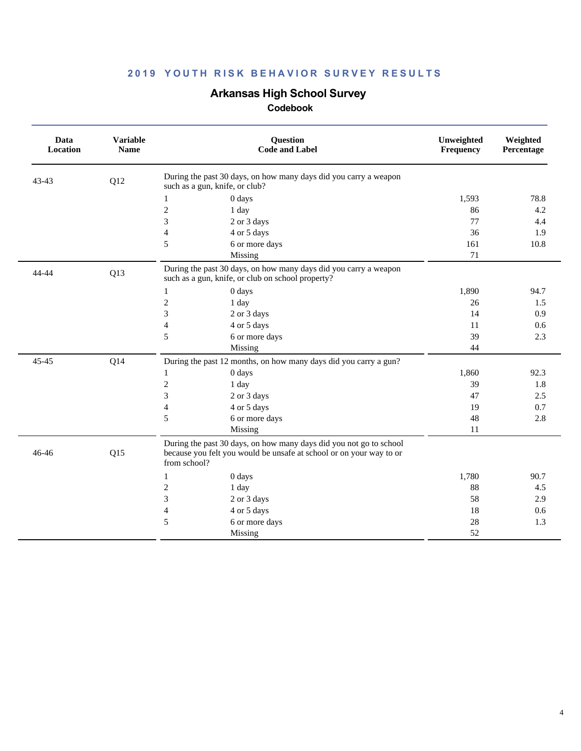## 2019 YOUTH RISK BEHAVIOR SURVEY RESULTS

# Arkansas High School Survey

### Codebook

| Data Location | Variable Name | Question Code and Label | | Unweighted Frequency | Weighted Percentage |
|---|---|---|---|---|---|
| 43-43 | Q12 | During the past 30 days, on how many days did you carry a weapon such as a gun, knife, or club? | | | |
| | | 1 | 0 days | 1,593 | 78.8 |
| | | 2 | 1 day | 86 | 4.2 |
| | | 3 | 2 or 3 days | 77 | 4.4 |
| | | 4 | 4 or 5 days | 36 | 1.9 |
| | | 5 | 6 or more days | 161 | 10.8 |
| | | | Missing | 71 | |
| 44-44 | Q13 | During the past 30 days, on how many days did you carry a weapon such as a gun, knife, or club on school property? | | | |
| | | 1 | 0 days | 1,890 | 94.7 |
| | | 2 | 1 day | 26 | 1.5 |
| | | 3 | 2 or 3 days | 14 | 0.9 |
| | | 4 | 4 or 5 days | 11 | 0.6 |
| | | 5 | 6 or more days | 39 | 2.3 |
| | | | Missing | 44 | |
| 45-45 | Q14 | During the past 12 months, on how many days did you carry a gun? | | | |
| | | 1 | 0 days | 1,860 | 92.3 |
| | | 2 | 1 day | 39 | 1.8 |
| | | 3 | 2 or 3 days | 47 | 2.5 |
| | | 4 | 4 or 5 days | 19 | 0.7 |
| | | 5 | 6 or more days | 48 | 2.8 |
| | | | Missing | 11 | |
| 46-46 | Q15 | During the past 30 days, on how many days did you not go to school because you felt you would be unsafe at school or on your way to or from school? | | | |
| | | 1 | 0 days | 1,780 | 90.7 |
| | | 2 | 1 day | 88 | 4.5 |
| | | 3 | 2 or 3 days | 58 | 2.9 |
| | | 4 | 4 or 5 days | 18 | 0.6 |
| | | 5 | 6 or more days | 28 | 1.3 |
| | | | Missing | 52 | |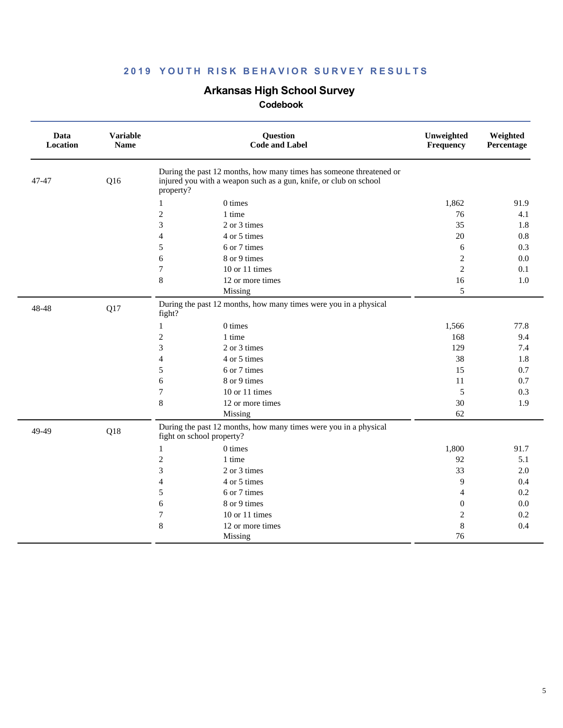## 2019 YOUTH RISK BEHAVIOR SURVEY RESULTS

### Arkansas High School Survey

#### Codebook

| Data Location | Variable Name | Question Code and Label | | Unweighted Frequency | Weighted Percentage |
|---|---|---|---|---|---|
| 47-47 | Q16 | During the past 12 months, how many times has someone threatened or injured you with a weapon such as a gun, knife, or club on school property? | | | |
| | | 1 | 0 times | 1,862 | 91.9 |
| | | 2 | 1 time | 76 | 4.1 |
| | | 3 | 2 or 3 times | 35 | 1.8 |
| | | 4 | 4 or 5 times | 20 | 0.8 |
| | | 5 | 6 or 7 times | 6 | 0.3 |
| | | 6 | 8 or 9 times | 2 | 0.0 |
| | | 7 | 10 or 11 times | 2 | 0.1 |
| | | 8 | 12 or more times | 16 | 1.0 |
| | | | Missing | 5 | |
| 48-48 | Q17 | During the past 12 months, how many times were you in a physical fight? | | | |
| | | 1 | 0 times | 1,566 | 77.8 |
| | | 2 | 1 time | 168 | 9.4 |
| | | 3 | 2 or 3 times | 129 | 7.4 |
| | | 4 | 4 or 5 times | 38 | 1.8 |
| | | 5 | 6 or 7 times | 15 | 0.7 |
| | | 6 | 8 or 9 times | 11 | 0.7 |
| | | 7 | 10 or 11 times | 5 | 0.3 |
| | | 8 | 12 or more times | 30 | 1.9 |
| | | | Missing | 62 | |
| 49-49 | Q18 | During the past 12 months, how many times were you in a physical fight on school property? | | | |
| | | 1 | 0 times | 1,800 | 91.7 |
| | | 2 | 1 time | 92 | 5.1 |
| | | 3 | 2 or 3 times | 33 | 2.0 |
| | | 4 | 4 or 5 times | 9 | 0.4 |
| | | 5 | 6 or 7 times | 4 | 0.2 |
| | | 6 | 8 or 9 times | 0 | 0.0 |
| | | 7 | 10 or 11 times | 2 | 0.2 |
| | | 8 | 12 or more times | 8 | 0.4 |
| | | | Missing | 76 | |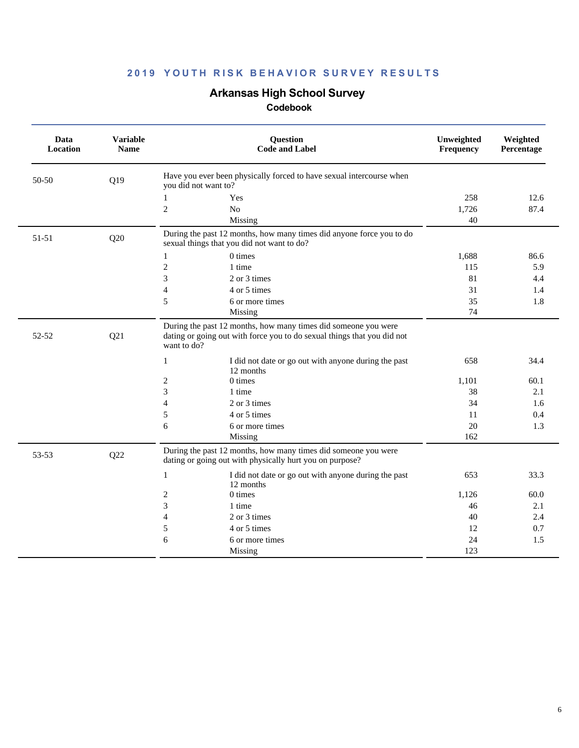# 2019 YOUTH RISK BEHAVIOR SURVEY RESULTS

## Arkansas High School Survey

### Codebook

| Data Location | Variable Name | Question Code and Label | | Unweighted Frequency | Weighted Percentage |
|---|---|---|---|---|---|
| 50-50 | Q19 | Have you ever been physically forced to have sexual intercourse when you did not want to? | | | |
| | | 1 | Yes | 258 | 12.6 |
| | | 2 | No | 1,726 | 87.4 |
| | | | Missing | 40 | |
| 51-51 | Q20 | During the past 12 months, how many times did anyone force you to do sexual things that you did not want to do? | | | |
| | | 1 | 0 times | 1,688 | 86.6 |
| | | 2 | 1 time | 115 | 5.9 |
| | | 3 | 2 or 3 times | 81 | 4.4 |
| | | 4 | 4 or 5 times | 31 | 1.4 |
| | | 5 | 6 or more times | 35 | 1.8 |
| | | | Missing | 74 | |
| 52-52 | Q21 | During the past 12 months, how many times did someone you were dating or going out with force you to do sexual things that you did not want to do? | | | |
| | | 1 | I did not date or go out with anyone during the past 12 months | 658 | 34.4 |
| | | 2 | 0 times | 1,101 | 60.1 |
| | | 3 | 1 time | 38 | 2.1 |
| | | 4 | 2 or 3 times | 34 | 1.6 |
| | | 5 | 4 or 5 times | 11 | 0.4 |
| | | 6 | 6 or more times | 20 | 1.3 |
| | | | Missing | 162 | |
| 53-53 | Q22 | During the past 12 months, how many times did someone you were dating or going out with physically hurt you on purpose? | | | |
| | | 1 | I did not date or go out with anyone during the past 12 months | 653 | 33.3 |
| | | 2 | 0 times | 1,126 | 60.0 |
| | | 3 | 1 time | 46 | 2.1 |
| | | 4 | 2 or 3 times | 40 | 2.4 |
| | | 5 | 4 or 5 times | 12 | 0.7 |
| | | 6 | 6 or more times | 24 | 1.5 |
| | | | Missing | 123 | |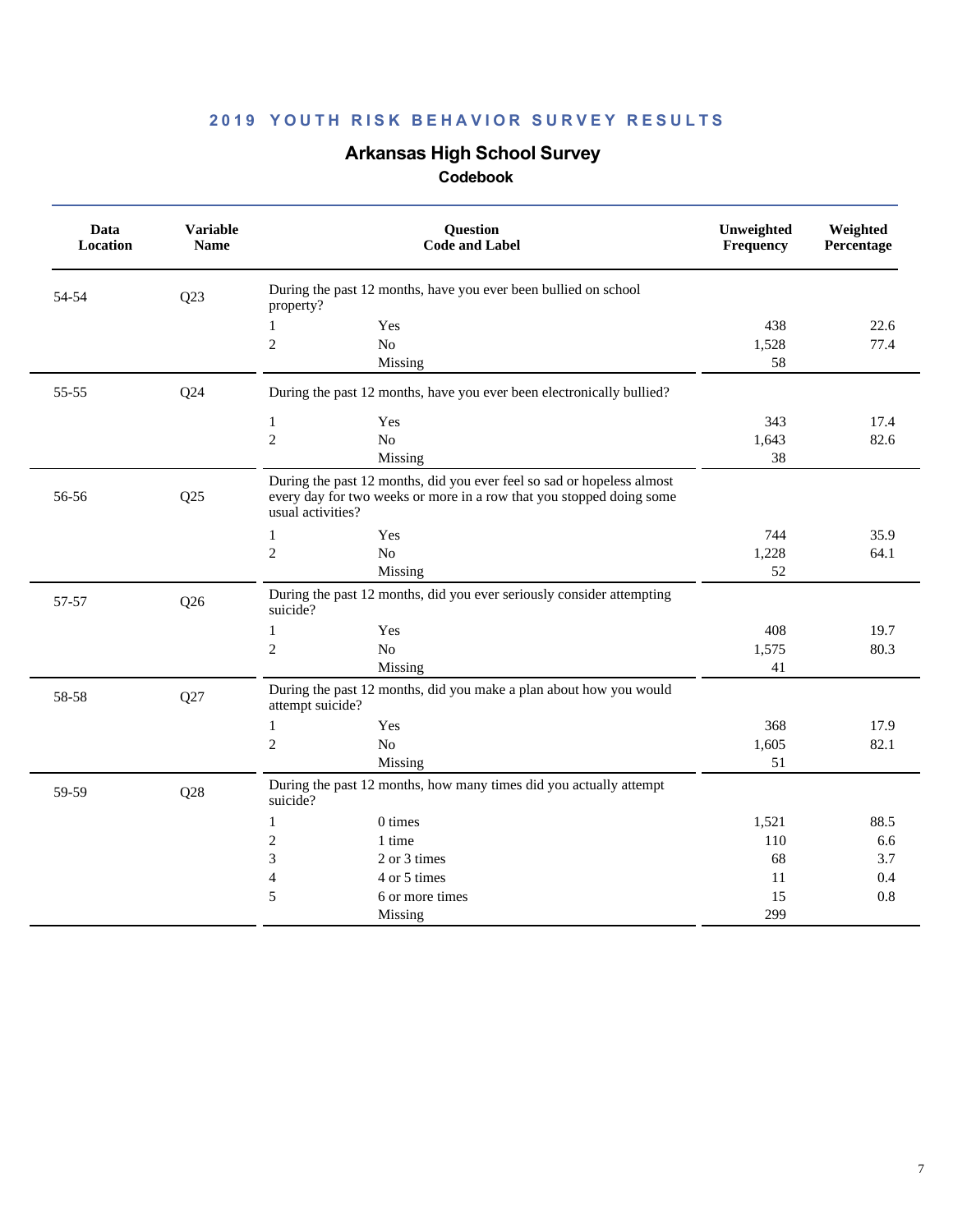## 2019 YOUTH RISK BEHAVIOR SURVEY RESULTS

# Arkansas High School Survey

### Codebook

| Data Location | Variable Name | Question Code and Label | | Unweighted Frequency | Weighted Percentage |
|---|---|---|---|---|---|
| 54-54 | Q23 | During the past 12 months, have you ever been bullied on school property? | | | |
| | | 1 | Yes | 438 | 22.6 |
| | | 2 | No | 1,528 | 77.4 |
| | | | Missing | 58 | |
| 55-55 | Q24 | During the past 12 months, have you ever been electronically bullied? | | | |
| | | 1 | Yes | 343 | 17.4 |
| | | 2 | No | 1,643 | 82.6 |
| | | | Missing | 38 | |
| 56-56 | Q25 | During the past 12 months, did you ever feel so sad or hopeless almost every day for two weeks or more in a row that you stopped doing some usual activities? | | | |
| | | 1 | Yes | 744 | 35.9 |
| | | 2 | No | 1,228 | 64.1 |
| | | | Missing | 52 | |
| 57-57 | Q26 | During the past 12 months, did you ever seriously consider attempting suicide? | | | |
| | | 1 | Yes | 408 | 19.7 |
| | | 2 | No | 1,575 | 80.3 |
| | | | Missing | 41 | |
| 58-58 | Q27 | During the past 12 months, did you make a plan about how you would attempt suicide? | | | |
| | | 1 | Yes | 368 | 17.9 |
| | | 2 | No | 1,605 | 82.1 |
| | | | Missing | 51 | |
| 59-59 | Q28 | During the past 12 months, how many times did you actually attempt suicide? | | | |
| | | 1 | 0 times | 1,521 | 88.5 |
| | | 2 | 1 time | 110 | 6.6 |
| | | 3 | 2 or 3 times | 68 | 3.7 |
| | | 4 | 4 or 5 times | 11 | 0.4 |
| | | 5 | 6 or more times | 15 | 0.8 |
| | | | Missing | 299 | |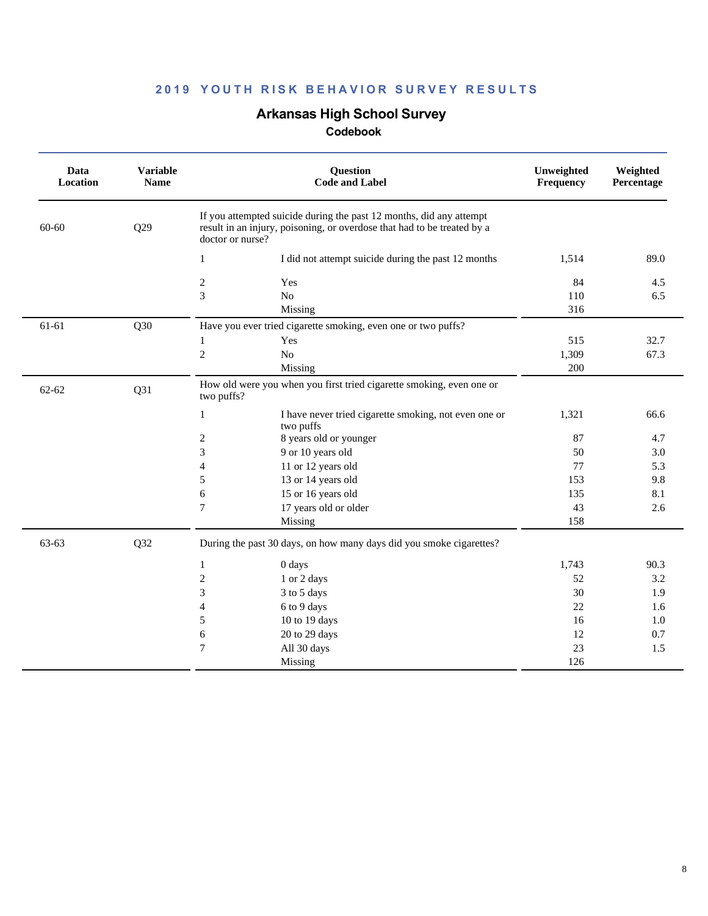## 2019 YOUTH RISK BEHAVIOR SURVEY RESULTS

# Arkansas High School Survey

### Codebook

| Data Location | Variable Name | Question Code and Label | | Unweighted Frequency | Weighted Percentage |
|---|---|---|---|---|---|
| 60-60 | Q29 | If you attempted suicide during the past 12 months, did any attempt result in an injury, poisoning, or overdose that had to be treated by a doctor or nurse? | | | |
| | | 1 | I did not attempt suicide during the past 12 months | 1,514 | 89.0 |
| | | 2 | Yes | 84 | 4.5 |
| | | 3 | No | 110 | 6.5 |
| | | | Missing | 316 | |
| 61-61 | Q30 | Have you ever tried cigarette smoking, even one or two puffs? | | | |
| | | 1 | Yes | 515 | 32.7 |
| | | 2 | No | 1,309 | 67.3 |
| | | | Missing | 200 | |
| 62-62 | Q31 | How old were you when you first tried cigarette smoking, even one or two puffs? | | | |
| | | 1 | I have never tried cigarette smoking, not even one or two puffs | 1,321 | 66.6 |
| | | 2 | 8 years old or younger | 87 | 4.7 |
| | | 3 | 9 or 10 years old | 50 | 3.0 |
| | | 4 | 11 or 12 years old | 77 | 5.3 |
| | | 5 | 13 or 14 years old | 153 | 9.8 |
| | | 6 | 15 or 16 years old | 135 | 8.1 |
| | | 7 | 17 years old or older | 43 | 2.6 |
| | | | Missing | 158 | |
| 63-63 | Q32 | During the past 30 days, on how many days did you smoke cigarettes? | | | |
| | | 1 | 0 days | 1,743 | 90.3 |
| | | 2 | 1 or 2 days | 52 | 3.2 |
| | | 3 | 3 to 5 days | 30 | 1.9 |
| | | 4 | 6 to 9 days | 22 | 1.6 |
| | | 5 | 10 to 19 days | 16 | 1.0 |
| | | 6 | 20 to 29 days | 12 | 0.7 |
| | | 7 | All 30 days | 23 | 1.5 |
| | | | Missing | 126 | |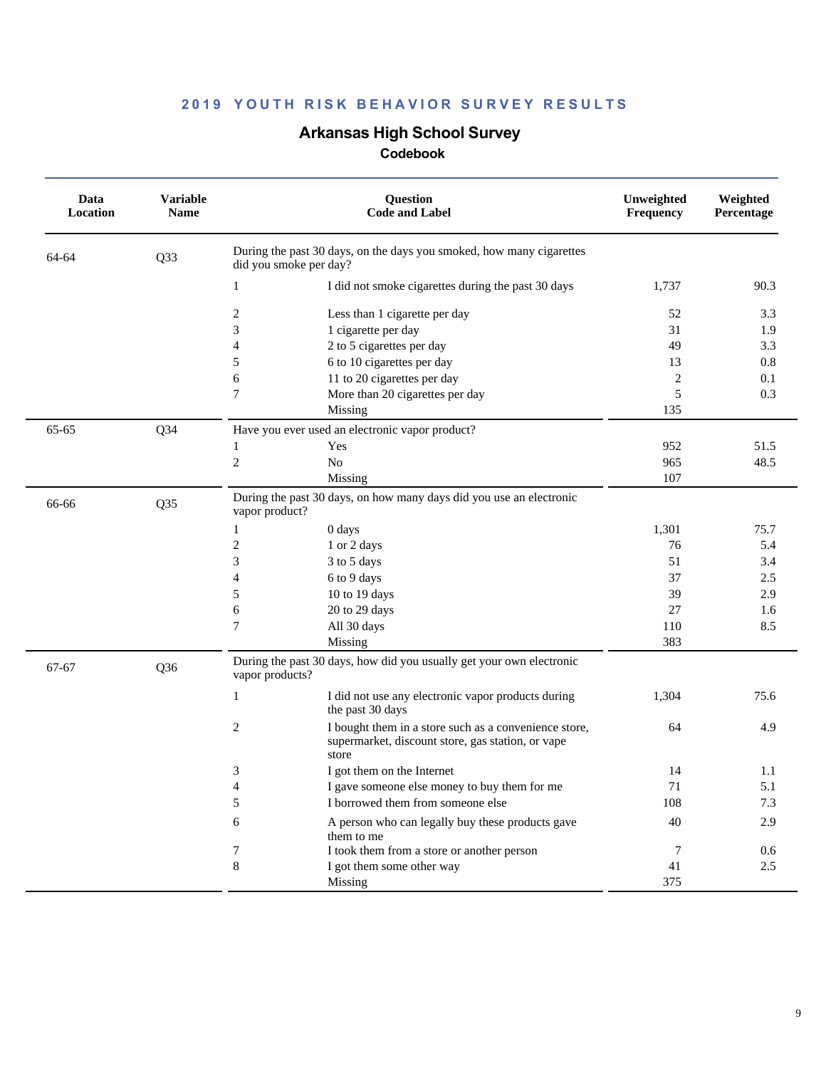**2019 YOUTH RISK BEHAVIOR SURVEY RESULTS**

## Arkansas High School Survey

### Codebook

| Data Location | Variable Name | Question Code and Label | | Unweighted Frequency | Weighted Percentage |
|---|---|---|---|---|---|
| 64-64 | Q33 | During the past 30 days, on the days you smoked, how many cigarettes did you smoke per day? | | | |
| | | 1 | I did not smoke cigarettes during the past 30 days | 1,737 | 90.3 |
| | | 2 | Less than 1 cigarette per day | 52 | 3.3 |
| | | 3 | 1 cigarette per day | 31 | 1.9 |
| | | 4 | 2 to 5 cigarettes per day | 49 | 3.3 |
| | | 5 | 6 to 10 cigarettes per day | 13 | 0.8 |
| | | 6 | 11 to 20 cigarettes per day | 2 | 0.1 |
| | | 7 | More than 20 cigarettes per day | 5 | 0.3 |
| | | | Missing | 135 | |
| 65-65 | Q34 | Have you ever used an electronic vapor product? | | | |
| | | 1 | Yes | 952 | 51.5 |
| | | 2 | No | 965 | 48.5 |
| | | | Missing | 107 | |
| 66-66 | Q35 | During the past 30 days, on how many days did you use an electronic vapor product? | | | |
| | | 1 | 0 days | 1,301 | 75.7 |
| | | 2 | 1 or 2 days | 76 | 5.4 |
| | | 3 | 3 to 5 days | 51 | 3.4 |
| | | 4 | 6 to 9 days | 37 | 2.5 |
| | | 5 | 10 to 19 days | 39 | 2.9 |
| | | 6 | 20 to 29 days | 27 | 1.6 |
| | | 7 | All 30 days | 110 | 8.5 |
| | | | Missing | 383 | |
| 67-67 | Q36 | During the past 30 days, how did you usually get your own electronic vapor products? | | | |
| | | 1 | I did not use any electronic vapor products during the past 30 days | 1,304 | 75.6 |
| | | 2 | I bought them in a store such as a convenience store, supermarket, discount store, gas station, or vape store | 64 | 4.9 |
| | | 3 | I got them on the Internet | 14 | 1.1 |
| | | 4 | I gave someone else money to buy them for me | 71 | 5.1 |
| | | 5 | I borrowed them from someone else | 108 | 7.3 |
| | | 6 | A person who can legally buy these products gave them to me | 40 | 2.9 |
| | | 7 | I took them from a store or another person | 7 | 0.6 |
| | | 8 | I got them some other way | 41 | 2.5 |
| | | | Missing | 375 | |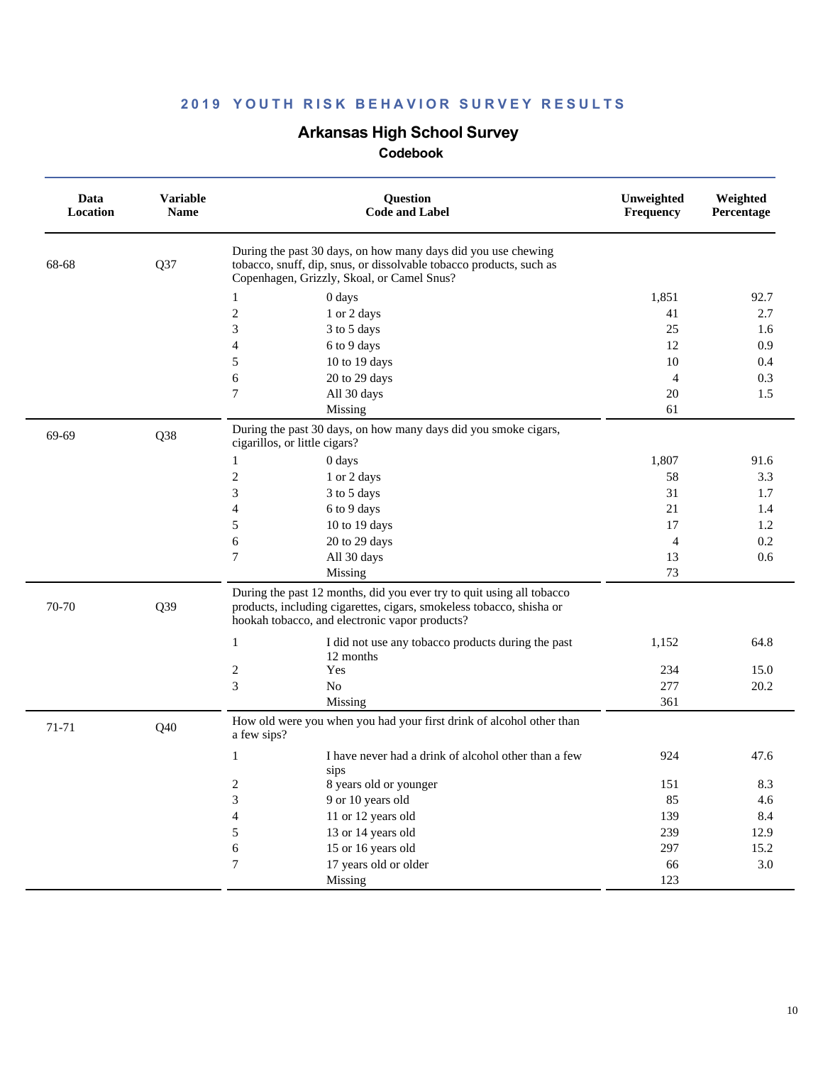# 2019 YOUTH RISK BEHAVIOR SURVEY RESULTS

## Arkansas High School Survey

### Codebook

| Data Location | Variable Name | Question Code and Label | | Unweighted Frequency | Weighted Percentage |
|---|---|---|---|---|---|
| 68-68 | Q37 | During the past 30 days, on how many days did you use chewing tobacco, snuff, dip, snus, or dissolvable tobacco products, such as Copenhagen, Grizzly, Skoal, or Camel Snus? | | | |
| | | 1 | 0 days | 1,851 | 92.7 |
| | | 2 | 1 or 2 days | 41 | 2.7 |
| | | 3 | 3 to 5 days | 25 | 1.6 |
| | | 4 | 6 to 9 days | 12 | 0.9 |
| | | 5 | 10 to 19 days | 10 | 0.4 |
| | | 6 | 20 to 29 days | 4 | 0.3 |
| | | 7 | All 30 days | 20 | 1.5 |
| | | | Missing | 61 | |
| 69-69 | Q38 | During the past 30 days, on how many days did you smoke cigars, cigarillos, or little cigars? | | | |
| | | 1 | 0 days | 1,807 | 91.6 |
| | | 2 | 1 or 2 days | 58 | 3.3 |
| | | 3 | 3 to 5 days | 31 | 1.7 |
| | | 4 | 6 to 9 days | 21 | 1.4 |
| | | 5 | 10 to 19 days | 17 | 1.2 |
| | | 6 | 20 to 29 days | 4 | 0.2 |
| | | 7 | All 30 days | 13 | 0.6 |
| | | | Missing | 73 | |
| 70-70 | Q39 | During the past 12 months, did you ever try to quit using all tobacco products, including cigarettes, cigars, smokeless tobacco, shisha or hookah tobacco, and electronic vapor products? | | | |
| | | 1 | I did not use any tobacco products during the past 12 months | 1,152 | 64.8 |
| | | 2 | Yes | 234 | 15.0 |
| | | 3 | No | 277 | 20.2 |
| | | | Missing | 361 | |
| 71-71 | Q40 | How old were you when you had your first drink of alcohol other than a few sips? | | | |
| | | 1 | I have never had a drink of alcohol other than a few sips | 924 | 47.6 |
| | | 2 | 8 years old or younger | 151 | 8.3 |
| | | 3 | 9 or 10 years old | 85 | 4.6 |
| | | 4 | 11 or 12 years old | 139 | 8.4 |
| | | 5 | 13 or 14 years old | 239 | 12.9 |
| | | 6 | 15 or 16 years old | 297 | 15.2 |
| | | 7 | 17 years old or older | 66 | 3.0 |
| | | | Missing | 123 | |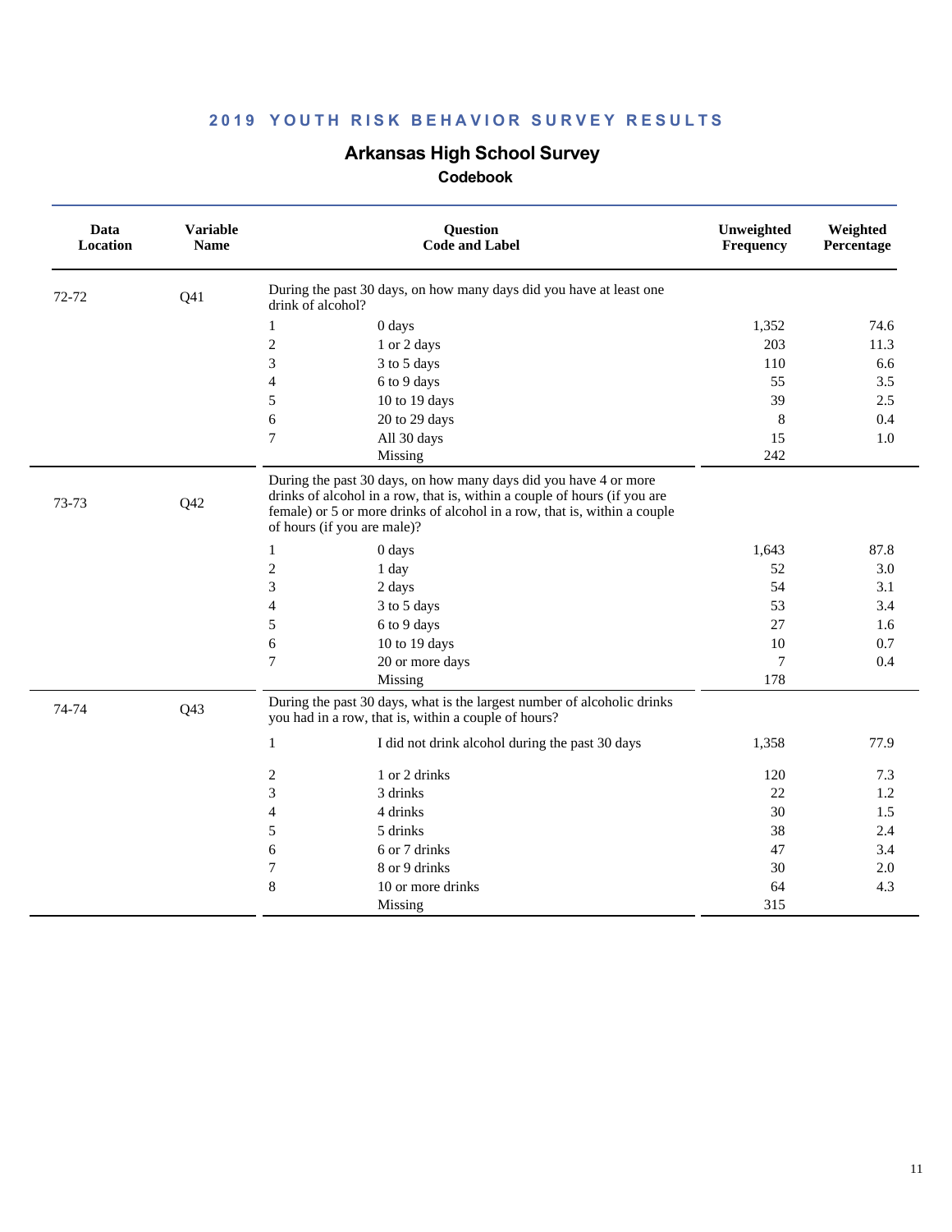## 2019 YOUTH RISK BEHAVIOR SURVEY RESULTS

# Arkansas High School Survey

### Codebook

| Data Location | Variable Name | Question Code and Label | | Unweighted Frequency | Weighted Percentage |
|---|---|---|---|---|---|
| 72-72 | Q41 | During the past 30 days, on how many days did you have at least one drink of alcohol? | | | |
| | | 1 | 0 days | 1,352 | 74.6 |
| | | 2 | 1 or 2 days | 203 | 11.3 |
| | | 3 | 3 to 5 days | 110 | 6.6 |
| | | 4 | 6 to 9 days | 55 | 3.5 |
| | | 5 | 10 to 19 days | 39 | 2.5 |
| | | 6 | 20 to 29 days | 8 | 0.4 |
| | | 7 | All 30 days | 15 | 1.0 |
| | | | Missing | 242 | |
| 73-73 | Q42 | During the past 30 days, on how many days did you have 4 or more drinks of alcohol in a row, that is, within a couple of hours (if you are female) or 5 or more drinks of alcohol in a row, that is, within a couple of hours (if you are male)? | | | |
| | | 1 | 0 days | 1,643 | 87.8 |
| | | 2 | 1 day | 52 | 3.0 |
| | | 3 | 2 days | 54 | 3.1 |
| | | 4 | 3 to 5 days | 53 | 3.4 |
| | | 5 | 6 to 9 days | 27 | 1.6 |
| | | 6 | 10 to 19 days | 10 | 0.7 |
| | | 7 | 20 or more days | 7 | 0.4 |
| | | | Missing | 178 | |
| 74-74 | Q43 | During the past 30 days, what is the largest number of alcoholic drinks you had in a row, that is, within a couple of hours? | | | |
| | | 1 | I did not drink alcohol during the past 30 days | 1,358 | 77.9 |
| | | 2 | 1 or 2 drinks | 120 | 7.3 |
| | | 3 | 3 drinks | 22 | 1.2 |
| | | 4 | 4 drinks | 30 | 1.5 |
| | | 5 | 5 drinks | 38 | 2.4 |
| | | 6 | 6 or 7 drinks | 47 | 3.4 |
| | | 7 | 8 or 9 drinks | 30 | 2.0 |
| | | 8 | 10 or more drinks | 64 | 4.3 |
| | | | Missing | 315 | |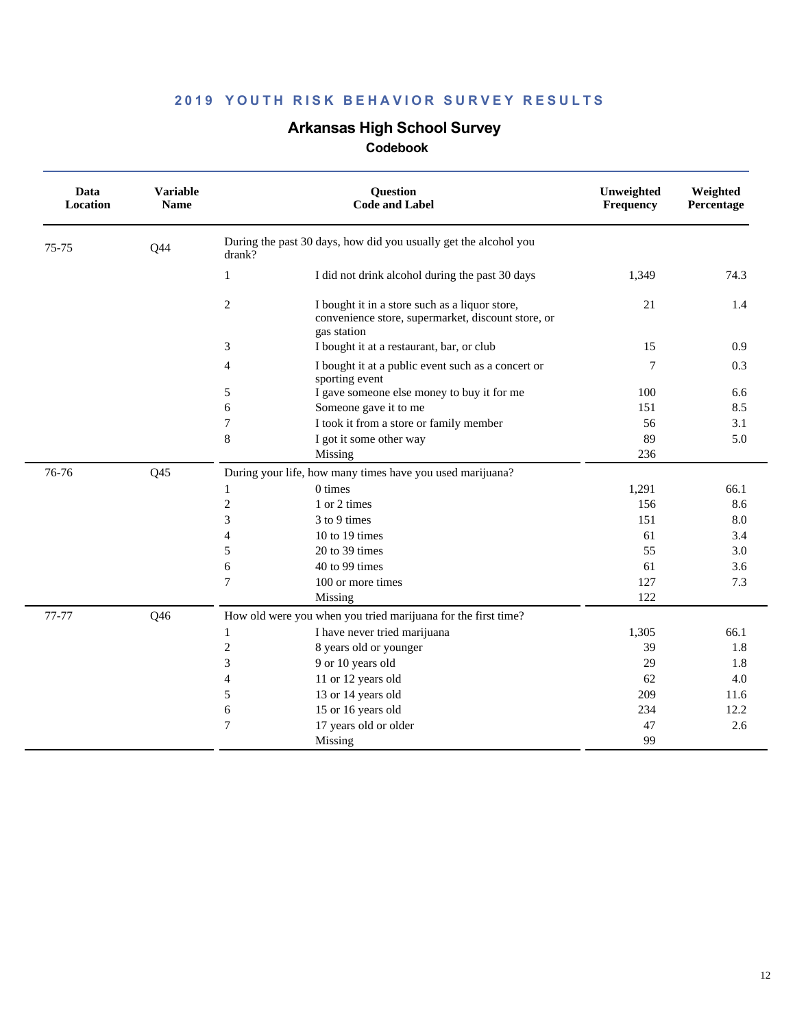## 2019 YOUTH RISK BEHAVIOR SURVEY RESULTS

# Arkansas High School Survey

### Codebook

| Data Location | Variable Name | Question Code | Label | Unweighted Frequency | Weighted Percentage |
|---|---|---|---|---|---|
| 75-75 | Q44 | During the past 30 days, how did you usually get the alcohol you drank? | | | |
| | | 1 | I did not drink alcohol during the past 30 days | 1,349 | 74.3 |
| | | 2 | I bought it in a store such as a liquor store, convenience store, supermarket, discount store, or gas station | 21 | 1.4 |
| | | 3 | I bought it at a restaurant, bar, or club | 15 | 0.9 |
| | | 4 | I bought it at a public event such as a concert or sporting event | 7 | 0.3 |
| | | 5 | I gave someone else money to buy it for me | 100 | 6.6 |
| | | 6 | Someone gave it to me | 151 | 8.5 |
| | | 7 | I took it from a store or family member | 56 | 3.1 |
| | | 8 | I got it some other way | 89 | 5.0 |
| | | | Missing | 236 | |
| 76-76 | Q45 | During your life, how many times have you used marijuana? | | | |
| | | 1 | 0 times | 1,291 | 66.1 |
| | | 2 | 1 or 2 times | 156 | 8.6 |
| | | 3 | 3 to 9 times | 151 | 8.0 |
| | | 4 | 10 to 19 times | 61 | 3.4 |
| | | 5 | 20 to 39 times | 55 | 3.0 |
| | | 6 | 40 to 99 times | 61 | 3.6 |
| | | 7 | 100 or more times | 127 | 7.3 |
| | | | Missing | 122 | |
| 77-77 | Q46 | How old were you when you tried marijuana for the first time? | | | |
| | | 1 | I have never tried marijuana | 1,305 | 66.1 |
| | | 2 | 8 years old or younger | 39 | 1.8 |
| | | 3 | 9 or 10 years old | 29 | 1.8 |
| | | 4 | 11 or 12 years old | 62 | 4.0 |
| | | 5 | 13 or 14 years old | 209 | 11.6 |
| | | 6 | 15 or 16 years old | 234 | 12.2 |
| | | 7 | 17 years old or older | 47 | 2.6 |
| | | | Missing | 99 | |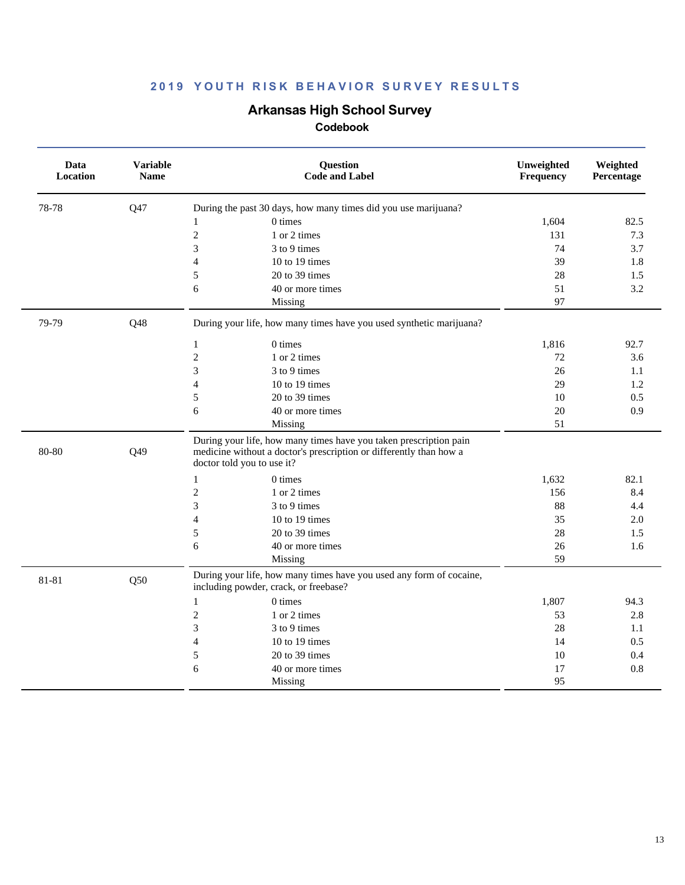## 2019 YOUTH RISK BEHAVIOR SURVEY RESULTS

# Arkansas High School Survey

### Codebook

| Data Location | Variable Name | Question Code and Label | | Unweighted Frequency | Weighted Percentage |
|---|---|---|---|---|---|
| 78-78 | Q47 | During the past 30 days, how many times did you use marijuana? | | | |
| | | 1 | 0 times | 1,604 | 82.5 |
| | | 2 | 1 or 2 times | 131 | 7.3 |
| | | 3 | 3 to 9 times | 74 | 3.7 |
| | | 4 | 10 to 19 times | 39 | 1.8 |
| | | 5 | 20 to 39 times | 28 | 1.5 |
| | | 6 | 40 or more times | 51 | 3.2 |
| | | | Missing | 97 | |
| 79-79 | Q48 | During your life, how many times have you used synthetic marijuana? | | | |
| | | 1 | 0 times | 1,816 | 92.7 |
| | | 2 | 1 or 2 times | 72 | 3.6 |
| | | 3 | 3 to 9 times | 26 | 1.1 |
| | | 4 | 10 to 19 times | 29 | 1.2 |
| | | 5 | 20 to 39 times | 10 | 0.5 |
| | | 6 | 40 or more times | 20 | 0.9 |
| | | | Missing | 51 | |
| 80-80 | Q49 | During your life, how many times have you taken prescription pain medicine without a doctor's prescription or differently than how a doctor told you to use it? | | | |
| | | 1 | 0 times | 1,632 | 82.1 |
| | | 2 | 1 or 2 times | 156 | 8.4 |
| | | 3 | 3 to 9 times | 88 | 4.4 |
| | | 4 | 10 to 19 times | 35 | 2.0 |
| | | 5 | 20 to 39 times | 28 | 1.5 |
| | | 6 | 40 or more times | 26 | 1.6 |
| | | | Missing | 59 | |
| 81-81 | Q50 | During your life, how many times have you used any form of cocaine, including powder, crack, or freebase? | | | |
| | | 1 | 0 times | 1,807 | 94.3 |
| | | 2 | 1 or 2 times | 53 | 2.8 |
| | | 3 | 3 to 9 times | 28 | 1.1 |
| | | 4 | 10 to 19 times | 14 | 0.5 |
| | | 5 | 20 to 39 times | 10 | 0.4 |
| | | 6 | 40 or more times | 17 | 0.8 |
| | | | Missing | 95 | |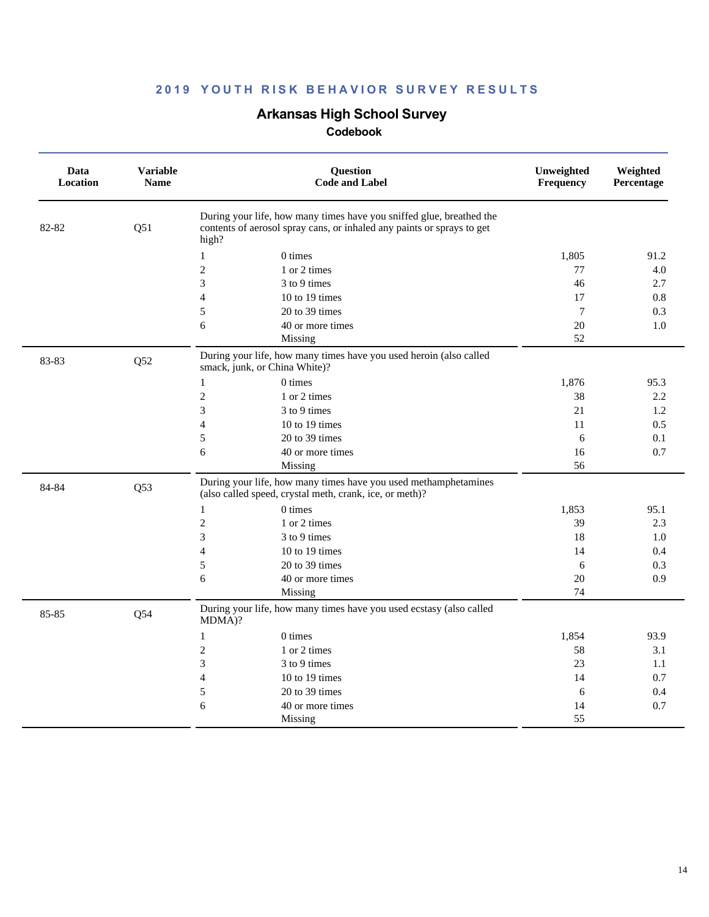## 2019 YOUTH RISK BEHAVIOR SURVEY RESULTS

# Arkansas High School Survey

### Codebook

| Data Location | Variable Name | Question Code and Label | | Unweighted Frequency | Weighted Percentage |
|---|---|---|---|---|---|
| 82-82 | Q51 | During your life, how many times have you sniffed glue, breathed the contents of aerosol spray cans, or inhaled any paints or sprays to get high? | | | |
| | | 1 | 0 times | 1,805 | 91.2 |
| | | 2 | 1 or 2 times | 77 | 4.0 |
| | | 3 | 3 to 9 times | 46 | 2.7 |
| | | 4 | 10 to 19 times | 17 | 0.8 |
| | | 5 | 20 to 39 times | 7 | 0.3 |
| | | 6 | 40 or more times | 20 | 1.0 |
| | | | Missing | 52 | |
| 83-83 | Q52 | During your life, how many times have you used heroin (also called smack, junk, or China White)? | | | |
| | | 1 | 0 times | 1,876 | 95.3 |
| | | 2 | 1 or 2 times | 38 | 2.2 |
| | | 3 | 3 to 9 times | 21 | 1.2 |
| | | 4 | 10 to 19 times | 11 | 0.5 |
| | | 5 | 20 to 39 times | 6 | 0.1 |
| | | 6 | 40 or more times | 16 | 0.7 |
| | | | Missing | 56 | |
| 84-84 | Q53 | During your life, how many times have you used methamphetamines (also called speed, crystal meth, crank, ice, or meth)? | | | |
| | | 1 | 0 times | 1,853 | 95.1 |
| | | 2 | 1 or 2 times | 39 | 2.3 |
| | | 3 | 3 to 9 times | 18 | 1.0 |
| | | 4 | 10 to 19 times | 14 | 0.4 |
| | | 5 | 20 to 39 times | 6 | 0.3 |
| | | 6 | 40 or more times | 20 | 0.9 |
| | | | Missing | 74 | |
| 85-85 | Q54 | During your life, how many times have you used ecstasy (also called MDMA)? | | | |
| | | 1 | 0 times | 1,854 | 93.9 |
| | | 2 | 1 or 2 times | 58 | 3.1 |
| | | 3 | 3 to 9 times | 23 | 1.1 |
| | | 4 | 10 to 19 times | 14 | 0.7 |
| | | 5 | 20 to 39 times | 6 | 0.4 |
| | | 6 | 40 or more times | 14 | 0.7 |
| | | | Missing | 55 | |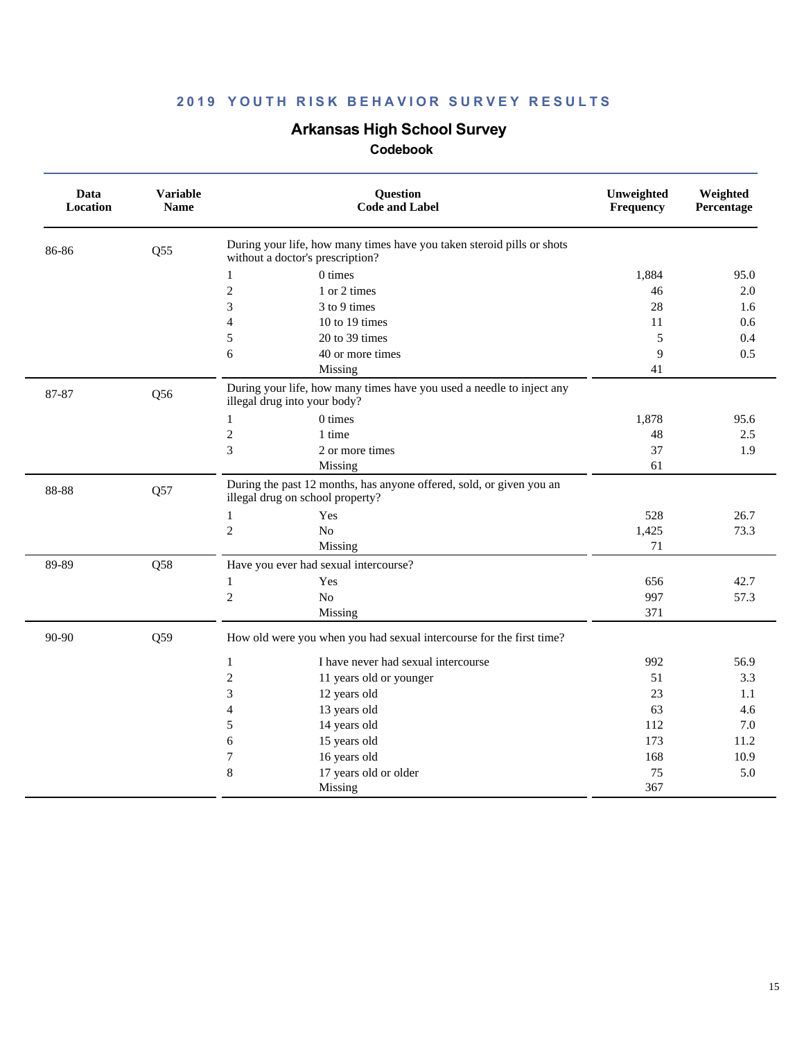## 2019 YOUTH RISK BEHAVIOR SURVEY RESULTS

### Arkansas High School Survey

**Codebook**

| Data Location | Variable Name | Question Code and Label | | Unweighted Frequency | Weighted Percentage |
|---|---|---|---|---|---|
| 86-86 | Q55 | During your life, how many times have you taken steroid pills or shots without a doctor's prescription? | | | |
| | | 1 | 0 times | 1,884 | 95.0 |
| | | 2 | 1 or 2 times | 46 | 2.0 |
| | | 3 | 3 to 9 times | 28 | 1.6 |
| | | 4 | 10 to 19 times | 11 | 0.6 |
| | | 5 | 20 to 39 times | 5 | 0.4 |
| | | 6 | 40 or more times | 9 | 0.5 |
| | | | Missing | 41 | |
| 87-87 | Q56 | During your life, how many times have you used a needle to inject any illegal drug into your body? | | | |
| | | 1 | 0 times | 1,878 | 95.6 |
| | | 2 | 1 time | 48 | 2.5 |
| | | 3 | 2 or more times | 37 | 1.9 |
| | | | Missing | 61 | |
| 88-88 | Q57 | During the past 12 months, has anyone offered, sold, or given you an illegal drug on school property? | | | |
| | | 1 | Yes | 528 | 26.7 |
| | | 2 | No | 1,425 | 73.3 |
| | | | Missing | 71 | |
| 89-89 | Q58 | Have you ever had sexual intercourse? | | | |
| | | 1 | Yes | 656 | 42.7 |
| | | 2 | No | 997 | 57.3 |
| | | | Missing | 371 | |
| 90-90 | Q59 | How old were you when you had sexual intercourse for the first time? | | | |
| | | 1 | I have never had sexual intercourse | 992 | 56.9 |
| | | 2 | 11 years old or younger | 51 | 3.3 |
| | | 3 | 12 years old | 23 | 1.1 |
| | | 4 | 13 years old | 63 | 4.6 |
| | | 5 | 14 years old | 112 | 7.0 |
| | | 6 | 15 years old | 173 | 11.2 |
| | | 7 | 16 years old | 168 | 10.9 |
| | | 8 | 17 years old or older | 75 | 5.0 |
| | | | Missing | 367 | |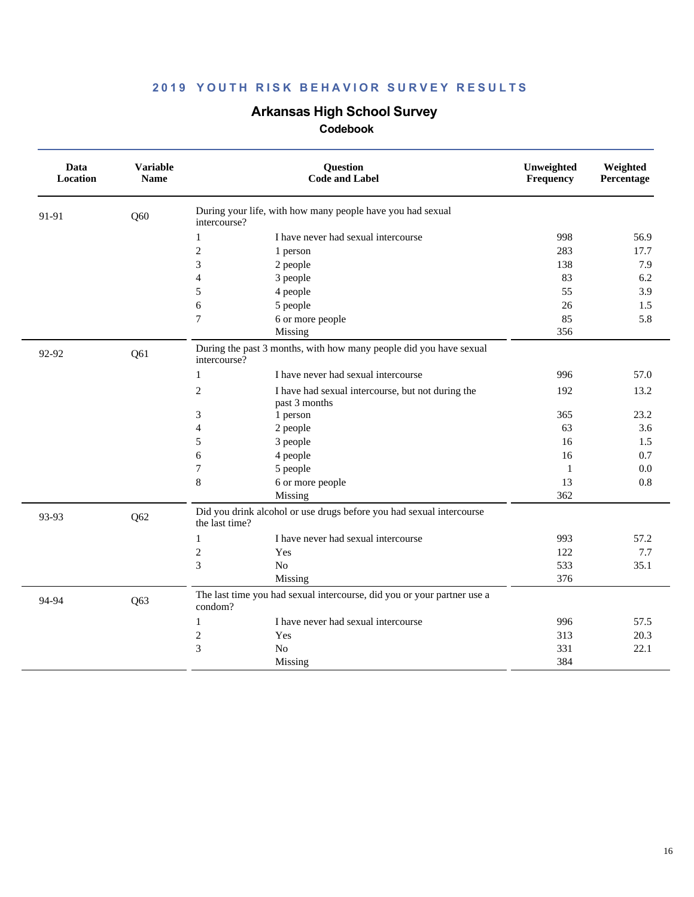## 2019 YOUTH RISK BEHAVIOR SURVEY RESULTS

# Arkansas High School Survey

### Codebook

| Data Location | Variable Name | Question Code and Label | | Unweighted Frequency | Weighted Percentage |
|---|---|---|---|---|---|
| 91-91 | Q60 | During your life, with how many people have you had sexual intercourse? | | | |
| | | 1 | I have never had sexual intercourse | 998 | 56.9 |
| | | 2 | 1 person | 283 | 17.7 |
| | | 3 | 2 people | 138 | 7.9 |
| | | 4 | 3 people | 83 | 6.2 |
| | | 5 | 4 people | 55 | 3.9 |
| | | 6 | 5 people | 26 | 1.5 |
| | | 7 | 6 or more people | 85 | 5.8 |
| | | | Missing | 356 | |
| 92-92 | Q61 | During the past 3 months, with how many people did you have sexual intercourse? | | | |
| | | 1 | I have never had sexual intercourse | 996 | 57.0 |
| | | 2 | I have had sexual intercourse, but not during the past 3 months | 192 | 13.2 |
| | | 3 | 1 person | 365 | 23.2 |
| | | 4 | 2 people | 63 | 3.6 |
| | | 5 | 3 people | 16 | 1.5 |
| | | 6 | 4 people | 16 | 0.7 |
| | | 7 | 5 people | 1 | 0.0 |
| | | 8 | 6 or more people | 13 | 0.8 |
| | | | Missing | 362 | |
| 93-93 | Q62 | Did you drink alcohol or use drugs before you had sexual intercourse the last time? | | | |
| | | 1 | I have never had sexual intercourse | 993 | 57.2 |
| | | 2 | Yes | 122 | 7.7 |
| | | 3 | No | 533 | 35.1 |
| | | | Missing | 376 | |
| 94-94 | Q63 | The last time you had sexual intercourse, did you or your partner use a condom? | | | |
| | | 1 | I have never had sexual intercourse | 996 | 57.5 |
| | | 2 | Yes | 313 | 20.3 |
| | | 3 | No | 331 | 22.1 |
| | | | Missing | 384 | |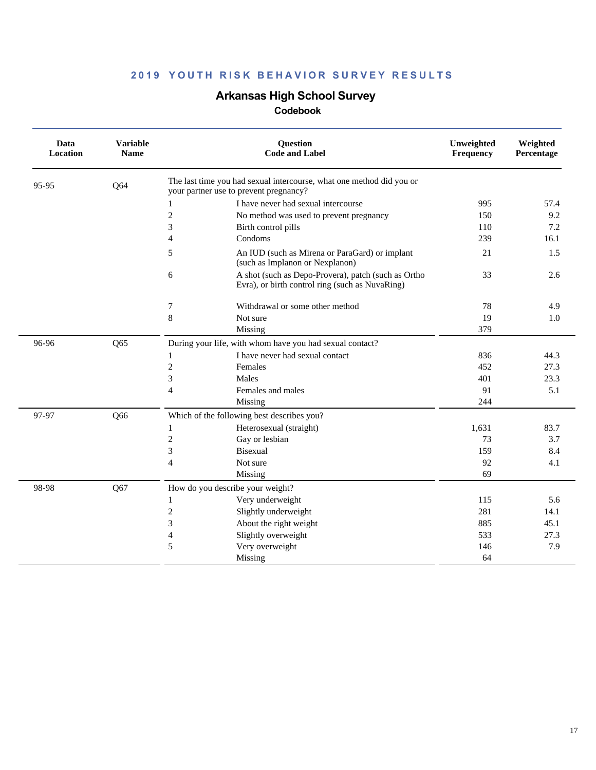**2019 YOUTH RISK BEHAVIOR SURVEY RESULTS**

# Arkansas High School Survey

## Codebook

| Data Location | Variable Name | Question Code and Label | | Unweighted Frequency | Weighted Percentage |
|---|---|---|---|---|---|
| 95-95 | Q64 | The last time you had sexual intercourse, what one method did you or your partner use to prevent pregnancy? | | | |
| | | 1 | I have never had sexual intercourse | 995 | 57.4 |
| | | 2 | No method was used to prevent pregnancy | 150 | 9.2 |
| | | 3 | Birth control pills | 110 | 7.2 |
| | | 4 | Condoms | 239 | 16.1 |
| | | 5 | An IUD (such as Mirena or ParaGard) or implant (such as Implanon or Nexplanon) | 21 | 1.5 |
| | | 6 | A shot (such as Depo-Provera), patch (such as Ortho Evra), or birth control ring (such as NuvaRing) | 33 | 2.6 |
| | | 7 | Withdrawal or some other method | 78 | 4.9 |
| | | 8 | Not sure | 19 | 1.0 |
| | | | Missing | 379 | |
| 96-96 | Q65 | During your life, with whom have you had sexual contact? | | | |
| | | 1 | I have never had sexual contact | 836 | 44.3 |
| | | 2 | Females | 452 | 27.3 |
| | | 3 | Males | 401 | 23.3 |
| | | 4 | Females and males | 91 | 5.1 |
| | | | Missing | 244 | |
| 97-97 | Q66 | Which of the following best describes you? | | | |
| | | 1 | Heterosexual (straight) | 1,631 | 83.7 |
| | | 2 | Gay or lesbian | 73 | 3.7 |
| | | 3 | Bisexual | 159 | 8.4 |
| | | 4 | Not sure | 92 | 4.1 |
| | | | Missing | 69 | |
| 98-98 | Q67 | How do you describe your weight? | | | |
| | | 1 | Very underweight | 115 | 5.6 |
| | | 2 | Slightly underweight | 281 | 14.1 |
| | | 3 | About the right weight | 885 | 45.1 |
| | | 4 | Slightly overweight | 533 | 27.3 |
| | | 5 | Very overweight | 146 | 7.9 |
| | | | Missing | 64 | |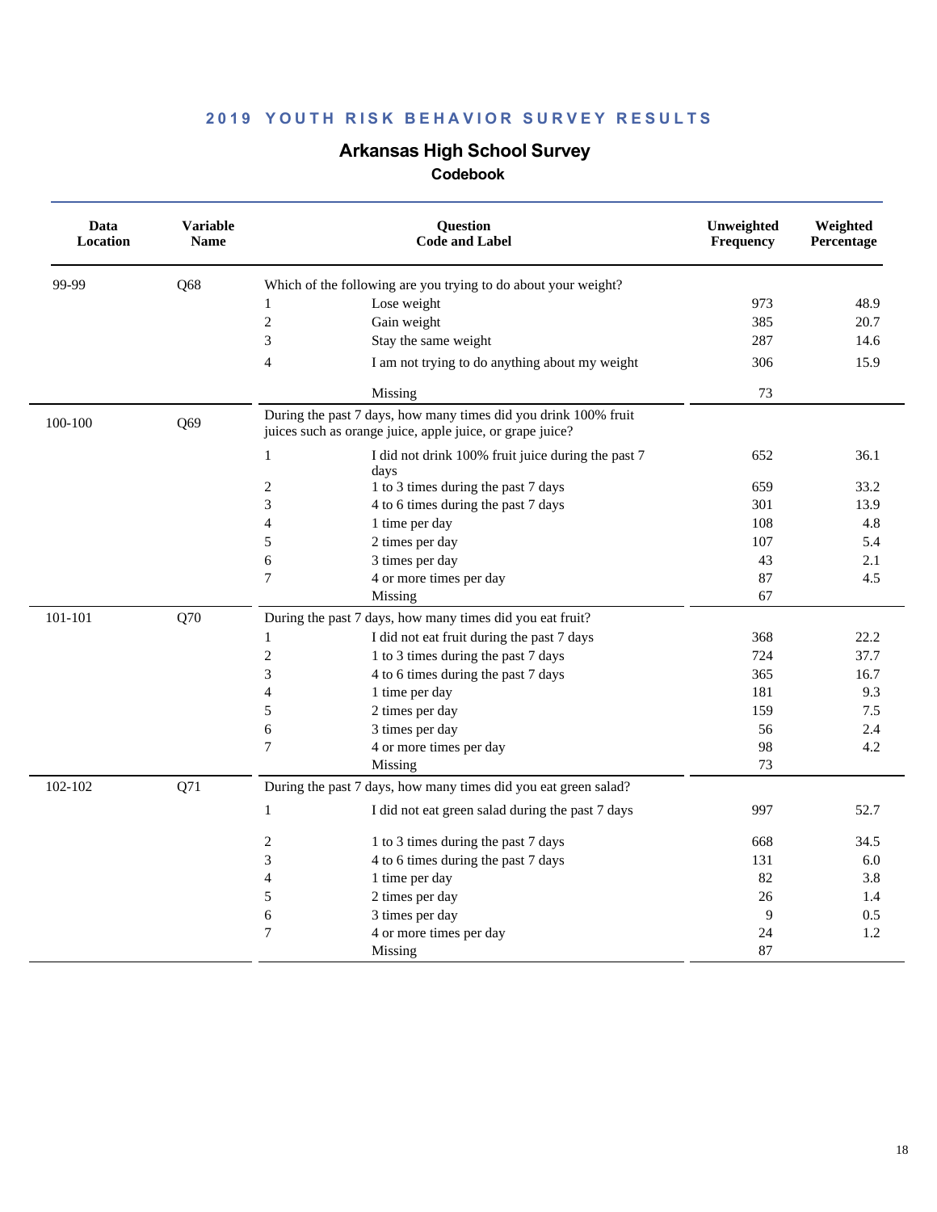**2019 YOUTH RISK BEHAVIOR SURVEY RESULTS**

## Arkansas High School Survey

### Codebook

| Data Location | Variable Name | Question Code and Label | | Unweighted Frequency | Weighted Percentage |
|---|---|---|---|---|---|
| 99-99 | Q68 | Which of the following are you trying to do about your weight? | | | |
| | | 1 | Lose weight | 973 | 48.9 |
| | | 2 | Gain weight | 385 | 20.7 |
| | | 3 | Stay the same weight | 287 | 14.6 |
| | | 4 | I am not trying to do anything about my weight | 306 | 15.9 |
| | | | Missing | 73 | |
| 100-100 | Q69 | During the past 7 days, how many times did you drink 100% fruit juices such as orange juice, apple juice, or grape juice? | | | |
| | | 1 | I did not drink 100% fruit juice during the past 7 days | 652 | 36.1 |
| | | 2 | 1 to 3 times during the past 7 days | 659 | 33.2 |
| | | 3 | 4 to 6 times during the past 7 days | 301 | 13.9 |
| | | 4 | 1 time per day | 108 | 4.8 |
| | | 5 | 2 times per day | 107 | 5.4 |
| | | 6 | 3 times per day | 43 | 2.1 |
| | | 7 | 4 or more times per day | 87 | 4.5 |
| | | | Missing | 67 | |
| 101-101 | Q70 | During the past 7 days, how many times did you eat fruit? | | | |
| | | 1 | I did not eat fruit during the past 7 days | 368 | 22.2 |
| | | 2 | 1 to 3 times during the past 7 days | 724 | 37.7 |
| | | 3 | 4 to 6 times during the past 7 days | 365 | 16.7 |
| | | 4 | 1 time per day | 181 | 9.3 |
| | | 5 | 2 times per day | 159 | 7.5 |
| | | 6 | 3 times per day | 56 | 2.4 |
| | | 7 | 4 or more times per day | 98 | 4.2 |
| | | | Missing | 73 | |
| 102-102 | Q71 | During the past 7 days, how many times did you eat green salad? | | | |
| | | 1 | I did not eat green salad during the past 7 days | 997 | 52.7 |
| | | 2 | 1 to 3 times during the past 7 days | 668 | 34.5 |
| | | 3 | 4 to 6 times during the past 7 days | 131 | 6.0 |
| | | 4 | 1 time per day | 82 | 3.8 |
| | | 5 | 2 times per day | 26 | 1.4 |
| | | 6 | 3 times per day | 9 | 0.5 |
| | | 7 | 4 or more times per day | 24 | 1.2 |
| | | | Missing | 87 | |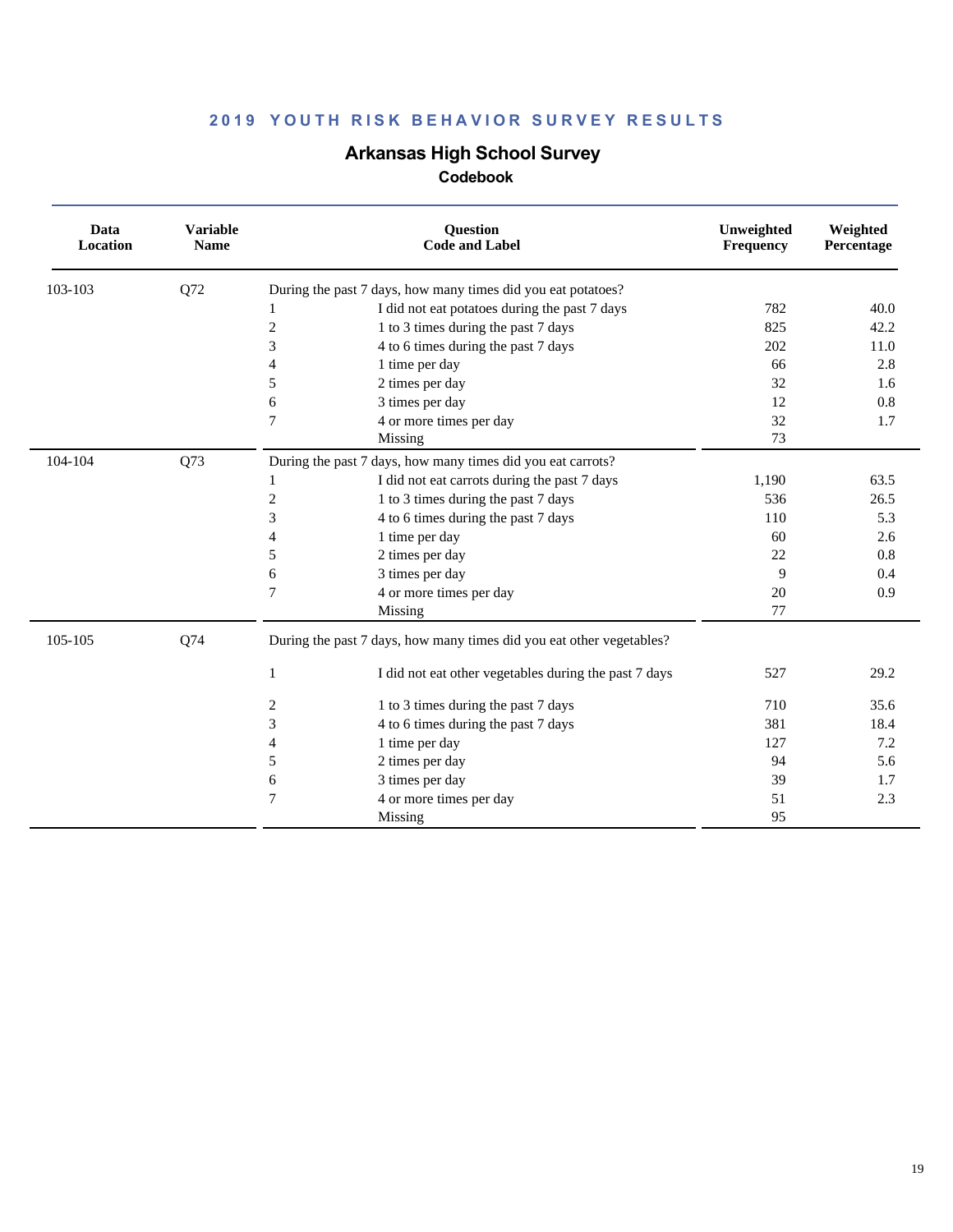## 2019 YOUTH RISK BEHAVIOR SURVEY RESULTS

### Arkansas High School Survey

#### Codebook

| Data Location | Variable Name | Question Code | Label | Unweighted Frequency | Weighted Percentage |
|---|---|---|---|---|---|
| 103-103 | Q72 | During the past 7 days, how many times did you eat potatoes? | | | |
| | | 1 | I did not eat potatoes during the past 7 days | 782 | 40.0 |
| | | 2 | 1 to 3 times during the past 7 days | 825 | 42.2 |
| | | 3 | 4 to 6 times during the past 7 days | 202 | 11.0 |
| | | 4 | 1 time per day | 66 | 2.8 |
| | | 5 | 2 times per day | 32 | 1.6 |
| | | 6 | 3 times per day | 12 | 0.8 |
| | | 7 | 4 or more times per day | 32 | 1.7 |
| | | | Missing | 73 | |
| 104-104 | Q73 | During the past 7 days, how many times did you eat carrots? | | | |
| | | 1 | I did not eat carrots during the past 7 days | 1,190 | 63.5 |
| | | 2 | 1 to 3 times during the past 7 days | 536 | 26.5 |
| | | 3 | 4 to 6 times during the past 7 days | 110 | 5.3 |
| | | 4 | 1 time per day | 60 | 2.6 |
| | | 5 | 2 times per day | 22 | 0.8 |
| | | 6 | 3 times per day | 9 | 0.4 |
| | | 7 | 4 or more times per day | 20 | 0.9 |
| | | | Missing | 77 | |
| 105-105 | Q74 | During the past 7 days, how many times did you eat other vegetables? | | | |
| | | 1 | I did not eat other vegetables during the past 7 days | 527 | 29.2 |
| | | 2 | 1 to 3 times during the past 7 days | 710 | 35.6 |
| | | 3 | 4 to 6 times during the past 7 days | 381 | 18.4 |
| | | 4 | 1 time per day | 127 | 7.2 |
| | | 5 | 2 times per day | 94 | 5.6 |
| | | 6 | 3 times per day | 39 | 1.7 |
| | | 7 | 4 or more times per day | 51 | 2.3 |
| | | | Missing | 95 | |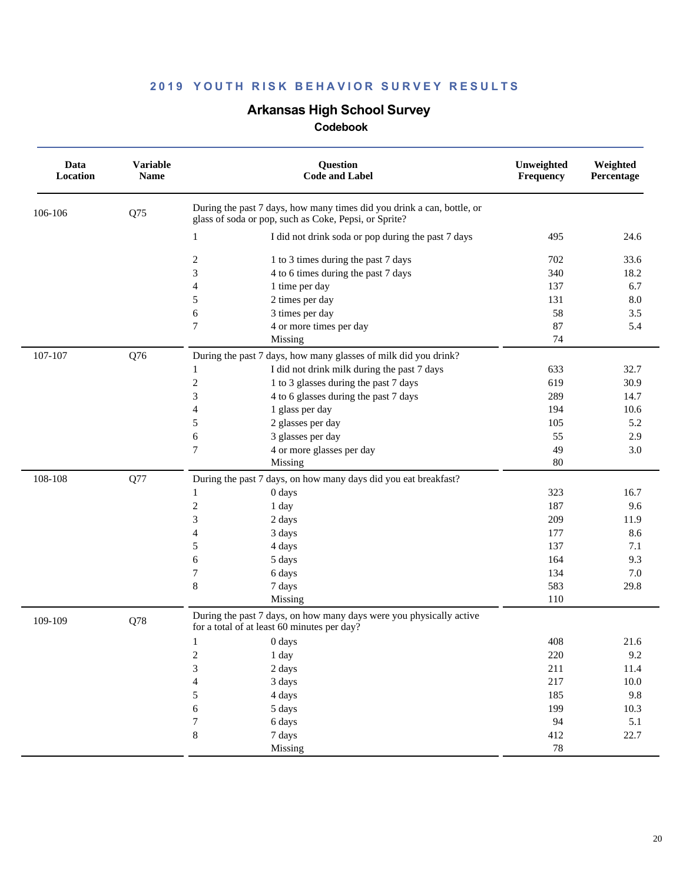**2019 YOUTH RISK BEHAVIOR SURVEY RESULTS**

# Arkansas High School Survey

## Codebook

| Data Location | Variable Name | Question Code and Label | | Unweighted Frequency | Weighted Percentage |
|---|---|---|---|---|---|
| 106-106 | Q75 | During the past 7 days, how many times did you drink a can, bottle, or glass of soda or pop, such as Coke, Pepsi, or Sprite? | | | |
| | | 1 | I did not drink soda or pop during the past 7 days | 495 | 24.6 |
| | | 2 | 1 to 3 times during the past 7 days | 702 | 33.6 |
| | | 3 | 4 to 6 times during the past 7 days | 340 | 18.2 |
| | | 4 | 1 time per day | 137 | 6.7 |
| | | 5 | 2 times per day | 131 | 8.0 |
| | | 6 | 3 times per day | 58 | 3.5 |
| | | 7 | 4 or more times per day | 87 | 5.4 |
| | | | Missing | 74 | |
| 107-107 | Q76 | During the past 7 days, how many glasses of milk did you drink? | | | |
| | | 1 | I did not drink milk during the past 7 days | 633 | 32.7 |
| | | 2 | 1 to 3 glasses during the past 7 days | 619 | 30.9 |
| | | 3 | 4 to 6 glasses during the past 7 days | 289 | 14.7 |
| | | 4 | 1 glass per day | 194 | 10.6 |
| | | 5 | 2 glasses per day | 105 | 5.2 |
| | | 6 | 3 glasses per day | 55 | 2.9 |
| | | 7 | 4 or more glasses per day | 49 | 3.0 |
| | | | Missing | 80 | |
| 108-108 | Q77 | During the past 7 days, on how many days did you eat breakfast? | | | |
| | | 1 | 0 days | 323 | 16.7 |
| | | 2 | 1 day | 187 | 9.6 |
| | | 3 | 2 days | 209 | 11.9 |
| | | 4 | 3 days | 177 | 8.6 |
| | | 5 | 4 days | 137 | 7.1 |
| | | 6 | 5 days | 164 | 9.3 |
| | | 7 | 6 days | 134 | 7.0 |
| | | 8 | 7 days | 583 | 29.8 |
| | | | Missing | 110 | |
| 109-109 | Q78 | During the past 7 days, on how many days were you physically active for a total of at least 60 minutes per day? | | | |
| | | 1 | 0 days | 408 | 21.6 |
| | | 2 | 1 day | 220 | 9.2 |
| | | 3 | 2 days | 211 | 11.4 |
| | | 4 | 3 days | 217 | 10.0 |
| | | 5 | 4 days | 185 | 9.8 |
| | | 6 | 5 days | 199 | 10.3 |
| | | 7 | 6 days | 94 | 5.1 |
| | | 8 | 7 days | 412 | 22.7 |
| | | | Missing | 78 | |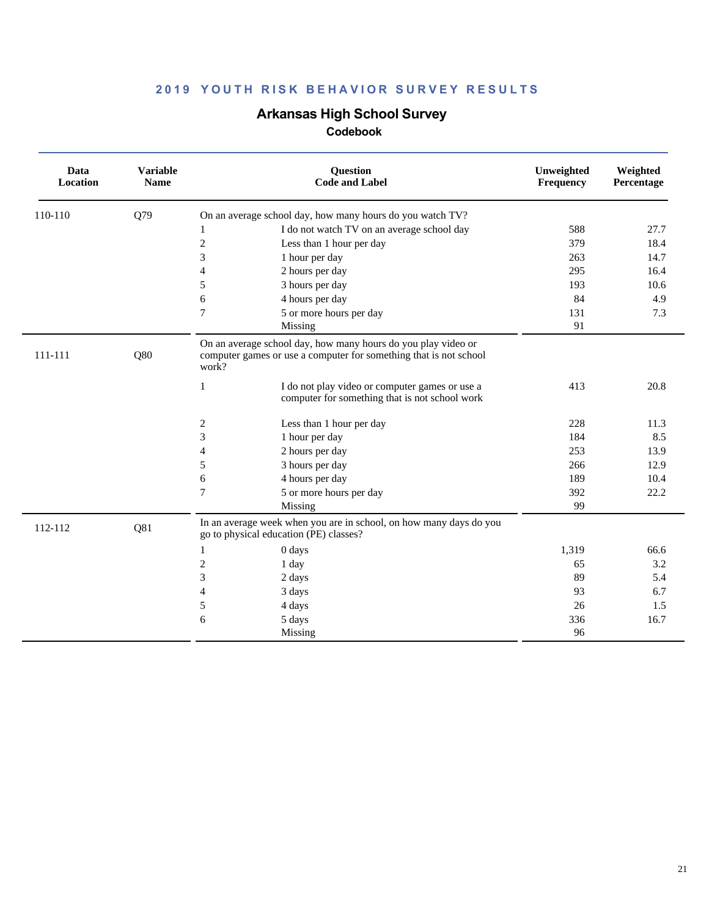## 2019 YOUTH RISK BEHAVIOR SURVEY RESULTS

# Arkansas High School Survey

### Codebook

| Data Location | Variable Name | Question Code and Label | | Unweighted Frequency | Weighted Percentage |
|---|---|---|---|---|---|
| 110-110 | Q79 | On an average school day, how many hours do you watch TV? | | | |
| | | 1 | I do not watch TV on an average school day | 588 | 27.7 |
| | | 2 | Less than 1 hour per day | 379 | 18.4 |
| | | 3 | 1 hour per day | 263 | 14.7 |
| | | 4 | 2 hours per day | 295 | 16.4 |
| | | 5 | 3 hours per day | 193 | 10.6 |
| | | 6 | 4 hours per day | 84 | 4.9 |
| | | 7 | 5 or more hours per day | 131 | 7.3 |
| | | | Missing | 91 | |
| 111-111 | Q80 | On an average school day, how many hours do you play video or computer games or use a computer for something that is not school work? | | | |
| | | 1 | I do not play video or computer games or use a computer for something that is not school work | 413 | 20.8 |
| | | 2 | Less than 1 hour per day | 228 | 11.3 |
| | | 3 | 1 hour per day | 184 | 8.5 |
| | | 4 | 2 hours per day | 253 | 13.9 |
| | | 5 | 3 hours per day | 266 | 12.9 |
| | | 6 | 4 hours per day | 189 | 10.4 |
| | | 7 | 5 or more hours per day | 392 | 22.2 |
| | | | Missing | 99 | |
| 112-112 | Q81 | In an average week when you are in school, on how many days do you go to physical education (PE) classes? | | | |
| | | 1 | 0 days | 1,319 | 66.6 |
| | | 2 | 1 day | 65 | 3.2 |
| | | 3 | 2 days | 89 | 5.4 |
| | | 4 | 3 days | 93 | 6.7 |
| | | 5 | 4 days | 26 | 1.5 |
| | | 6 | 5 days | 336 | 16.7 |
| | | | Missing | 96 | |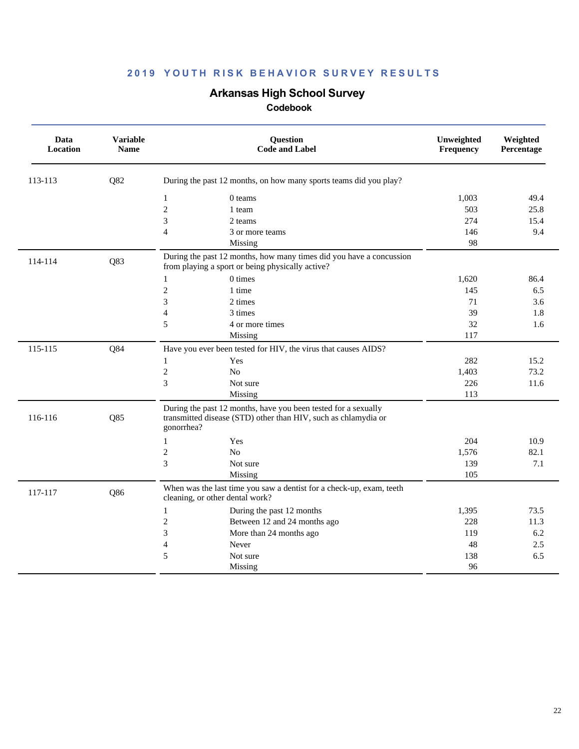**2019 YOUTH RISK BEHAVIOR SURVEY RESULTS**

# Arkansas High School Survey

## Codebook

| Data Location | Variable Name | Question Code and Label | | Unweighted Frequency | Weighted Percentage |
|---|---|---|---|---|---|
| 113-113 | Q82 | During the past 12 months, on how many sports teams did you play? | | | |
| | | 1 | 0 teams | 1,003 | 49.4 |
| | | 2 | 1 team | 503 | 25.8 |
| | | 3 | 2 teams | 274 | 15.4 |
| | | 4 | 3 or more teams | 146 | 9.4 |
| | | | Missing | 98 | |
| 114-114 | Q83 | During the past 12 months, how many times did you have a concussion from playing a sport or being physically active? | | | |
| | | 1 | 0 times | 1,620 | 86.4 |
| | | 2 | 1 time | 145 | 6.5 |
| | | 3 | 2 times | 71 | 3.6 |
| | | 4 | 3 times | 39 | 1.8 |
| | | 5 | 4 or more times | 32 | 1.6 |
| | | | Missing | 117 | |
| 115-115 | Q84 | Have you ever been tested for HIV, the virus that causes AIDS? | | | |
| | | 1 | Yes | 282 | 15.2 |
| | | 2 | No | 1,403 | 73.2 |
| | | 3 | Not sure | 226 | 11.6 |
| | | | Missing | 113 | |
| 116-116 | Q85 | During the past 12 months, have you been tested for a sexually transmitted disease (STD) other than HIV, such as chlamydia or gonorrhea? | | | |
| | | 1 | Yes | 204 | 10.9 |
| | | 2 | No | 1,576 | 82.1 |
| | | 3 | Not sure | 139 | 7.1 |
| | | | Missing | 105 | |
| 117-117 | Q86 | When was the last time you saw a dentist for a check-up, exam, teeth cleaning, or other dental work? | | | |
| | | 1 | During the past 12 months | 1,395 | 73.5 |
| | | 2 | Between 12 and 24 months ago | 228 | 11.3 |
| | | 3 | More than 24 months ago | 119 | 6.2 |
| | | 4 | Never | 48 | 2.5 |
| | | 5 | Not sure | 138 | 6.5 |
| | | | Missing | 96 | |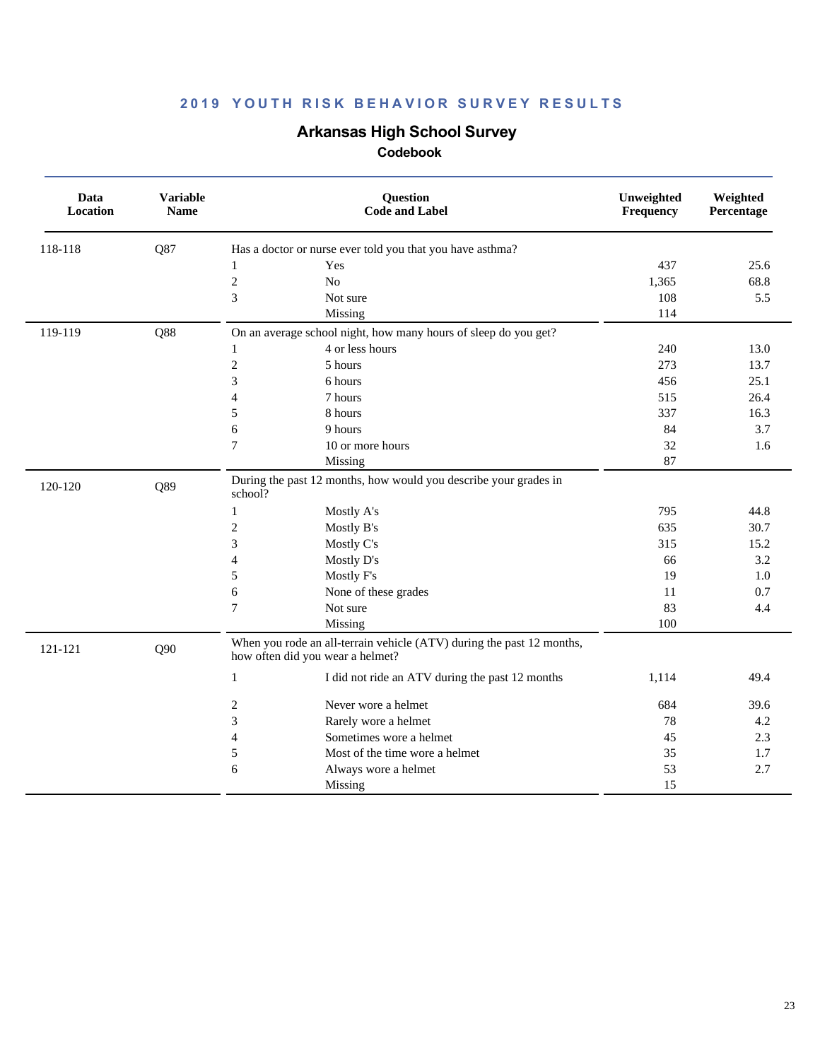## 2019 YOUTH RISK BEHAVIOR SURVEY RESULTS

# Arkansas High School Survey

### Codebook

| Data Location | Variable Name | Question Code and Label | | Unweighted Frequency | Weighted Percentage |
|---|---|---|---|---|---|
| 118-118 | Q87 | Has a doctor or nurse ever told you that you have asthma? | | | |
| | | 1 | Yes | 437 | 25.6 |
| | | 2 | No | 1,365 | 68.8 |
| | | 3 | Not sure | 108 | 5.5 |
| | | | Missing | 114 | |
| 119-119 | Q88 | On an average school night, how many hours of sleep do you get? | | | |
| | | 1 | 4 or less hours | 240 | 13.0 |
| | | 2 | 5 hours | 273 | 13.7 |
| | | 3 | 6 hours | 456 | 25.1 |
| | | 4 | 7 hours | 515 | 26.4 |
| | | 5 | 8 hours | 337 | 16.3 |
| | | 6 | 9 hours | 84 | 3.7 |
| | | 7 | 10 or more hours | 32 | 1.6 |
| | | | Missing | 87 | |
| 120-120 | Q89 | During the past 12 months, how would you describe your grades in school? | | | |
| | | 1 | Mostly A's | 795 | 44.8 |
| | | 2 | Mostly B's | 635 | 30.7 |
| | | 3 | Mostly C's | 315 | 15.2 |
| | | 4 | Mostly D's | 66 | 3.2 |
| | | 5 | Mostly F's | 19 | 1.0 |
| | | 6 | None of these grades | 11 | 0.7 |
| | | 7 | Not sure | 83 | 4.4 |
| | | | Missing | 100 | |
| 121-121 | Q90 | When you rode an all-terrain vehicle (ATV) during the past 12 months, how often did you wear a helmet? | | | |
| | | 1 | I did not ride an ATV during the past 12 months | 1,114 | 49.4 |
| | | 2 | Never wore a helmet | 684 | 39.6 |
| | | 3 | Rarely wore a helmet | 78 | 4.2 |
| | | 4 | Sometimes wore a helmet | 45 | 2.3 |
| | | 5 | Most of the time wore a helmet | 35 | 1.7 |
| | | 6 | Always wore a helmet | 53 | 2.7 |
| | | | Missing | 15 | |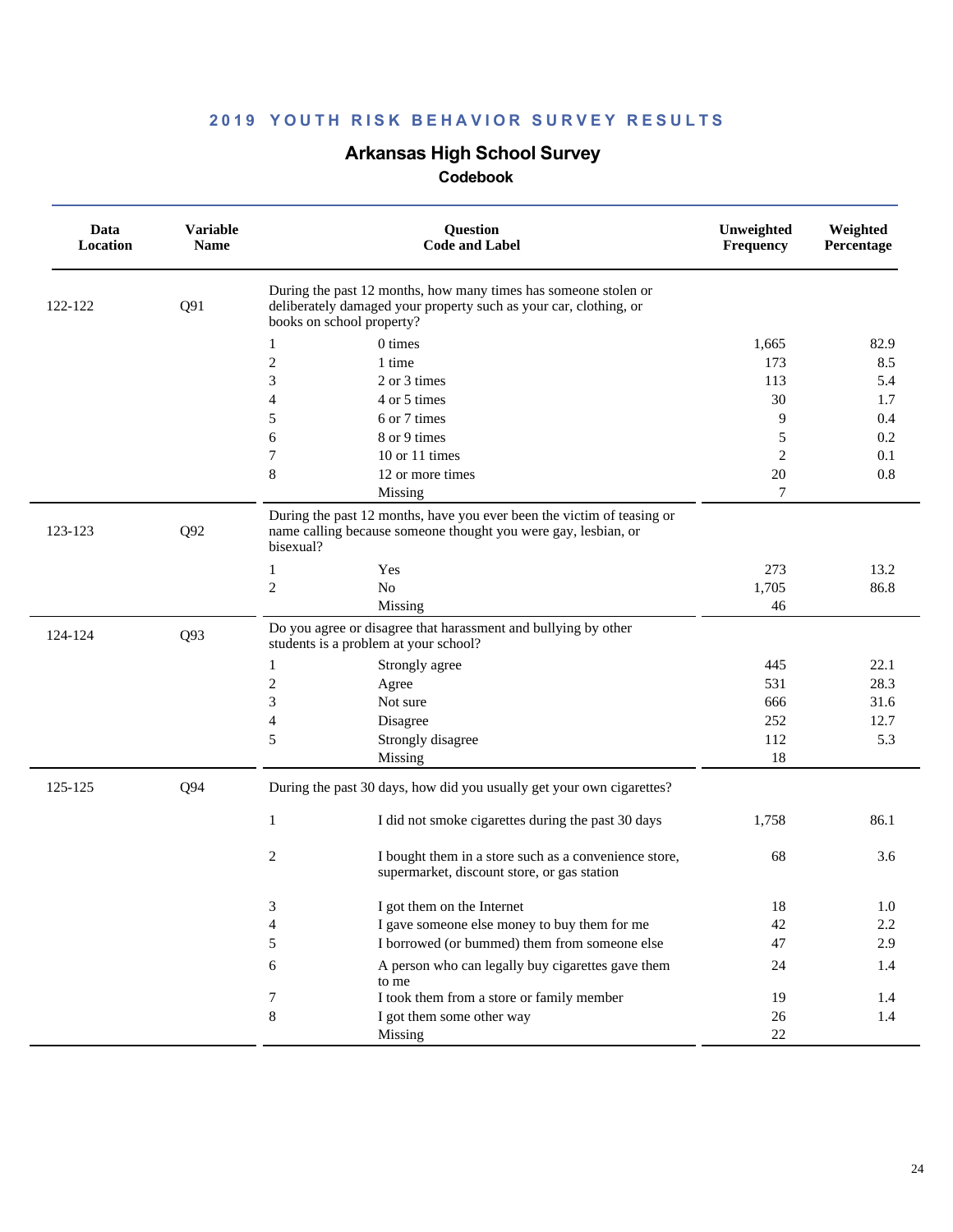## 2019 YOUTH RISK BEHAVIOR SURVEY RESULTS

## Arkansas High School Survey

### Codebook

| Data Location | Variable Name | Question Code and Label | | Unweighted Frequency | Weighted Percentage |
|---|---|---|---|---|---|
| 122-122 | Q91 | During the past 12 months, how many times has someone stolen or deliberately damaged your property such as your car, clothing, or books on school property? | | | |
| | | 1 | 0 times | 1,665 | 82.9 |
| | | 2 | 1 time | 173 | 8.5 |
| | | 3 | 2 or 3 times | 113 | 5.4 |
| | | 4 | 4 or 5 times | 30 | 1.7 |
| | | 5 | 6 or 7 times | 9 | 0.4 |
| | | 6 | 8 or 9 times | 5 | 0.2 |
| | | 7 | 10 or 11 times | 2 | 0.1 |
| | | 8 | 12 or more times | 20 | 0.8 |
| | | | Missing | 7 | |
| 123-123 | Q92 | During the past 12 months, have you ever been the victim of teasing or name calling because someone thought you were gay, lesbian, or bisexual? | | | |
| | | 1 | Yes | 273 | 13.2 |
| | | 2 | No | 1,705 | 86.8 |
| | | | Missing | 46 | |
| 124-124 | Q93 | Do you agree or disagree that harassment and bullying by other students is a problem at your school? | | | |
| | | 1 | Strongly agree | 445 | 22.1 |
| | | 2 | Agree | 531 | 28.3 |
| | | 3 | Not sure | 666 | 31.6 |
| | | 4 | Disagree | 252 | 12.7 |
| | | 5 | Strongly disagree | 112 | 5.3 |
| | | | Missing | 18 | |
| 125-125 | Q94 | During the past 30 days, how did you usually get your own cigarettes? | | | |
| | | 1 | I did not smoke cigarettes during the past 30 days | 1,758 | 86.1 |
| | | 2 | I bought them in a store such as a convenience store, supermarket, discount store, or gas station | 68 | 3.6 |
| | | 3 | I got them on the Internet | 18 | 1.0 |
| | | 4 | I gave someone else money to buy them for me | 42 | 2.2 |
| | | 5 | I borrowed (or bummed) them from someone else | 47 | 2.9 |
| | | 6 | A person who can legally buy cigarettes gave them to me | 24 | 1.4 |
| | | 7 | I took them from a store or family member | 19 | 1.4 |
| | | 8 | I got them some other way | 26 | 1.4 |
| | | | Missing | 22 | |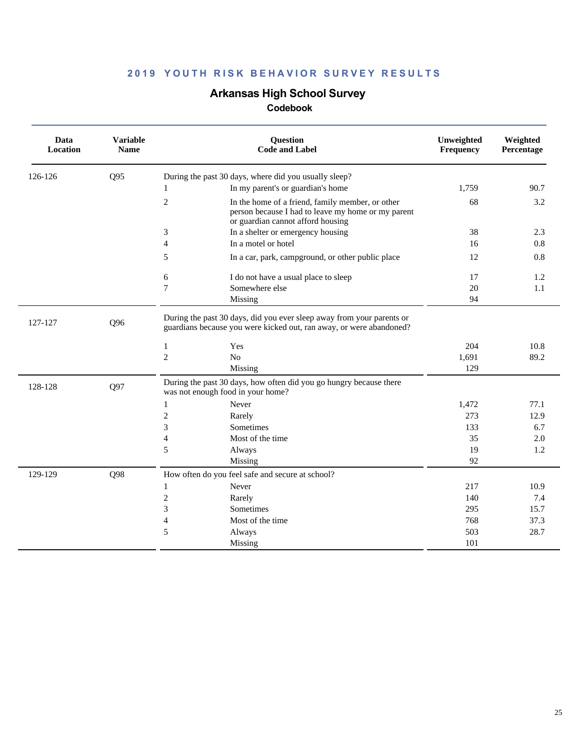## 2019 YOUTH RISK BEHAVIOR SURVEY RESULTS

### Arkansas High School Survey

#### Codebook

| Data Location | Variable Name | Question Code and Label | | Unweighted Frequency | Weighted Percentage |
|---|---|---|---|---|---|
| 126-126 | Q95 | During the past 30 days, where did you usually sleep? | | | |
| | | 1 | In my parent's or guardian's home | 1,759 | 90.7 |
| | | 2 | In the home of a friend, family member, or other person because I had to leave my home or my parent or guardian cannot afford housing | 68 | 3.2 |
| | | 3 | In a shelter or emergency housing | 38 | 2.3 |
| | | 4 | In a motel or hotel | 16 | 0.8 |
| | | 5 | In a car, park, campground, or other public place | 12 | 0.8 |
| | | 6 | I do not have a usual place to sleep | 17 | 1.2 |
| | | 7 | Somewhere else | 20 | 1.1 |
| | | | Missing | 94 | |
| 127-127 | Q96 | During the past 30 days, did you ever sleep away from your parents or guardians because you were kicked out, ran away, or were abandoned? | | | |
| | | 1 | Yes | 204 | 10.8 |
| | | 2 | No | 1,691 | 89.2 |
| | | | Missing | 129 | |
| 128-128 | Q97 | During the past 30 days, how often did you go hungry because there was not enough food in your home? | | | |
| | | 1 | Never | 1,472 | 77.1 |
| | | 2 | Rarely | 273 | 12.9 |
| | | 3 | Sometimes | 133 | 6.7 |
| | | 4 | Most of the time | 35 | 2.0 |
| | | 5 | Always | 19 | 1.2 |
| | | | Missing | 92 | |
| 129-129 | Q98 | How often do you feel safe and secure at school? | | | |
| | | 1 | Never | 217 | 10.9 |
| | | 2 | Rarely | 140 | 7.4 |
| | | 3 | Sometimes | 295 | 15.7 |
| | | 4 | Most of the time | 768 | 37.3 |
| | | 5 | Always | 503 | 28.7 |
| | | | Missing | 101 | |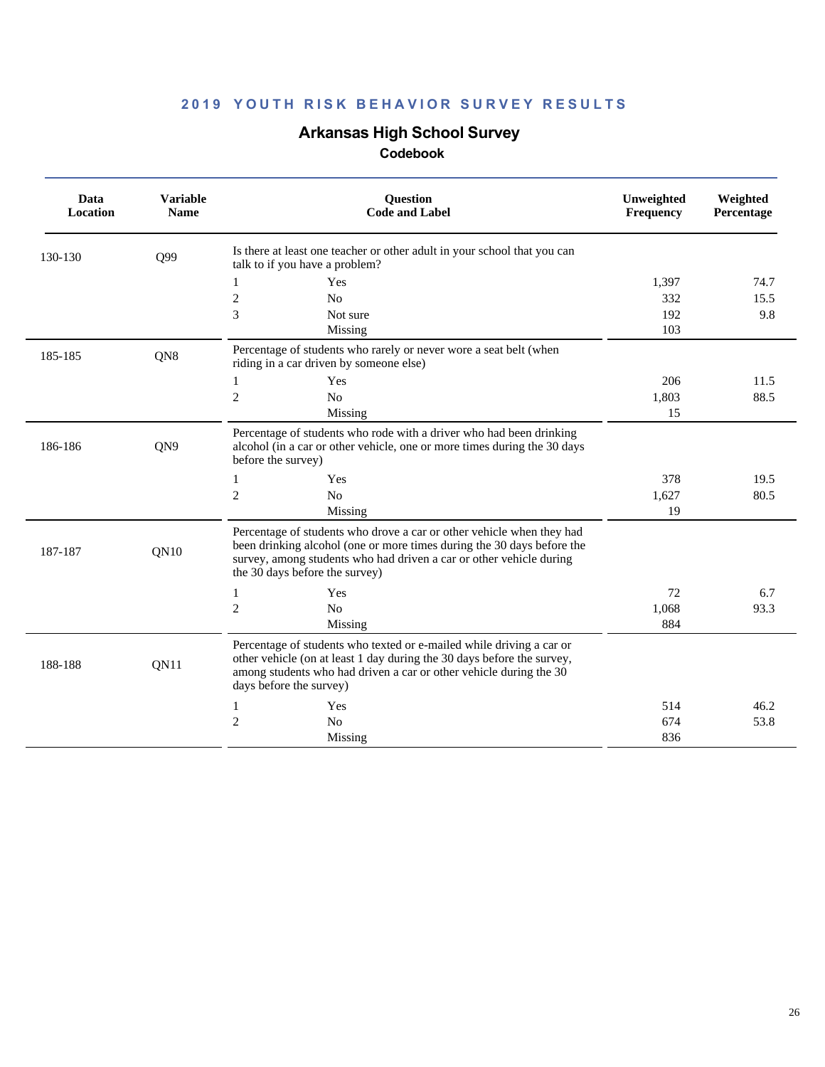## 2019 YOUTH RISK BEHAVIOR SURVEY RESULTS

### Arkansas High School Survey

#### Codebook

| Data Location | Variable Name | Question Code and Label | | Unweighted Frequency | Weighted Percentage |
|---|---|---|---|---|---|
| 130-130 | Q99 | Is there at least one teacher or other adult in your school that you can talk to if you have a problem? | | | |
| | | 1 | Yes | 1,397 | 74.7 |
| | | 2 | No | 332 | 15.5 |
| | | 3 | Not sure | 192 | 9.8 |
| | | | Missing | 103 | |
| 185-185 | QN8 | Percentage of students who rarely or never wore a seat belt (when riding in a car driven by someone else) | | | |
| | | 1 | Yes | 206 | 11.5 |
| | | 2 | No | 1,803 | 88.5 |
| | | | Missing | 15 | |
| 186-186 | QN9 | Percentage of students who rode with a driver who had been drinking alcohol (in a car or other vehicle, one or more times during the 30 days before the survey) | | | |
| | | 1 | Yes | 378 | 19.5 |
| | | 2 | No | 1,627 | 80.5 |
| | | | Missing | 19 | |
| 187-187 | QN10 | Percentage of students who drove a car or other vehicle when they had been drinking alcohol (one or more times during the 30 days before the survey, among students who had driven a car or other vehicle during the 30 days before the survey) | | | |
| | | 1 | Yes | 72 | 6.7 |
| | | 2 | No | 1,068 | 93.3 |
| | | | Missing | 884 | |
| 188-188 | QN11 | Percentage of students who texted or e-mailed while driving a car or other vehicle (on at least 1 day during the 30 days before the survey, among students who had driven a car or other vehicle during the 30 days before the survey) | | | |
| | | 1 | Yes | 514 | 46.2 |
| | | 2 | No | 674 | 53.8 |
| | | | Missing | 836 | |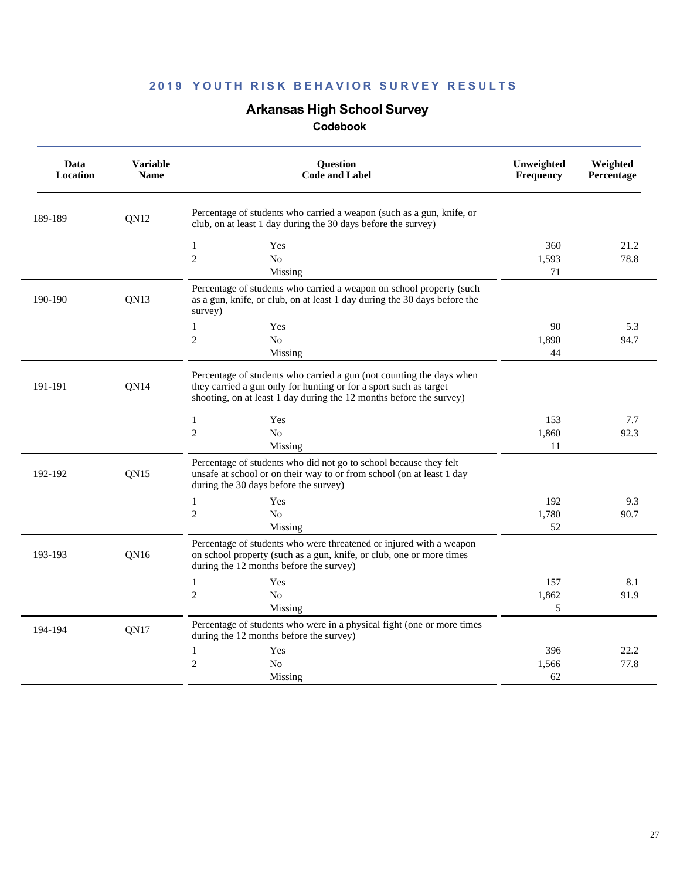# 2019 YOUTH RISK BEHAVIOR SURVEY RESULTS

## Arkansas High School Survey

### Codebook

| Data Location | Variable Name | Question Code and Label | | Unweighted Frequency | Weighted Percentage |
|---|---|---|---|---|---|
| 189-189 | QN12 | Percentage of students who carried a weapon (such as a gun, knife, or club, on at least 1 day during the 30 days before the survey) | | | |
| | | 1 | Yes | 360 | 21.2 |
| | | 2 | No | 1,593 | 78.8 |
| | | | Missing | 71 | |
| 190-190 | QN13 | Percentage of students who carried a weapon on school property (such as a gun, knife, or club, on at least 1 day during the 30 days before the survey) | | | |
| | | 1 | Yes | 90 | 5.3 |
| | | 2 | No | 1,890 | 94.7 |
| | | | Missing | 44 | |
| 191-191 | QN14 | Percentage of students who carried a gun (not counting the days when they carried a gun only for hunting or for a sport such as target shooting, on at least 1 day during the 12 months before the survey) | | | |
| | | 1 | Yes | 153 | 7.7 |
| | | 2 | No | 1,860 | 92.3 |
| | | | Missing | 11 | |
| 192-192 | QN15 | Percentage of students who did not go to school because they felt unsafe at school or on their way to or from school (on at least 1 day during the 30 days before the survey) | | | |
| | | 1 | Yes | 192 | 9.3 |
| | | 2 | No | 1,780 | 90.7 |
| | | | Missing | 52 | |
| 193-193 | QN16 | Percentage of students who were threatened or injured with a weapon on school property (such as a gun, knife, or club, one or more times during the 12 months before the survey) | | | |
| | | 1 | Yes | 157 | 8.1 |
| | | 2 | No | 1,862 | 91.9 |
| | | | Missing | 5 | |
| 194-194 | QN17 | Percentage of students who were in a physical fight (one or more times during the 12 months before the survey) | | | |
| | | 1 | Yes | 396 | 22.2 |
| | | 2 | No | 1,566 | 77.8 |
| | | | Missing | 62 | |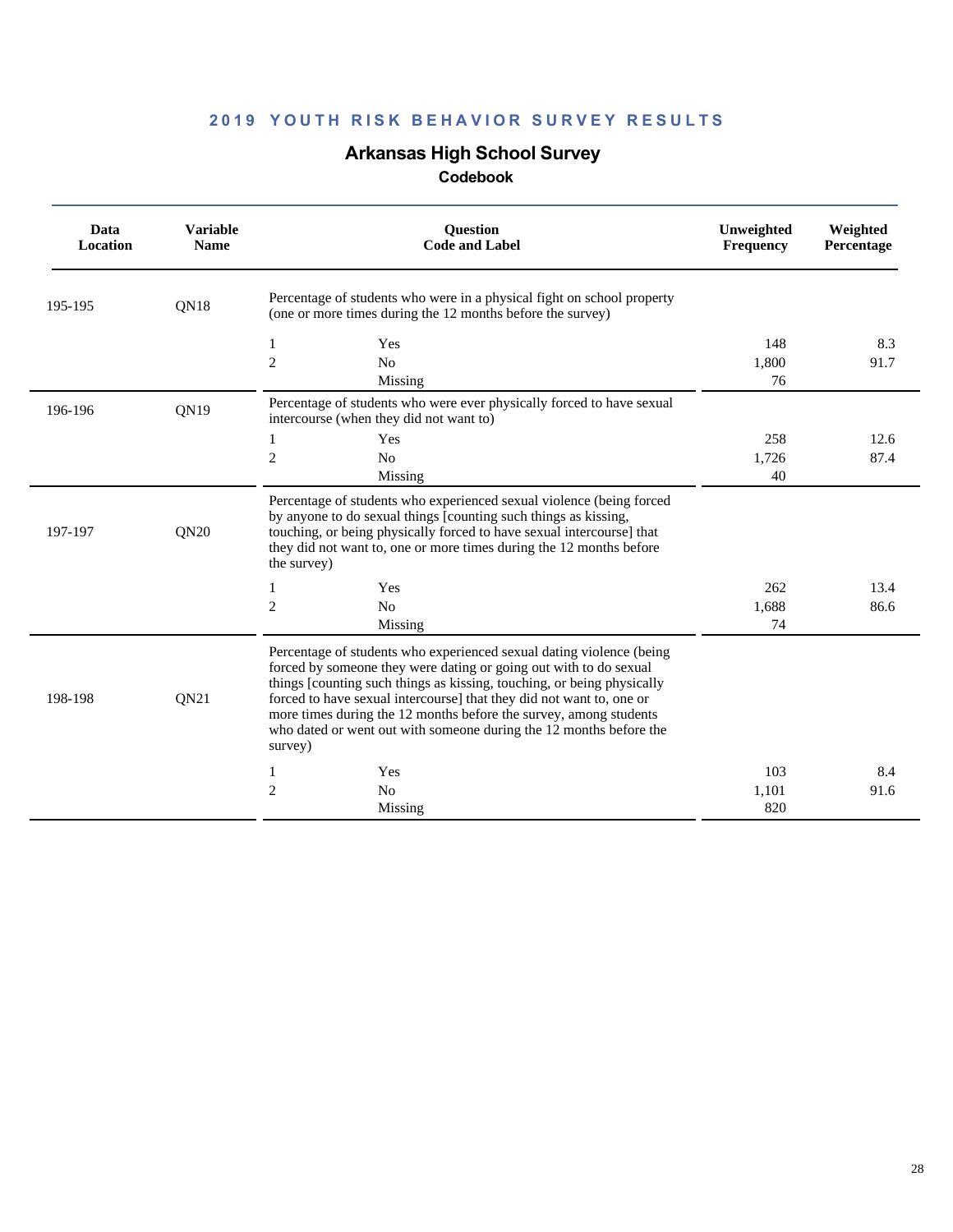## 2019 YOUTH RISK BEHAVIOR SURVEY RESULTS

# Arkansas High School Survey

### Codebook

| Data Location | Variable Name | Question Code and Label | | Unweighted Frequency | Weighted Percentage |
|---|---|---|---|---|---|
| 195-195 | QN18 | Percentage of students who were in a physical fight on school property (one or more times during the 12 months before the survey) | | | |
| | | 1 | Yes | 148 | 8.3 |
| | | 2 | No | 1,800 | 91.7 |
| | | | Missing | 76 | |
| 196-196 | QN19 | Percentage of students who were ever physically forced to have sexual intercourse (when they did not want to) | | | |
| | | 1 | Yes | 258 | 12.6 |
| | | 2 | No | 1,726 | 87.4 |
| | | | Missing | 40 | |
| 197-197 | QN20 | Percentage of students who experienced sexual violence (being forced by anyone to do sexual things [counting such things as kissing, touching, or being physically forced to have sexual intercourse] that they did not want to, one or more times during the 12 months before the survey) | | | |
| | | 1 | Yes | 262 | 13.4 |
| | | 2 | No | 1,688 | 86.6 |
| | | | Missing | 74 | |
| 198-198 | QN21 | Percentage of students who experienced sexual dating violence (being forced by someone they were dating or going out with to do sexual things [counting such things as kissing, touching, or being physically forced to have sexual intercourse] that they did not want to, one or more times during the 12 months before the survey, among students who dated or went out with someone during the 12 months before the survey) | | | |
| | | 1 | Yes | 103 | 8.4 |
| | | 2 | No | 1,101 | 91.6 |
| | | | Missing | 820 | |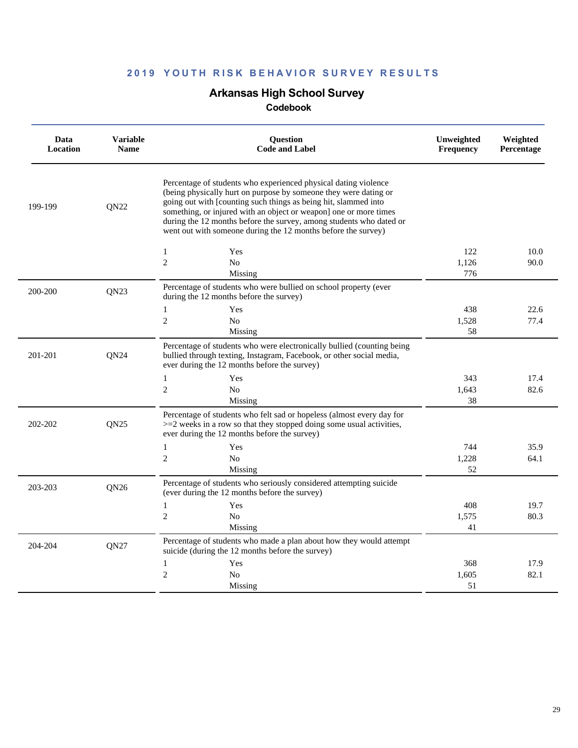## 2019 YOUTH RISK BEHAVIOR SURVEY RESULTS

# Arkansas High School Survey

### Codebook

| Data Location | Variable Name | Question Code and Label | | Unweighted Frequency | Weighted Percentage |
|---|---|---|---|---|---|
| 199-199 | QN22 | Percentage of students who experienced physical dating violence (being physically hurt on purpose by someone they were dating or going out with [counting such things as being hit, slammed into something, or injured with an object or weapon] one or more times during the 12 months before the survey, among students who dated or went out with someone during the 12 months before the survey) | | | |
| | | 1 | Yes | 122 | 10.0 |
| | | 2 | No | 1,126 | 90.0 |
| | | | Missing | 776 | |
| 200-200 | QN23 | Percentage of students who were bullied on school property (ever during the 12 months before the survey) | | | |
| | | 1 | Yes | 438 | 22.6 |
| | | 2 | No | 1,528 | 77.4 |
| | | | Missing | 58 | |
| 201-201 | QN24 | Percentage of students who were electronically bullied (counting being bullied through texting, Instagram, Facebook, or other social media, ever during the 12 months before the survey) | | | |
| | | 1 | Yes | 343 | 17.4 |
| | | 2 | No | 1,643 | 82.6 |
| | | | Missing | 38 | |
| 202-202 | QN25 | Percentage of students who felt sad or hopeless (almost every day for >=2 weeks in a row so that they stopped doing some usual activities, ever during the 12 months before the survey) | | | |
| | | 1 | Yes | 744 | 35.9 |
| | | 2 | No | 1,228 | 64.1 |
| | | | Missing | 52 | |
| 203-203 | QN26 | Percentage of students who seriously considered attempting suicide (ever during the 12 months before the survey) | | | |
| | | 1 | Yes | 408 | 19.7 |
| | | 2 | No | 1,575 | 80.3 |
| | | | Missing | 41 | |
| 204-204 | QN27 | Percentage of students who made a plan about how they would attempt suicide (during the 12 months before the survey) | | | |
| | | 1 | Yes | 368 | 17.9 |
| | | 2 | No | 1,605 | 82.1 |
| | | | Missing | 51 | |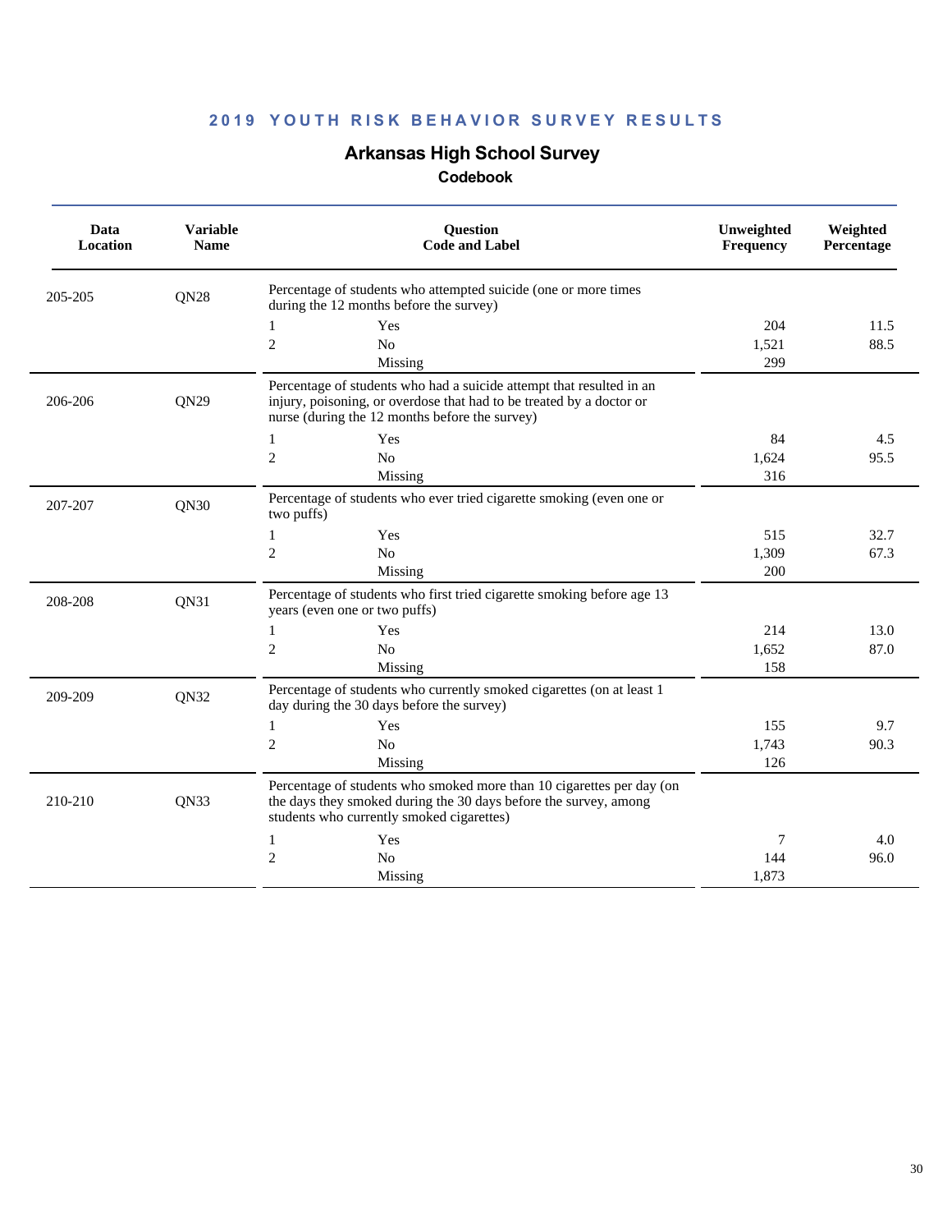## 2019 YOUTH RISK BEHAVIOR SURVEY RESULTS

# Arkansas High School Survey

### Codebook

| Data Location | Variable Name | Question Code and Label | | Unweighted Frequency | Weighted Percentage |
|---|---|---|---|---|---|
| 205-205 | QN28 | Percentage of students who attempted suicide (one or more times during the 12 months before the survey) | | | |
| | | 1 | Yes | 204 | 11.5 |
| | | 2 | No | 1,521 | 88.5 |
| | | | Missing | 299 | |
| 206-206 | QN29 | Percentage of students who had a suicide attempt that resulted in an injury, poisoning, or overdose that had to be treated by a doctor or nurse (during the 12 months before the survey) | | | |
| | | 1 | Yes | 84 | 4.5 |
| | | 2 | No | 1,624 | 95.5 |
| | | | Missing | 316 | |
| 207-207 | QN30 | Percentage of students who ever tried cigarette smoking (even one or two puffs) | | | |
| | | 1 | Yes | 515 | 32.7 |
| | | 2 | No | 1,309 | 67.3 |
| | | | Missing | 200 | |
| 208-208 | QN31 | Percentage of students who first tried cigarette smoking before age 13 years (even one or two puffs) | | | |
| | | 1 | Yes | 214 | 13.0 |
| | | 2 | No | 1,652 | 87.0 |
| | | | Missing | 158 | |
| 209-209 | QN32 | Percentage of students who currently smoked cigarettes (on at least 1 day during the 30 days before the survey) | | | |
| | | 1 | Yes | 155 | 9.7 |
| | | 2 | No | 1,743 | 90.3 |
| | | | Missing | 126 | |
| 210-210 | QN33 | Percentage of students who smoked more than 10 cigarettes per day (on the days they smoked during the 30 days before the survey, among students who currently smoked cigarettes) | | | |
| | | 1 | Yes | 7 | 4.0 |
| | | 2 | No | 144 | 96.0 |
| | | | Missing | 1,873 | |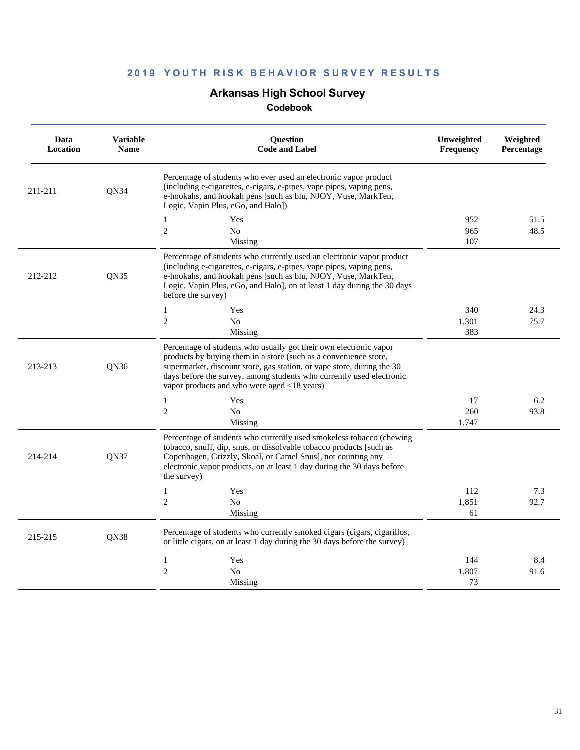## 2019 YOUTH RISK BEHAVIOR SURVEY RESULTS

# Arkansas High School Survey

### Codebook

| Data Location | Variable Name | Question Code and Label | | Unweighted Frequency | Weighted Percentage |
|---|---|---|---|---|---|
| 211-211 | QN34 | Percentage of students who ever used an electronic vapor product (including e-cigarettes, e-cigars, e-pipes, vape pipes, vaping pens, e-hookahs, and hookah pens [such as blu, NJOY, Vuse, MarkTen, Logic, Vapin Plus, eGo, and Halo]) | | | |
| | | 1 | Yes | 952 | 51.5 |
| | | 2 | No | 965 | 48.5 |
| | | | Missing | 107 | |
| 212-212 | QN35 | Percentage of students who currently used an electronic vapor product (including e-cigarettes, e-cigars, e-pipes, vape pipes, vaping pens, e-hookahs, and hookah pens [such as blu, NJOY, Vuse, MarkTen, Logic, Vapin Plus, eGo, and Halo], on at least 1 day during the 30 days before the survey) | | | |
| | | 1 | Yes | 340 | 24.3 |
| | | 2 | No | 1,301 | 75.7 |
| | | | Missing | 383 | |
| 213-213 | QN36 | Percentage of students who usually got their own electronic vapor products by buying them in a store (such as a convenience store, supermarket, discount store, gas station, or vape store, during the 30 days before the survey, among students who currently used electronic vapor products and who were aged <18 years) | | | |
| | | 1 | Yes | 17 | 6.2 |
| | | 2 | No | 260 | 93.8 |
| | | | Missing | 1,747 | |
| 214-214 | QN37 | Percentage of students who currently used smokeless tobacco (chewing tobacco, snuff, dip, snus, or dissolvable tobacco products [such as Copenhagen, Grizzly, Skoal, or Camel Snus], not counting any electronic vapor products, on at least 1 day during the 30 days before the survey) | | | |
| | | 1 | Yes | 112 | 7.3 |
| | | 2 | No | 1,851 | 92.7 |
| | | | Missing | 61 | |
| 215-215 | QN38 | Percentage of students who currently smoked cigars (cigars, cigarillos, or little cigars, on at least 1 day during the 30 days before the survey) | | | |
| | | 1 | Yes | 144 | 8.4 |
| | | 2 | No | 1,807 | 91.6 |
| | | | Missing | 73 | |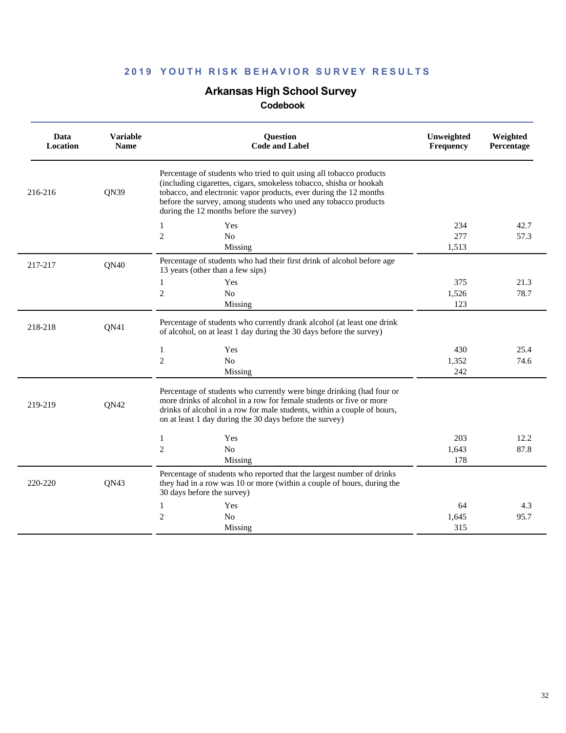## 2019 YOUTH RISK BEHAVIOR SURVEY RESULTS

# Arkansas High School Survey

### Codebook

| Data Location | Variable Name | Question Code and Label | | Unweighted Frequency | Weighted Percentage |
|---|---|---|---|---|---|
| 216-216 | QN39 | Percentage of students who tried to quit using all tobacco products (including cigarettes, cigars, smokeless tobacco, shisha or hookah tobacco, and electronic vapor products, ever during the 12 months before the survey, among students who used any tobacco products during the 12 months before the survey) | | | |
| | | 1 | Yes | 234 | 42.7 |
| | | 2 | No | 277 | 57.3 |
| | | | Missing | 1,513 | |
| 217-217 | QN40 | Percentage of students who had their first drink of alcohol before age 13 years (other than a few sips) | | | |
| | | 1 | Yes | 375 | 21.3 |
| | | 2 | No | 1,526 | 78.7 |
| | | | Missing | 123 | |
| 218-218 | QN41 | Percentage of students who currently drank alcohol (at least one drink of alcohol, on at least 1 day during the 30 days before the survey) | | | |
| | | 1 | Yes | 430 | 25.4 |
| | | 2 | No | 1,352 | 74.6 |
| | | | Missing | 242 | |
| 219-219 | QN42 | Percentage of students who currently were binge drinking (had four or more drinks of alcohol in a row for female students or five or more drinks of alcohol in a row for male students, within a couple of hours, on at least 1 day during the 30 days before the survey) | | | |
| | | 1 | Yes | 203 | 12.2 |
| | | 2 | No | 1,643 | 87.8 |
| | | | Missing | 178 | |
| 220-220 | QN43 | Percentage of students who reported that the largest number of drinks they had in a row was 10 or more (within a couple of hours, during the 30 days before the survey) | | | |
| | | 1 | Yes | 64 | 4.3 |
| | | 2 | No | 1,645 | 95.7 |
| | | | Missing | 315 | |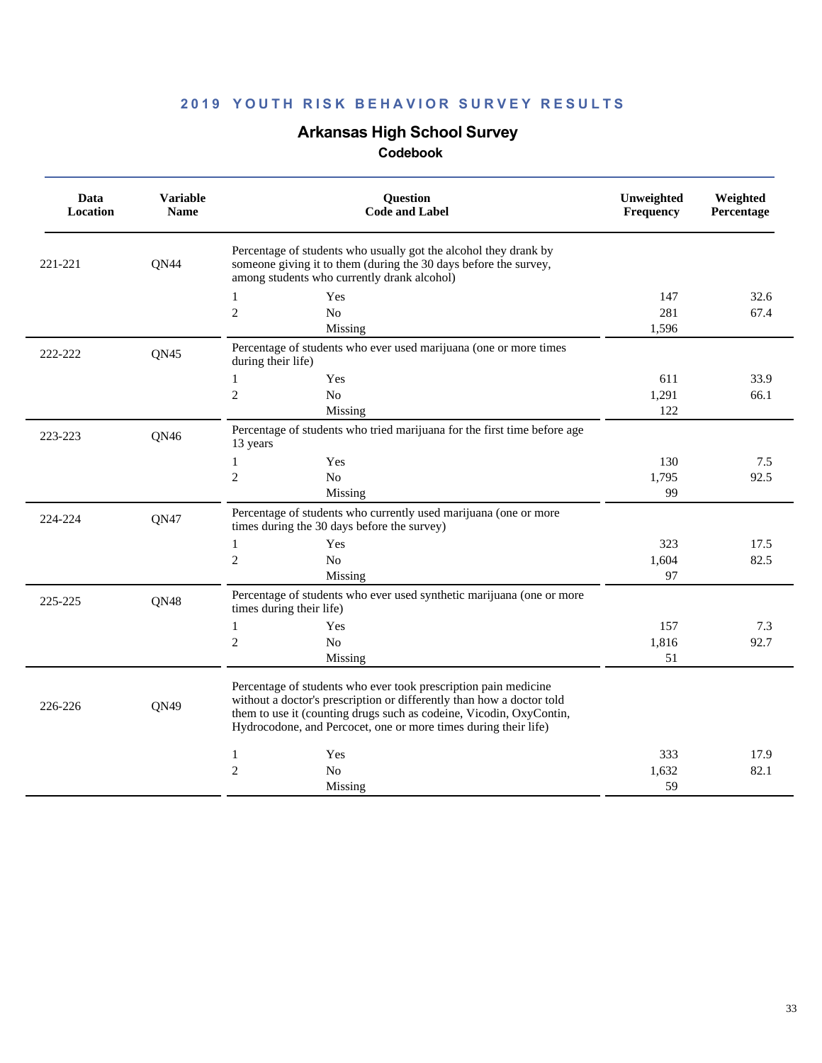## 2019 YOUTH RISK BEHAVIOR SURVEY RESULTS

# Arkansas High School Survey

### Codebook

| Data Location | Variable Name | Question Code and Label | | Unweighted Frequency | Weighted Percentage |
|---|---|---|---|---|---|
| 221-221 | QN44 | Percentage of students who usually got the alcohol they drank by someone giving it to them (during the 30 days before the survey, among students who currently drank alcohol) | | | |
| | | 1 | Yes | 147 | 32.6 |
| | | 2 | No | 281 | 67.4 |
| | | | Missing | 1,596 | |
| 222-222 | QN45 | Percentage of students who ever used marijuana (one or more times during their life) | | | |
| | | 1 | Yes | 611 | 33.9 |
| | | 2 | No | 1,291 | 66.1 |
| | | | Missing | 122 | |
| 223-223 | QN46 | Percentage of students who tried marijuana for the first time before age 13 years | | | |
| | | 1 | Yes | 130 | 7.5 |
| | | 2 | No | 1,795 | 92.5 |
| | | | Missing | 99 | |
| 224-224 | QN47 | Percentage of students who currently used marijuana (one or more times during the 30 days before the survey) | | | |
| | | 1 | Yes | 323 | 17.5 |
| | | 2 | No | 1,604 | 82.5 |
| | | | Missing | 97 | |
| 225-225 | QN48 | Percentage of students who ever used synthetic marijuana (one or more times during their life) | | | |
| | | 1 | Yes | 157 | 7.3 |
| | | 2 | No | 1,816 | 92.7 |
| | | | Missing | 51 | |
| 226-226 | QN49 | Percentage of students who ever took prescription pain medicine without a doctor's prescription or differently than how a doctor told them to use it (counting drugs such as codeine, Vicodin, OxyContin, Hydrocodone, and Percocet, one or more times during their life) | | | |
| | | 1 | Yes | 333 | 17.9 |
| | | 2 | No | 1,632 | 82.1 |
| | | | Missing | 59 | |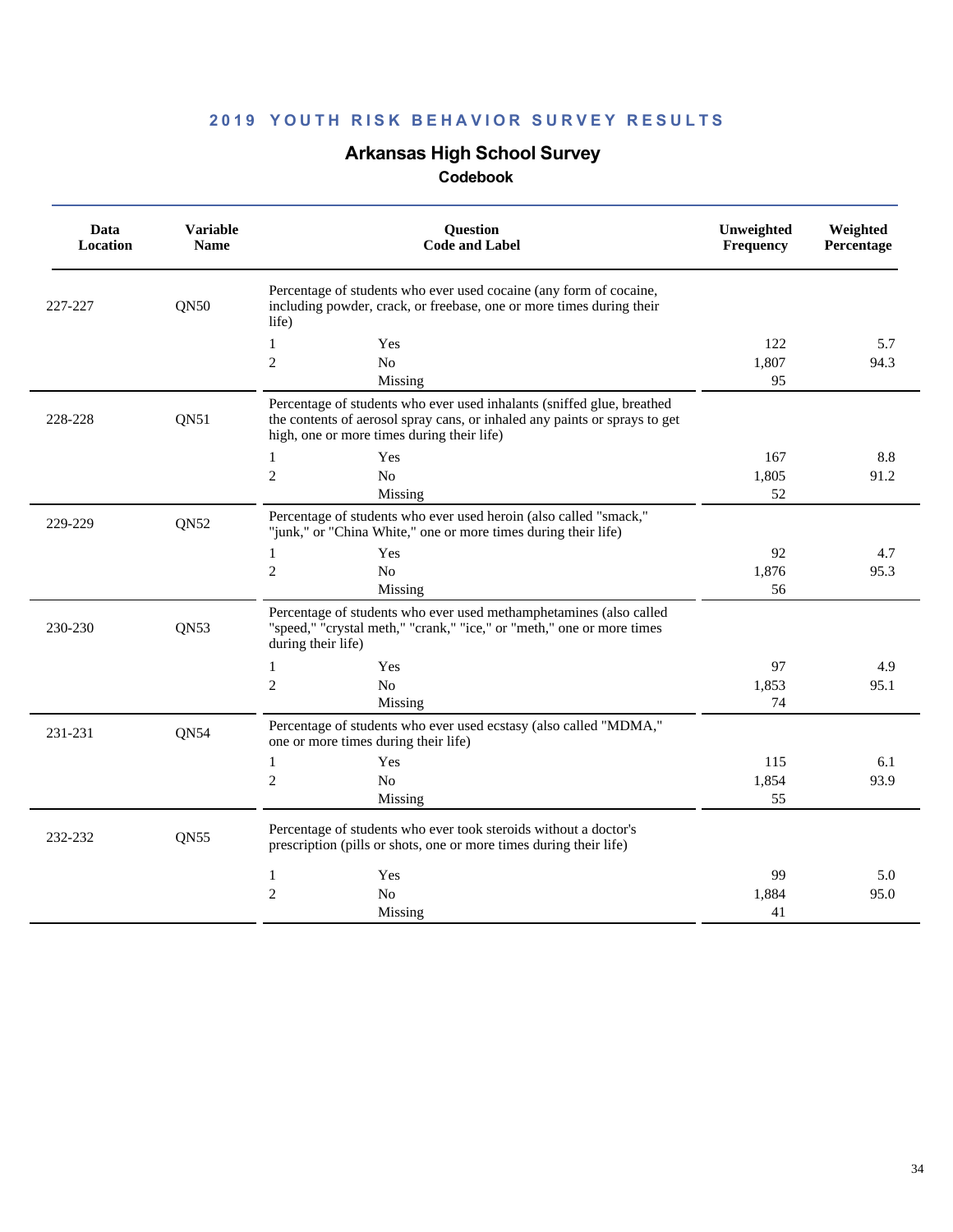## 2019 YOUTH RISK BEHAVIOR SURVEY RESULTS

## Arkansas High School Survey

### Codebook

| Data Location | Variable Name | Question Code and Label | | Unweighted Frequency | Weighted Percentage |
|---|---|---|---|---|---|
| 227-227 | QN50 | Percentage of students who ever used cocaine (any form of cocaine, including powder, crack, or freebase, one or more times during their life) | | | |
| | | 1 | Yes | 122 | 5.7 |
| | | 2 | No | 1,807 | 94.3 |
| | | | Missing | 95 | |
| 228-228 | QN51 | Percentage of students who ever used inhalants (sniffed glue, breathed the contents of aerosol spray cans, or inhaled any paints or sprays to get high, one or more times during their life) | | | |
| | | 1 | Yes | 167 | 8.8 |
| | | 2 | No | 1,805 | 91.2 |
| | | | Missing | 52 | |
| 229-229 | QN52 | Percentage of students who ever used heroin (also called "smack," "junk," or "China White," one or more times during their life) | | | |
| | | 1 | Yes | 92 | 4.7 |
| | | 2 | No | 1,876 | 95.3 |
| | | | Missing | 56 | |
| 230-230 | QN53 | Percentage of students who ever used methamphetamines (also called "speed," "crystal meth," "crank," "ice," or "meth," one or more times during their life) | | | |
| | | 1 | Yes | 97 | 4.9 |
| | | 2 | No | 1,853 | 95.1 |
| | | | Missing | 74 | |
| 231-231 | QN54 | Percentage of students who ever used ecstasy (also called "MDMA," one or more times during their life) | | | |
| | | 1 | Yes | 115 | 6.1 |
| | | 2 | No | 1,854 | 93.9 |
| | | | Missing | 55 | |
| 232-232 | QN55 | Percentage of students who ever took steroids without a doctor's prescription (pills or shots, one or more times during their life) | | | |
| | | 1 | Yes | 99 | 5.0 |
| | | 2 | No | 1,884 | 95.0 |
| | | | Missing | 41 | |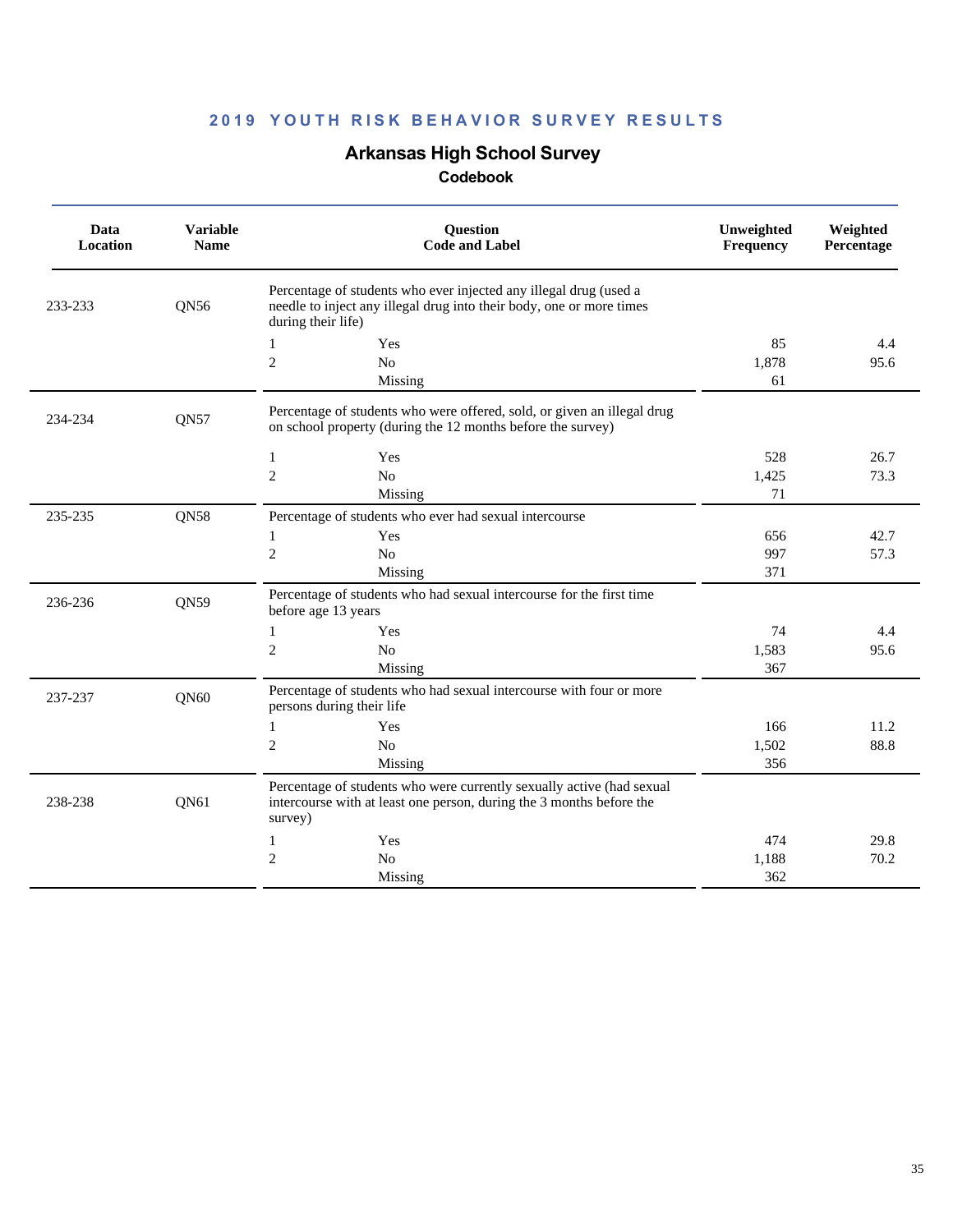## 2019 YOUTH RISK BEHAVIOR SURVEY RESULTS

# Arkansas High School Survey

### Codebook

| Data Location | Variable Name | Question Code and Label | | Unweighted Frequency | Weighted Percentage |
|---|---|---|---|---|---|
| 233-233 | QN56 | Percentage of students who ever injected any illegal drug (used a needle to inject any illegal drug into their body, one or more times during their life) | | | |
| | | 1 | Yes | 85 | 4.4 |
| | | 2 | No | 1,878 | 95.6 |
| | | | Missing | 61 | |
| 234-234 | QN57 | Percentage of students who were offered, sold, or given an illegal drug on school property (during the 12 months before the survey) | | | |
| | | 1 | Yes | 528 | 26.7 |
| | | 2 | No | 1,425 | 73.3 |
| | | | Missing | 71 | |
| 235-235 | QN58 | Percentage of students who ever had sexual intercourse | | | |
| | | 1 | Yes | 656 | 42.7 |
| | | 2 | No | 997 | 57.3 |
| | | | Missing | 371 | |
| 236-236 | QN59 | Percentage of students who had sexual intercourse for the first time before age 13 years | | | |
| | | 1 | Yes | 74 | 4.4 |
| | | 2 | No | 1,583 | 95.6 |
| | | | Missing | 367 | |
| 237-237 | QN60 | Percentage of students who had sexual intercourse with four or more persons during their life | | | |
| | | 1 | Yes | 166 | 11.2 |
| | | 2 | No | 1,502 | 88.8 |
| | | | Missing | 356 | |
| 238-238 | QN61 | Percentage of students who were currently sexually active (had sexual intercourse with at least one person, during the 3 months before the survey) | | | |
| | | 1 | Yes | 474 | 29.8 |
| | | 2 | No | 1,188 | 70.2 |
| | | | Missing | 362 | |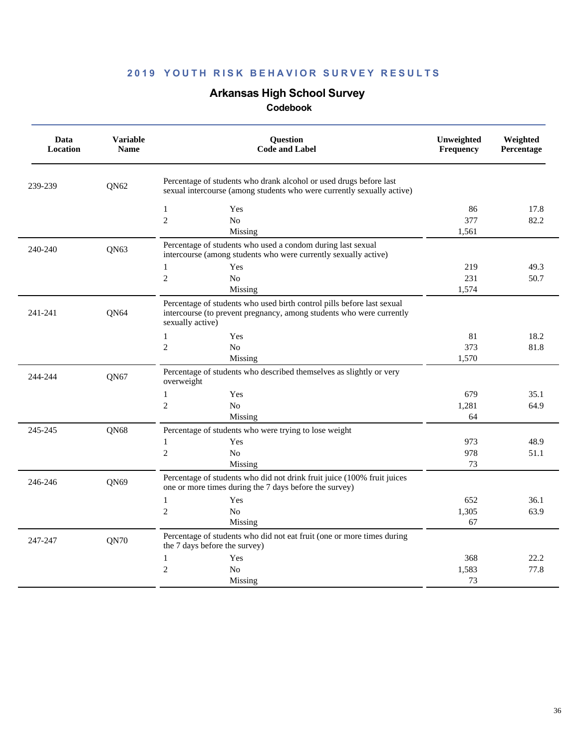## 2019 YOUTH RISK BEHAVIOR SURVEY RESULTS

## Arkansas High School Survey

### Codebook

| Data Location | Variable Name | Question Code and Label | | Unweighted Frequency | Weighted Percentage |
|---|---|---|---|---|---|
| 239-239 | QN62 | Percentage of students who drank alcohol or used drugs before last sexual intercourse (among students who were currently sexually active) | | | |
| | | 1 | Yes | 86 | 17.8 |
| | | 2 | No | 377 | 82.2 |
| | | | Missing | 1,561 | |
| 240-240 | QN63 | Percentage of students who used a condom during last sexual intercourse (among students who were currently sexually active) | | | |
| | | 1 | Yes | 219 | 49.3 |
| | | 2 | No | 231 | 50.7 |
| | | | Missing | 1,574 | |
| 241-241 | QN64 | Percentage of students who used birth control pills before last sexual intercourse (to prevent pregnancy, among students who were currently sexually active) | | | |
| | | 1 | Yes | 81 | 18.2 |
| | | 2 | No | 373 | 81.8 |
| | | | Missing | 1,570 | |
| 244-244 | QN67 | Percentage of students who described themselves as slightly or very overweight | | | |
| | | 1 | Yes | 679 | 35.1 |
| | | 2 | No | 1,281 | 64.9 |
| | | | Missing | 64 | |
| 245-245 | QN68 | Percentage of students who were trying to lose weight | | | |
| | | 1 | Yes | 973 | 48.9 |
| | | 2 | No | 978 | 51.1 |
| | | | Missing | 73 | |
| 246-246 | QN69 | Percentage of students who did not drink fruit juice (100% fruit juices one or more times during the 7 days before the survey) | | | |
| | | 1 | Yes | 652 | 36.1 |
| | | 2 | No | 1,305 | 63.9 |
| | | | Missing | 67 | |
| 247-247 | QN70 | Percentage of students who did not eat fruit (one or more times during the 7 days before the survey) | | | |
| | | 1 | Yes | 368 | 22.2 |
| | | 2 | No | 1,583 | 77.8 |
| | | | Missing | 73 | |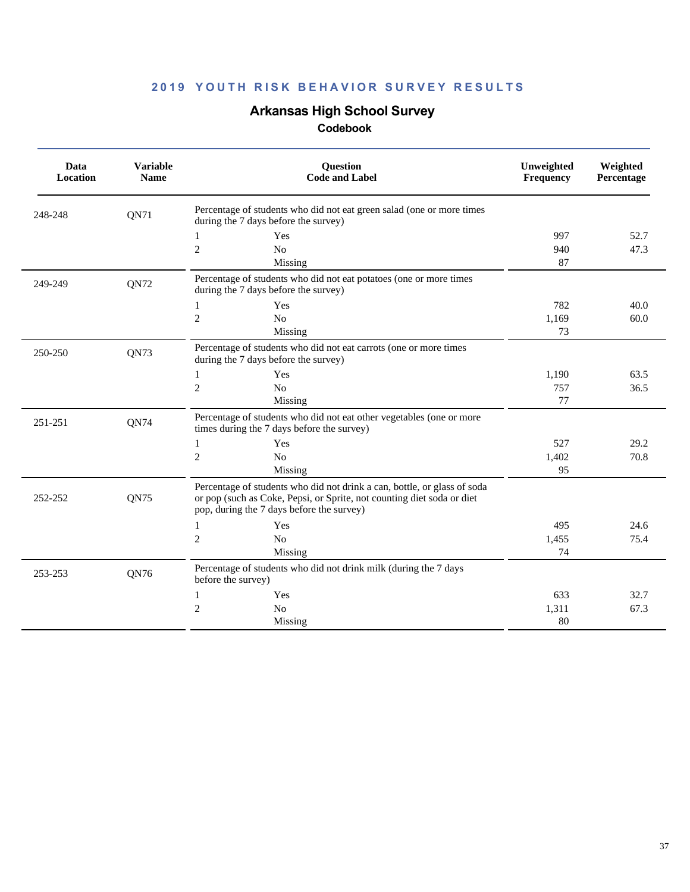**2019 YOUTH RISK BEHAVIOR SURVEY RESULTS**

# Arkansas High School Survey

## Codebook

| Data Location | Variable Name | Question Code and Label | | Unweighted Frequency | Weighted Percentage |
|---|---|---|---|---|---|
| 248-248 | QN71 | Percentage of students who did not eat green salad (one or more times during the 7 days before the survey) | | | |
| | | 1 | Yes | 997 | 52.7 |
| | | 2 | No | 940 | 47.3 |
| | | | Missing | 87 | |
| 249-249 | QN72 | Percentage of students who did not eat potatoes (one or more times during the 7 days before the survey) | | | |
| | | 1 | Yes | 782 | 40.0 |
| | | 2 | No | 1,169 | 60.0 |
| | | | Missing | 73 | |
| 250-250 | QN73 | Percentage of students who did not eat carrots (one or more times during the 7 days before the survey) | | | |
| | | 1 | Yes | 1,190 | 63.5 |
| | | 2 | No | 757 | 36.5 |
| | | | Missing | 77 | |
| 251-251 | QN74 | Percentage of students who did not eat other vegetables (one or more times during the 7 days before the survey) | | | |
| | | 1 | Yes | 527 | 29.2 |
| | | 2 | No | 1,402 | 70.8 |
| | | | Missing | 95 | |
| 252-252 | QN75 | Percentage of students who did not drink a can, bottle, or glass of soda or pop (such as Coke, Pepsi, or Sprite, not counting diet soda or diet pop, during the 7 days before the survey) | | | |
| | | 1 | Yes | 495 | 24.6 |
| | | 2 | No | 1,455 | 75.4 |
| | | | Missing | 74 | |
| 253-253 | QN76 | Percentage of students who did not drink milk (during the 7 days before the survey) | | | |
| | | 1 | Yes | 633 | 32.7 |
| | | 2 | No | 1,311 | 67.3 |
| | | | Missing | 80 | |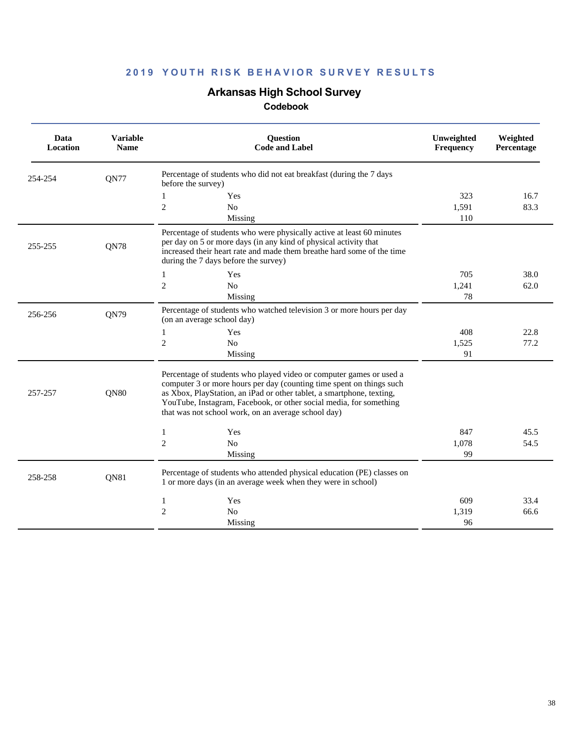## 2019 YOUTH RISK BEHAVIOR SURVEY RESULTS

# Arkansas High School Survey

### Codebook

| Data Location | Variable Name | Question Code and Label | | Unweighted Frequency | Weighted Percentage |
|---|---|---|---|---|---|
| 254-254 | QN77 | Percentage of students who did not eat breakfast (during the 7 days before the survey) | | | |
| | | 1 | Yes | 323 | 16.7 |
| | | 2 | No | 1,591 | 83.3 |
| | | | Missing | 110 | |
| 255-255 | QN78 | Percentage of students who were physically active at least 60 minutes per day on 5 or more days (in any kind of physical activity that increased their heart rate and made them breathe hard some of the time during the 7 days before the survey) | | | |
| | | 1 | Yes | 705 | 38.0 |
| | | 2 | No | 1,241 | 62.0 |
| | | | Missing | 78 | |
| 256-256 | QN79 | Percentage of students who watched television 3 or more hours per day (on an average school day) | | | |
| | | 1 | Yes | 408 | 22.8 |
| | | 2 | No | 1,525 | 77.2 |
| | | | Missing | 91 | |
| 257-257 | QN80 | Percentage of students who played video or computer games or used a computer 3 or more hours per day (counting time spent on things such as Xbox, PlayStation, an iPad or other tablet, a smartphone, texting, YouTube, Instagram, Facebook, or other social media, for something that was not school work, on an average school day) | | | |
| | | 1 | Yes | 847 | 45.5 |
| | | 2 | No | 1,078 | 54.5 |
| | | | Missing | 99 | |
| 258-258 | QN81 | Percentage of students who attended physical education (PE) classes on 1 or more days (in an average week when they were in school) | | | |
| | | 1 | Yes | 609 | 33.4 |
| | | 2 | No | 1,319 | 66.6 |
| | | | Missing | 96 | |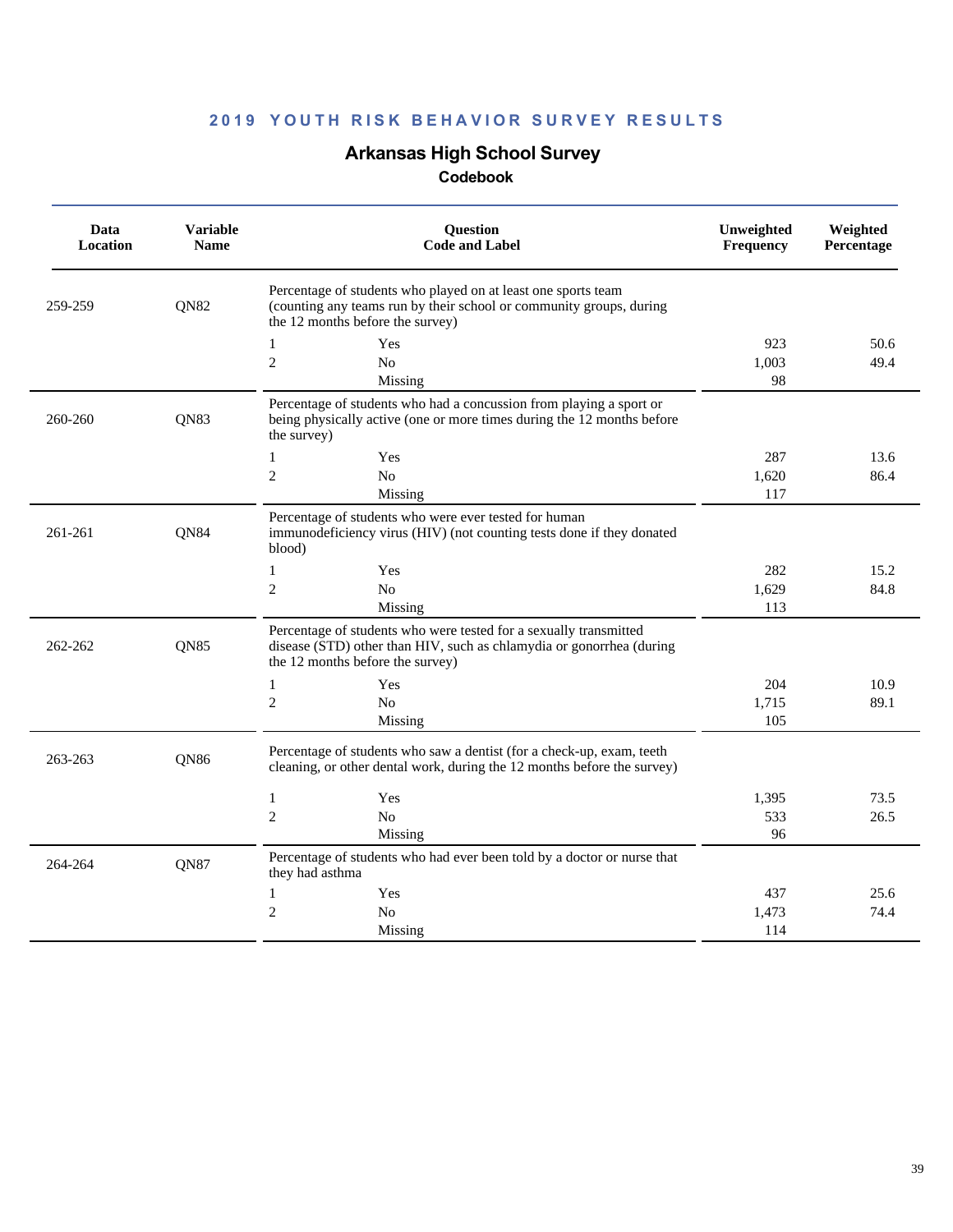## 2019 YOUTH RISK BEHAVIOR SURVEY RESULTS

### Arkansas High School Survey

#### Codebook

| Data Location | Variable Name | Question Code and Label | | Unweighted Frequency | Weighted Percentage |
|---|---|---|---|---|---|
| 259-259 | QN82 | Percentage of students who played on at least one sports team (counting any teams run by their school or community groups, during the 12 months before the survey) | | | |
| | | 1 | Yes | 923 | 50.6 |
| | | 2 | No | 1,003 | 49.4 |
| | | | Missing | 98 | |
| 260-260 | QN83 | Percentage of students who had a concussion from playing a sport or being physically active (one or more times during the 12 months before the survey) | | | |
| | | 1 | Yes | 287 | 13.6 |
| | | 2 | No | 1,620 | 86.4 |
| | | | Missing | 117 | |
| 261-261 | QN84 | Percentage of students who were ever tested for human immunodeficiency virus (HIV) (not counting tests done if they donated blood) | | | |
| | | 1 | Yes | 282 | 15.2 |
| | | 2 | No | 1,629 | 84.8 |
| | | | Missing | 113 | |
| 262-262 | QN85 | Percentage of students who were tested for a sexually transmitted disease (STD) other than HIV, such as chlamydia or gonorrhea (during the 12 months before the survey) | | | |
| | | 1 | Yes | 204 | 10.9 |
| | | 2 | No | 1,715 | 89.1 |
| | | | Missing | 105 | |
| 263-263 | QN86 | Percentage of students who saw a dentist (for a check-up, exam, teeth cleaning, or other dental work, during the 12 months before the survey) | | | |
| | | 1 | Yes | 1,395 | 73.5 |
| | | 2 | No | 533 | 26.5 |
| | | | Missing | 96 | |
| 264-264 | QN87 | Percentage of students who had ever been told by a doctor or nurse that they had asthma | | | |
| | | 1 | Yes | 437 | 25.6 |
| | | 2 | No | 1,473 | 74.4 |
| | | | Missing | 114 | |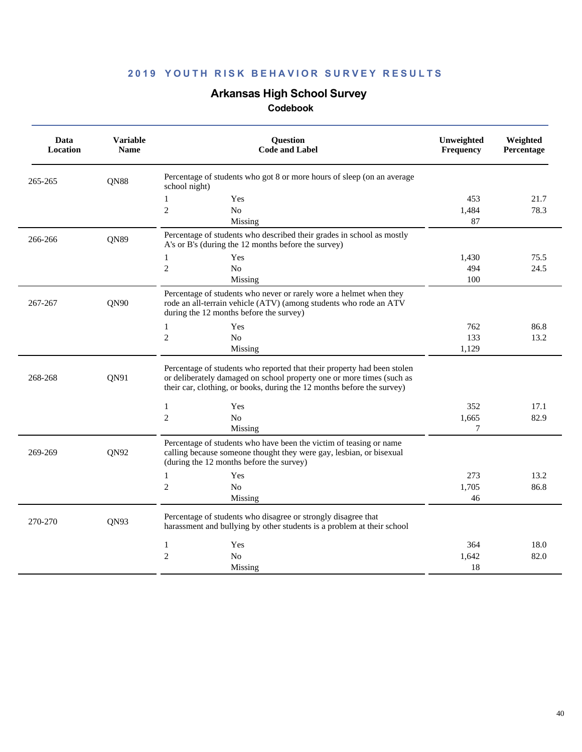# 2019 YOUTH RISK BEHAVIOR SURVEY RESULTS

## Arkansas High School Survey

### Codebook

| Data Location | Variable Name | Question Code and Label | | Unweighted Frequency | Weighted Percentage |
|---|---|---|---|---|---|
| 265-265 | QN88 | Percentage of students who got 8 or more hours of sleep (on an average school night) | | | |
| | | 1 | Yes | 453 | 21.7 |
| | | 2 | No | 1,484 | 78.3 |
| | | | Missing | 87 | |
| 266-266 | QN89 | Percentage of students who described their grades in school as mostly A's or B's (during the 12 months before the survey) | | | |
| | | 1 | Yes | 1,430 | 75.5 |
| | | 2 | No | 494 | 24.5 |
| | | | Missing | 100 | |
| 267-267 | QN90 | Percentage of students who never or rarely wore a helmet when they rode an all-terrain vehicle (ATV) (among students who rode an ATV during the 12 months before the survey) | | | |
| | | 1 | Yes | 762 | 86.8 |
| | | 2 | No | 133 | 13.2 |
| | | | Missing | 1,129 | |
| 268-268 | QN91 | Percentage of students who reported that their property had been stolen or deliberately damaged on school property one or more times (such as their car, clothing, or books, during the 12 months before the survey) | | | |
| | | 1 | Yes | 352 | 17.1 |
| | | 2 | No | 1,665 | 82.9 |
| | | | Missing | 7 | |
| 269-269 | QN92 | Percentage of students who have been the victim of teasing or name calling because someone thought they were gay, lesbian, or bisexual (during the 12 months before the survey) | | | |
| | | 1 | Yes | 273 | 13.2 |
| | | 2 | No | 1,705 | 86.8 |
| | | | Missing | 46 | |
| 270-270 | QN93 | Percentage of students who disagree or strongly disagree that harassment and bullying by other students is a problem at their school | | | |
| | | 1 | Yes | 364 | 18.0 |
| | | 2 | No | 1,642 | 82.0 |
| | | | Missing | 18 | |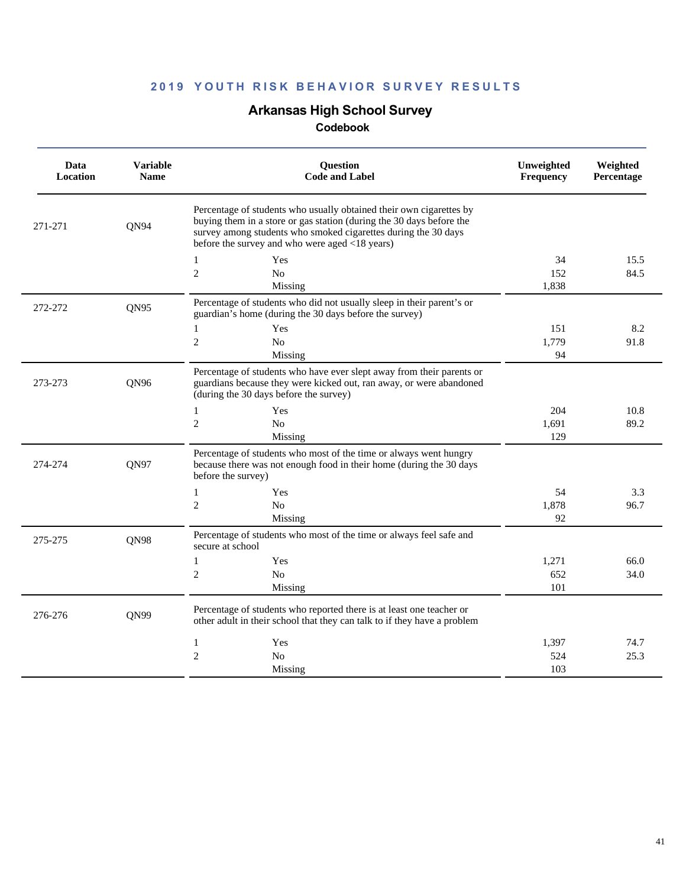**2019 YOUTH RISK BEHAVIOR SURVEY RESULTS**

## Arkansas High School Survey

### Codebook

| Data Location | Variable Name | Question Code and Label | | Unweighted Frequency | Weighted Percentage |
|---|---|---|---|---|---|
| 271-271 | QN94 | Percentage of students who usually obtained their own cigarettes by buying them in a store or gas station (during the 30 days before the survey among students who smoked cigarettes during the 30 days before the survey and who were aged <18 years) | | | |
| | | 1 | Yes | 34 | 15.5 |
| | | 2 | No | 152 | 84.5 |
| | | | Missing | 1,838 | |
| 272-272 | QN95 | Percentage of students who did not usually sleep in their parent's or guardian's home (during the 30 days before the survey) | | | |
| | | 1 | Yes | 151 | 8.2 |
| | | 2 | No | 1,779 | 91.8 |
| | | | Missing | 94 | |
| 273-273 | QN96 | Percentage of students who have ever slept away from their parents or guardians because they were kicked out, ran away, or were abandoned (during the 30 days before the survey) | | | |
| | | 1 | Yes | 204 | 10.8 |
| | | 2 | No | 1,691 | 89.2 |
| | | | Missing | 129 | |
| 274-274 | QN97 | Percentage of students who most of the time or always went hungry because there was not enough food in their home (during the 30 days before the survey) | | | |
| | | 1 | Yes | 54 | 3.3 |
| | | 2 | No | 1,878 | 96.7 |
| | | | Missing | 92 | |
| 275-275 | QN98 | Percentage of students who most of the time or always feel safe and secure at school | | | |
| | | 1 | Yes | 1,271 | 66.0 |
| | | 2 | No | 652 | 34.0 |
| | | | Missing | 101 | |
| 276-276 | QN99 | Percentage of students who reported there is at least one teacher or other adult in their school that they can talk to if they have a problem | | | |
| | | 1 | Yes | 1,397 | 74.7 |
| | | 2 | No | 524 | 25.3 |
| | | | Missing | 103 | |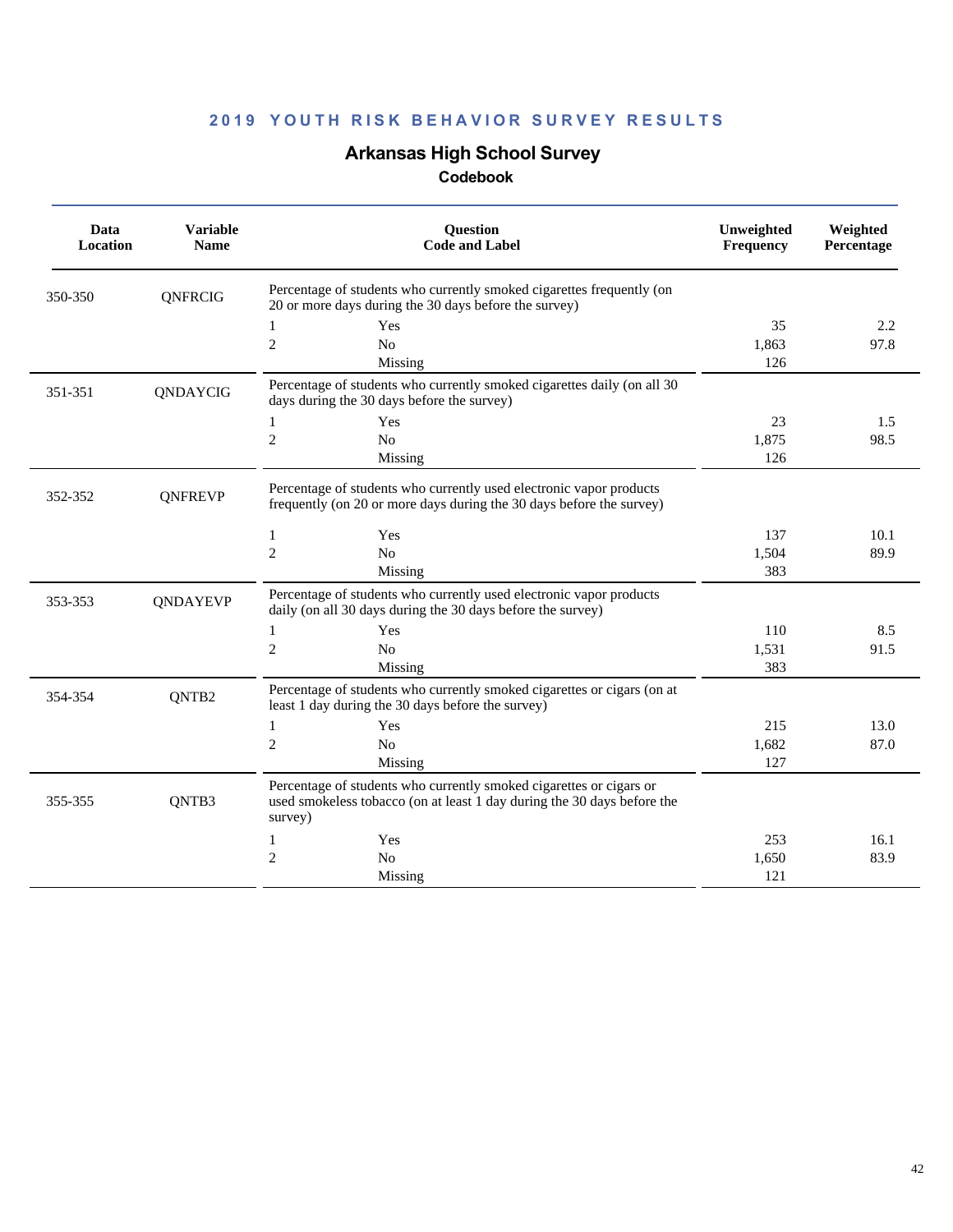## 2019 YOUTH RISK BEHAVIOR SURVEY RESULTS

### Arkansas High School Survey

#### Codebook

| Data Location | Variable Name | Question Code and Label | | Unweighted Frequency | Weighted Percentage |
|---|---|---|---|---|---|
| 350-350 | QNFRCIG | Percentage of students who currently smoked cigarettes frequently (on 20 or more days during the 30 days before the survey) | | | |
| | | 1 | Yes | 35 | 2.2 |
| | | 2 | No | 1,863 | 97.8 |
| | | | Missing | 126 | |
| 351-351 | QNDAYCIG | Percentage of students who currently smoked cigarettes daily (on all 30 days during the 30 days before the survey) | | | |
| | | 1 | Yes | 23 | 1.5 |
| | | 2 | No | 1,875 | 98.5 |
| | | | Missing | 126 | |
| 352-352 | QNFREVP | Percentage of students who currently used electronic vapor products frequently (on 20 or more days during the 30 days before the survey) | | | |
| | | 1 | Yes | 137 | 10.1 |
| | | 2 | No | 1,504 | 89.9 |
| | | | Missing | 383 | |
| 353-353 | QNDAYEVP | Percentage of students who currently used electronic vapor products daily (on all 30 days during the 30 days before the survey) | | | |
| | | 1 | Yes | 110 | 8.5 |
| | | 2 | No | 1,531 | 91.5 |
| | | | Missing | 383 | |
| 354-354 | QNTB2 | Percentage of students who currently smoked cigarettes or cigars (on at least 1 day during the 30 days before the survey) | | | |
| | | 1 | Yes | 215 | 13.0 |
| | | 2 | No | 1,682 | 87.0 |
| | | | Missing | 127 | |
| 355-355 | QNTB3 | Percentage of students who currently smoked cigarettes or cigars or used smokeless tobacco (on at least 1 day during the 30 days before the survey) | | | |
| | | 1 | Yes | 253 | 16.1 |
| | | 2 | No | 1,650 | 83.9 |
| | | | Missing | 121 | |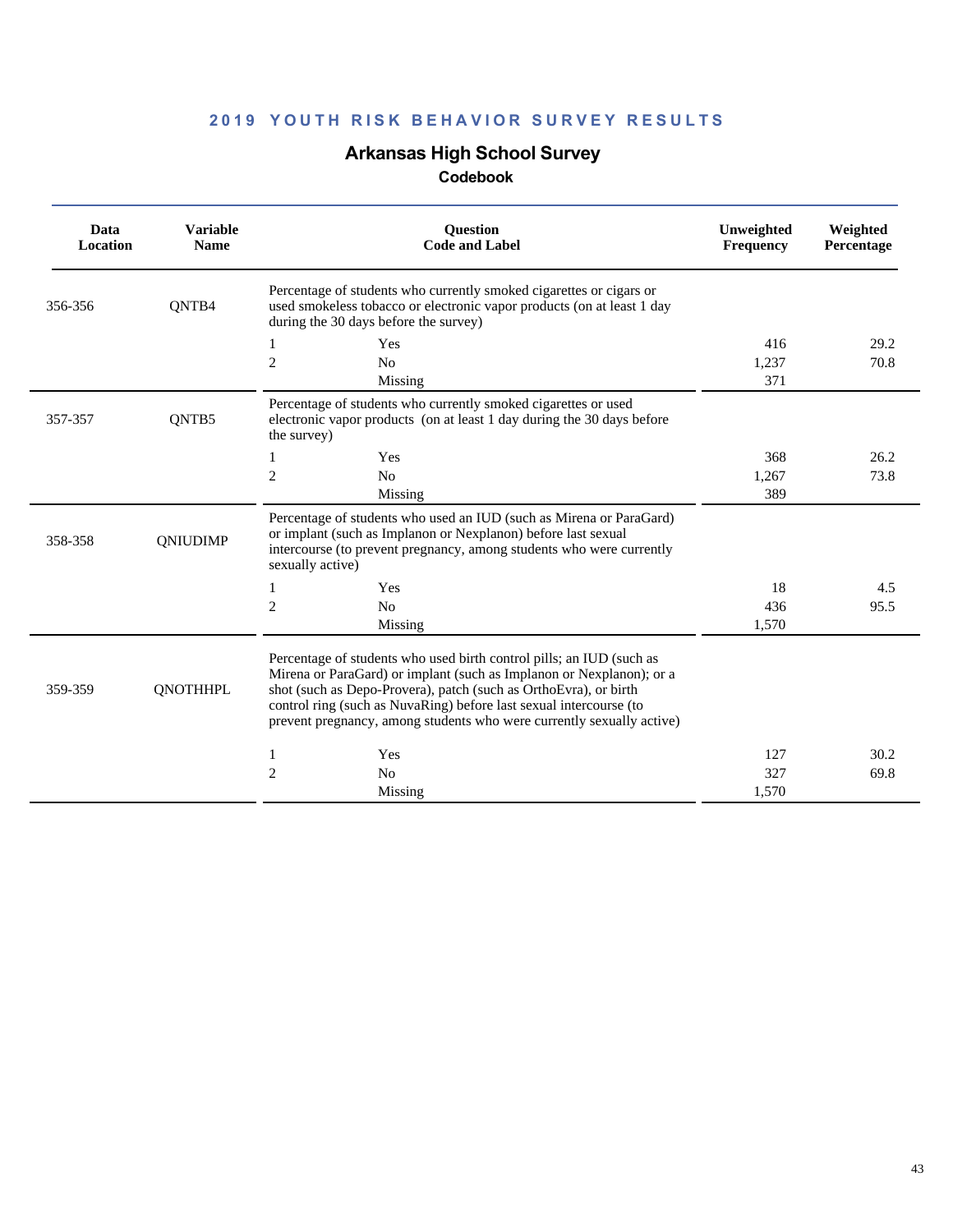## 2019 YOUTH RISK BEHAVIOR SURVEY RESULTS

### Arkansas High School Survey

**Codebook**

| Data Location | Variable Name | Question Code and Label | | Unweighted Frequency | Weighted Percentage |
|---|---|---|---|---|---|
| 356-356 | QNTB4 | Percentage of students who currently smoked cigarettes or cigars or used smokeless tobacco or electronic vapor products (on at least 1 day during the 30 days before the survey) | | | |
| | | 1 | Yes | 416 | 29.2 |
| | | 2 | No | 1,237 | 70.8 |
| | | | Missing | 371 | |
| 357-357 | QNTB5 | Percentage of students who currently smoked cigarettes or used electronic vapor products (on at least 1 day during the 30 days before the survey) | | | |
| | | 1 | Yes | 368 | 26.2 |
| | | 2 | No | 1,267 | 73.8 |
| | | | Missing | 389 | |
| 358-358 | QNIUDIMP | Percentage of students who used an IUD (such as Mirena or ParaGard) or implant (such as Implanon or Nexplanon) before last sexual intercourse (to prevent pregnancy, among students who were currently sexually active) | | | |
| | | 1 | Yes | 18 | 4.5 |
| | | 2 | No | 436 | 95.5 |
| | | | Missing | 1,570 | |
| 359-359 | QNOTHHPL | Percentage of students who used birth control pills; an IUD (such as Mirena or ParaGard) or implant (such as Implanon or Nexplanon); or a shot (such as Depo-Provera), patch (such as OrthoEvra), or birth control ring (such as NuvaRing) before last sexual intercourse (to prevent pregnancy, among students who were currently sexually active) | | | |
| | | 1 | Yes | 127 | 30.2 |
| | | 2 | No | 327 | 69.8 |
| | | | Missing | 1,570 | |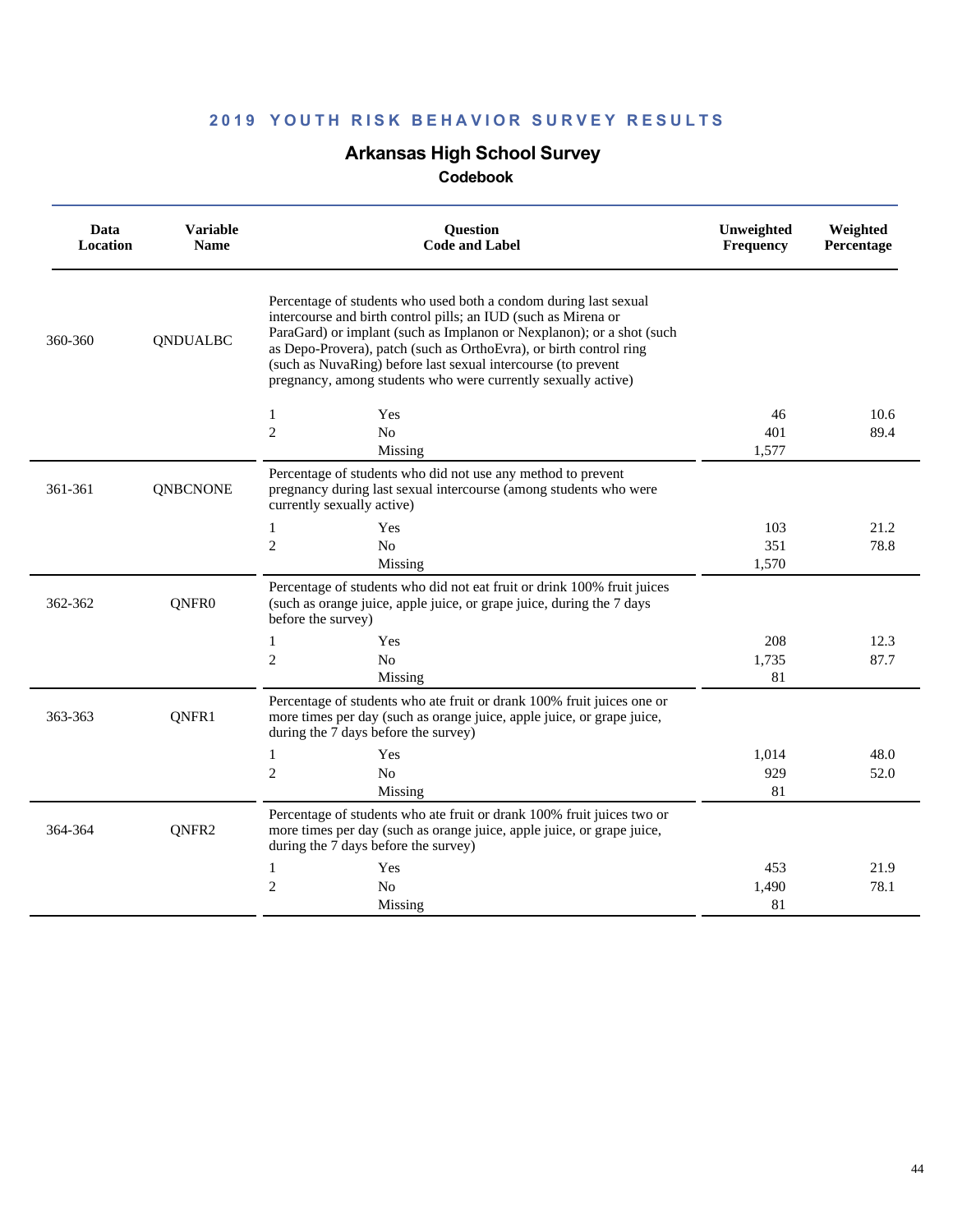# 2019 YOUTH RISK BEHAVIOR SURVEY RESULTS

## Arkansas High School Survey

### Codebook

| Data Location | Variable Name | Question Code and Label | | Unweighted Frequency | Weighted Percentage |
|---|---|---|---|---|---|
| 360-360 | QNDUALBC | Percentage of students who used both a condom during last sexual intercourse and birth control pills; an IUD (such as Mirena or ParaGard) or implant (such as Implanon or Nexplanon); or a shot (such as Depo-Provera), patch (such as OrthoEvra), or birth control ring (such as NuvaRing) before last sexual intercourse (to prevent pregnancy, among students who were currently sexually active) | | | |
| | | 1 | Yes | 46 | 10.6 |
| | | 2 | No | 401 | 89.4 |
| | | | Missing | 1,577 | |
| 361-361 | QNBCNONE | Percentage of students who did not use any method to prevent pregnancy during last sexual intercourse (among students who were currently sexually active) | | | |
| | | 1 | Yes | 103 | 21.2 |
| | | 2 | No | 351 | 78.8 |
| | | | Missing | 1,570 | |
| 362-362 | QNFR0 | Percentage of students who did not eat fruit or drink 100% fruit juices (such as orange juice, apple juice, or grape juice, during the 7 days before the survey) | | | |
| | | 1 | Yes | 208 | 12.3 |
| | | 2 | No | 1,735 | 87.7 |
| | | | Missing | 81 | |
| 363-363 | QNFR1 | Percentage of students who ate fruit or drank 100% fruit juices one or more times per day (such as orange juice, apple juice, or grape juice, during the 7 days before the survey) | | | |
| | | 1 | Yes | 1,014 | 48.0 |
| | | 2 | No | 929 | 52.0 |
| | | | Missing | 81 | |
| 364-364 | QNFR2 | Percentage of students who ate fruit or drank 100% fruit juices two or more times per day (such as orange juice, apple juice, or grape juice, during the 7 days before the survey) | | | |
| | | 1 | Yes | 453 | 21.9 |
| | | 2 | No | 1,490 | 78.1 |
| | | | Missing | 81 | |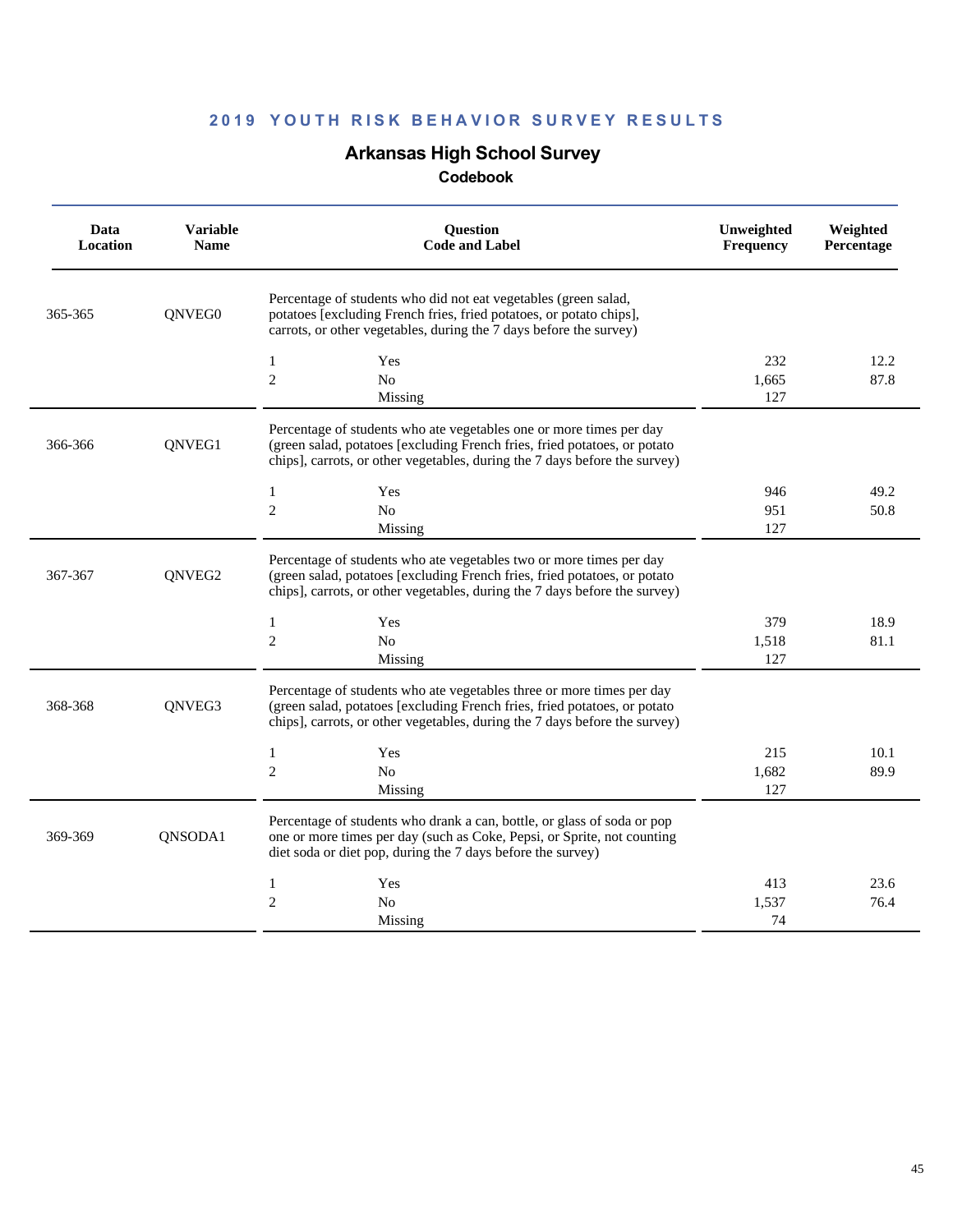# 2019 YOUTH RISK BEHAVIOR SURVEY RESULTS

## Arkansas High School Survey

### Codebook

| Data Location | Variable Name | Question Code and Label | | Unweighted Frequency | Weighted Percentage |
|---|---|---|---|---|---|
| 365-365 | QNVEG0 | Percentage of students who did not eat vegetables (green salad, potatoes [excluding French fries, fried potatoes, or potato chips], carrots, or other vegetables, during the 7 days before the survey) | | | |
| | | 1 | Yes | 232 | 12.2 |
| | | 2 | No | 1,665 | 87.8 |
| | | | Missing | 127 | |
| 366-366 | QNVEG1 | Percentage of students who ate vegetables one or more times per day (green salad, potatoes [excluding French fries, fried potatoes, or potato chips], carrots, or other vegetables, during the 7 days before the survey) | | | |
| | | 1 | Yes | 946 | 49.2 |
| | | 2 | No | 951 | 50.8 |
| | | | Missing | 127 | |
| 367-367 | QNVEG2 | Percentage of students who ate vegetables two or more times per day (green salad, potatoes [excluding French fries, fried potatoes, or potato chips], carrots, or other vegetables, during the 7 days before the survey) | | | |
| | | 1 | Yes | 379 | 18.9 |
| | | 2 | No | 1,518 | 81.1 |
| | | | Missing | 127 | |
| 368-368 | QNVEG3 | Percentage of students who ate vegetables three or more times per day (green salad, potatoes [excluding French fries, fried potatoes, or potato chips], carrots, or other vegetables, during the 7 days before the survey) | | | |
| | | 1 | Yes | 215 | 10.1 |
| | | 2 | No | 1,682 | 89.9 |
| | | | Missing | 127 | |
| 369-369 | QNSODA1 | Percentage of students who drank a can, bottle, or glass of soda or pop one or more times per day (such as Coke, Pepsi, or Sprite, not counting diet soda or diet pop, during the 7 days before the survey) | | | |
| | | 1 | Yes | 413 | 23.6 |
| | | 2 | No | 1,537 | 76.4 |
| | | | Missing | 74 | |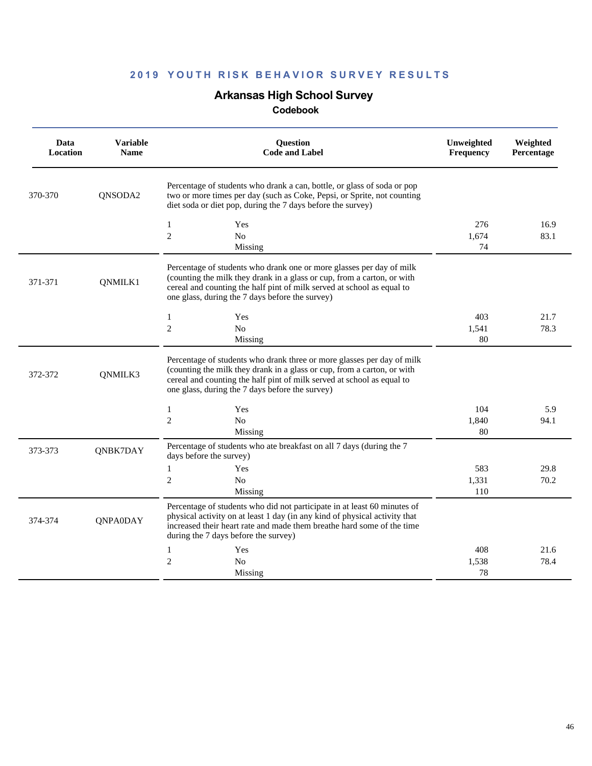## 2019 YOUTH RISK BEHAVIOR SURVEY RESULTS

# Arkansas High School Survey

### Codebook

| Data Location | Variable Name | Question Code and Label | | Unweighted Frequency | Weighted Percentage |
|---|---|---|---|---|---|
| 370-370 | QNSODA2 | Percentage of students who drank a can, bottle, or glass of soda or pop two or more times per day (such as Coke, Pepsi, or Sprite, not counting diet soda or diet pop, during the 7 days before the survey) | | | |
| | | 1 | Yes | 276 | 16.9 |
| | | 2 | No | 1,674 | 83.1 |
| | | | Missing | 74 | |
| 371-371 | QNMILK1 | Percentage of students who drank one or more glasses per day of milk (counting the milk they drank in a glass or cup, from a carton, or with cereal and counting the half pint of milk served at school as equal to one glass, during the 7 days before the survey) | | | |
| | | 1 | Yes | 403 | 21.7 |
| | | 2 | No | 1,541 | 78.3 |
| | | | Missing | 80 | |
| 372-372 | QNMILK3 | Percentage of students who drank three or more glasses per day of milk (counting the milk they drank in a glass or cup, from a carton, or with cereal and counting the half pint of milk served at school as equal to one glass, during the 7 days before the survey) | | | |
| | | 1 | Yes | 104 | 5.9 |
| | | 2 | No | 1,840 | 94.1 |
| | | | Missing | 80 | |
| 373-373 | QNBK7DAY | Percentage of students who ate breakfast on all 7 days (during the 7 days before the survey) | | | |
| | | 1 | Yes | 583 | 29.8 |
| | | 2 | No | 1,331 | 70.2 |
| | | | Missing | 110 | |
| 374-374 | QNPA0DAY | Percentage of students who did not participate in at least 60 minutes of physical activity on at least 1 day (in any kind of physical activity that increased their heart rate and made them breathe hard some of the time during the 7 days before the survey) | | | |
| | | 1 | Yes | 408 | 21.6 |
| | | 2 | No | 1,538 | 78.4 |
| | | | Missing | 78 | |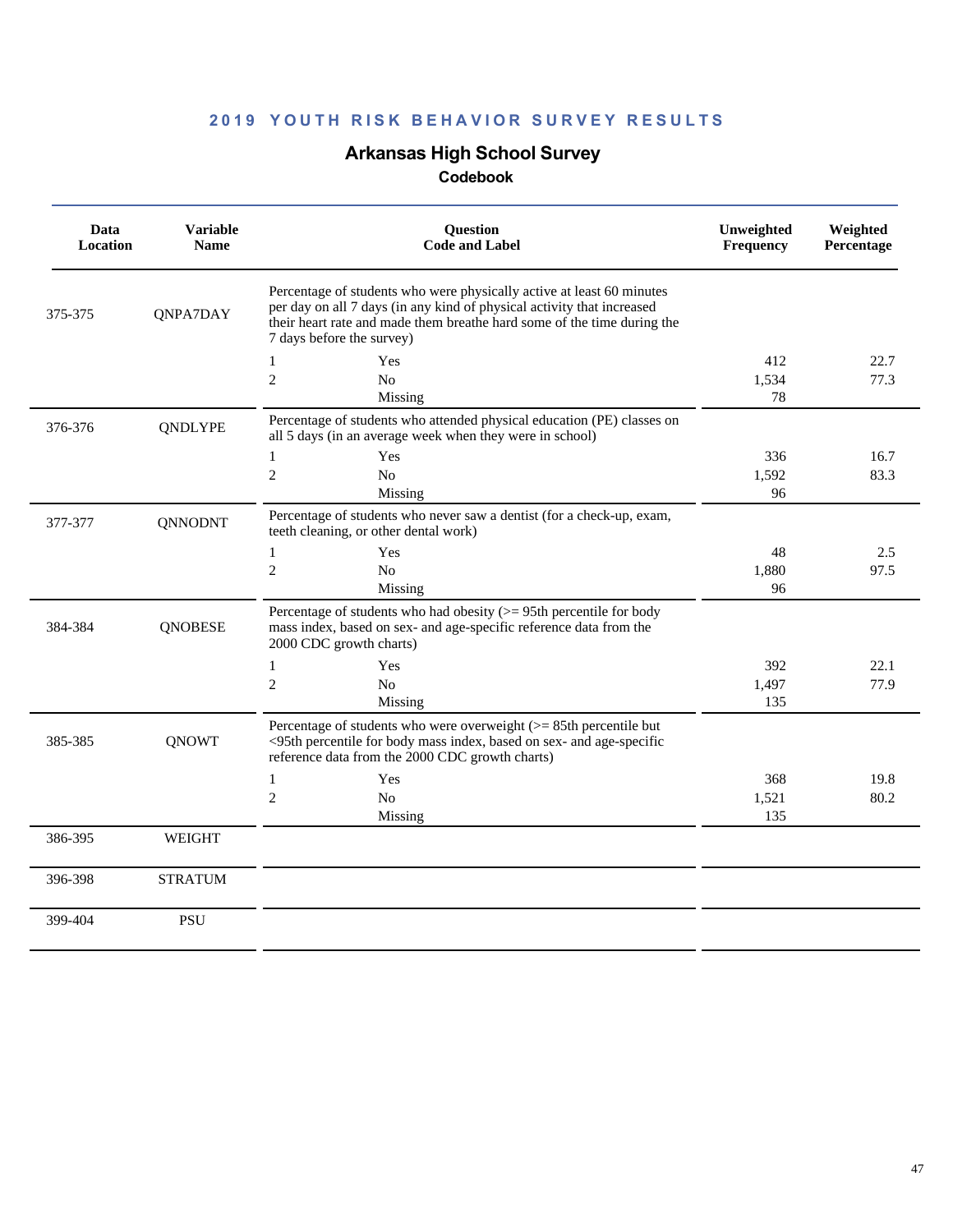## 2019 YOUTH RISK BEHAVIOR SURVEY RESULTS

# Arkansas High School Survey

### Codebook

| Data Location | Variable Name | Question Code and Label | | Unweighted Frequency | Weighted Percentage |
|---|---|---|---|---|---|
| 375-375 | QNPA7DAY | Percentage of students who were physically active at least 60 minutes per day on all 7 days (in any kind of physical activity that increased their heart rate and made them breathe hard some of the time during the 7 days before the survey) | | | |
| | | 1 | Yes | 412 | 22.7 |
| | | 2 | No | 1,534 | 77.3 |
| | | | Missing | 78 | |
| 376-376 | QNDLYPE | Percentage of students who attended physical education (PE) classes on all 5 days (in an average week when they were in school) | | | |
| | | 1 | Yes | 336 | 16.7 |
| | | 2 | No | 1,592 | 83.3 |
| | | | Missing | 96 | |
| 377-377 | QNNODNT | Percentage of students who never saw a dentist (for a check-up, exam, teeth cleaning, or other dental work) | | | |
| | | 1 | Yes | 48 | 2.5 |
| | | 2 | No | 1,880 | 97.5 |
| | | | Missing | 96 | |
| 384-384 | QNOBESE | Percentage of students who had obesity (>= 95th percentile for body mass index, based on sex- and age-specific reference data from the 2000 CDC growth charts) | | | |
| | | 1 | Yes | 392 | 22.1 |
| | | 2 | No | 1,497 | 77.9 |
| | | | Missing | 135 | |
| 385-385 | QNOWT | Percentage of students who were overweight (>= 85th percentile but <95th percentile for body mass index, based on sex- and age-specific reference data from the 2000 CDC growth charts) | | | |
| | | 1 | Yes | 368 | 19.8 |
| | | 2 | No | 1,521 | 80.2 |
| | | | Missing | 135 | |
| 386-395 | WEIGHT | | | | |
| 396-398 | STRATUM | | | | |
| 399-404 | PSU | | | | |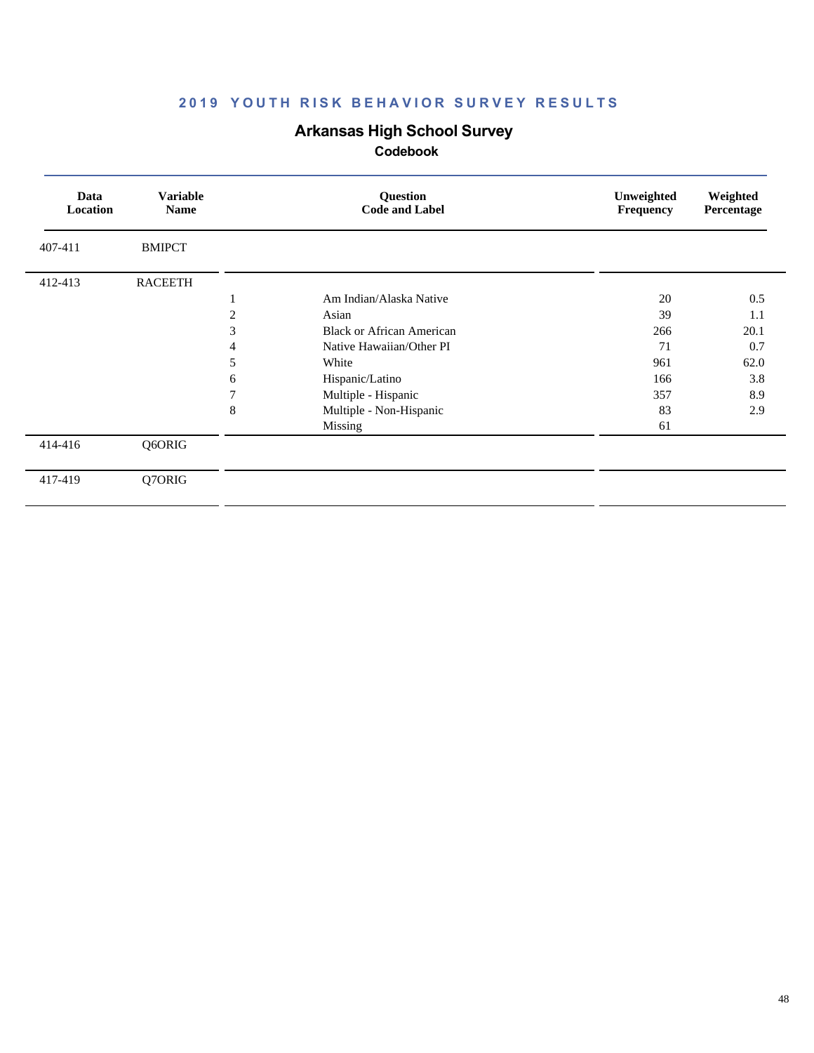## 2019 YOUTH RISK BEHAVIOR SURVEY RESULTS

# Arkansas High School Survey

### Codebook

| Data Location | Variable Name | Question Code | Question Label | Unweighted Frequency | Weighted Percentage |
|---|---|---|---|---|---|
| 407-411 | BMIPCT | | | | |
| 412-413 | RACEETH | | | | |
| | | 1 | Am Indian/Alaska Native | 20 | 0.5 |
| | | 2 | Asian | 39 | 1.1 |
| | | 3 | Black or African American | 266 | 20.1 |
| | | 4 | Native Hawaiian/Other PI | 71 | 0.7 |
| | | 5 | White | 961 | 62.0 |
| | | 6 | Hispanic/Latino | 166 | 3.8 |
| | | 7 | Multiple - Hispanic | 357 | 8.9 |
| | | 8 | Multiple - Non-Hispanic | 83 | 2.9 |
| | | | Missing | 61 | |
| 414-416 | Q6ORIG | | | | |
| 417-419 | Q7ORIG | | | | |